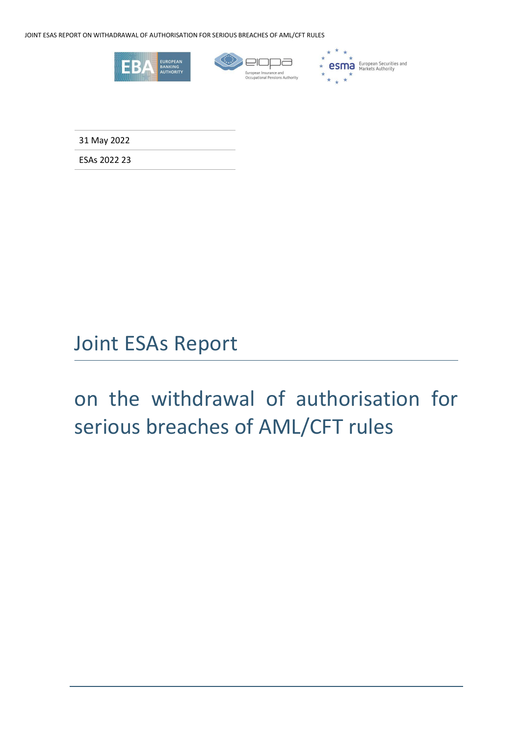31 May 2022

ESAs 2022 23

# Joint ESAs Report

## on the withdrawal of authorisation for serious breaches of AML/CFT rules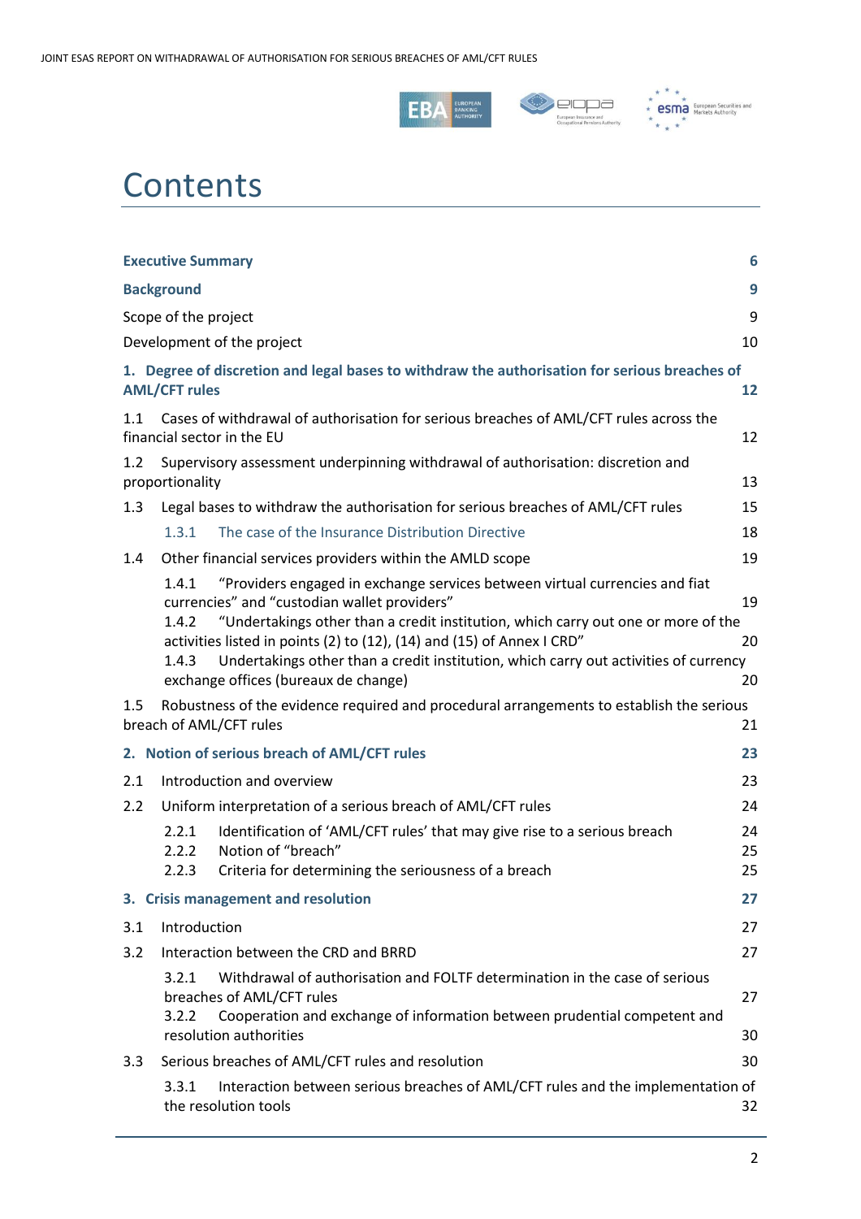# Contents

**Executive Summary** **6**

**Background** **9**

Scope of the project 9

Development of the project 10

**1. Degree of discretion and legal bases to withdraw the authorisation for serious breaches of AML/CFT rules** **12**

1.1 Cases of withdrawal of authorisation for serious breaches of AML/CFT rules across the financial sector in the EU 12

1.2 Supervisory assessment underpinning withdrawal of authorisation: discretion and proportionality 13

1.3 Legal bases to withdraw the authorisation for serious breaches of AML/CFT rules 15

1.3.1 The case of the Insurance Distribution Directive 18

1.4 Other financial services providers within the AMLD scope 19

1.4.1 "Providers engaged in exchange services between virtual currencies and fiat currencies" and "custodian wallet providers" 19

1.4.2 "Undertakings other than a credit institution, which carry out one or more of the activities listed in points (2) to (12), (14) and (15) of Annex I CRD" 20

1.4.3 Undertakings other than a credit institution, which carry out activities of currency exchange offices (bureaux de change) 20

1.5 Robustness of the evidence required and procedural arrangements to establish the serious breach of AML/CFT rules 21

**2. Notion of serious breach of AML/CFT rules** **23**

2.1 Introduction and overview 23

2.2 Uniform interpretation of a serious breach of AML/CFT rules 24

2.2.1 Identification of 'AML/CFT rules' that may give rise to a serious breach 24

2.2.2 Notion of "breach" 25

2.2.3 Criteria for determining the seriousness of a breach 25

**3. Crisis management and resolution** **27**

3.1 Introduction 27

3.2 Interaction between the CRD and BRRD 27

3.2.1 Withdrawal of authorisation and FOLTF determination in the case of serious breaches of AML/CFT rules 27

3.2.2 Cooperation and exchange of information between prudential competent and resolution authorities 30

3.3 Serious breaches of AML/CFT rules and resolution 30

3.3.1 Interaction between serious breaches of AML/CFT rules and the implementation of the resolution tools 32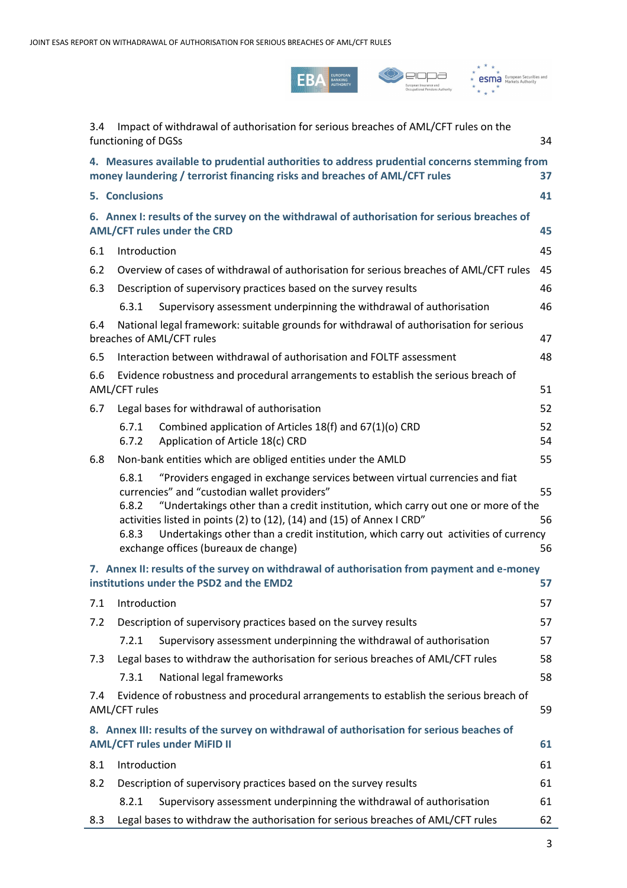3.4 Impact of withdrawal of authorisation for serious breaches of AML/CFT rules on the functioning of DGSs 34

**4. Measures available to prudential authorities to address prudential concerns stemming from money laundering / terrorist financing risks and breaches of AML/CFT rules 37**

**5. Conclusions 41**

**6. Annex I: results of the survey on the withdrawal of authorisation for serious breaches of AML/CFT rules under the CRD 45**

6.1 Introduction 45

6.2 Overview of cases of withdrawal of authorisation for serious breaches of AML/CFT rules 45

6.3 Description of supervisory practices based on the survey results 46

6.3.1 Supervisory assessment underpinning the withdrawal of authorisation 46

6.4 National legal framework: suitable grounds for withdrawal of authorisation for serious breaches of AML/CFT rules 47

6.5 Interaction between withdrawal of authorisation and FOLTF assessment 48

6.6 Evidence robustness and procedural arrangements to establish the serious breach of AML/CFT rules 51

6.7 Legal bases for withdrawal of authorisation 52

6.7.1 Combined application of Articles 18(f) and 67(1)(o) CRD 52

6.7.2 Application of Article 18(c) CRD 54

6.8 Non-bank entities which are obliged entities under the AMLD 55

6.8.1 "Providers engaged in exchange services between virtual currencies and fiat currencies" and "custodian wallet providers" 55

6.8.2 "Undertakings other than a credit institution, which carry out one or more of the activities listed in points (2) to (12), (14) and (15) of Annex I CRD" 56

6.8.3 Undertakings other than a credit institution, which carry out activities of currency exchange offices (bureaux de change) 56

**7. Annex II: results of the survey on withdrawal of authorisation from payment and e-money institutions under the PSD2 and the EMD2 57**

7.1 Introduction 57

7.2 Description of supervisory practices based on the survey results 57

7.2.1 Supervisory assessment underpinning the withdrawal of authorisation 57

7.3 Legal bases to withdraw the authorisation for serious breaches of AML/CFT rules 58

7.3.1 National legal frameworks 58

7.4 Evidence of robustness and procedural arrangements to establish the serious breach of AML/CFT rules 59

**8. Annex III: results of the survey on withdrawal of authorisation for serious beaches of AML/CFT rules under MiFID II 61**

8.1 Introduction 61

8.2 Description of supervisory practices based on the survey results 61

8.2.1 Supervisory assessment underpinning the withdrawal of authorisation 61

8.3 Legal bases to withdraw the authorisation for serious breaches of AML/CFT rules 62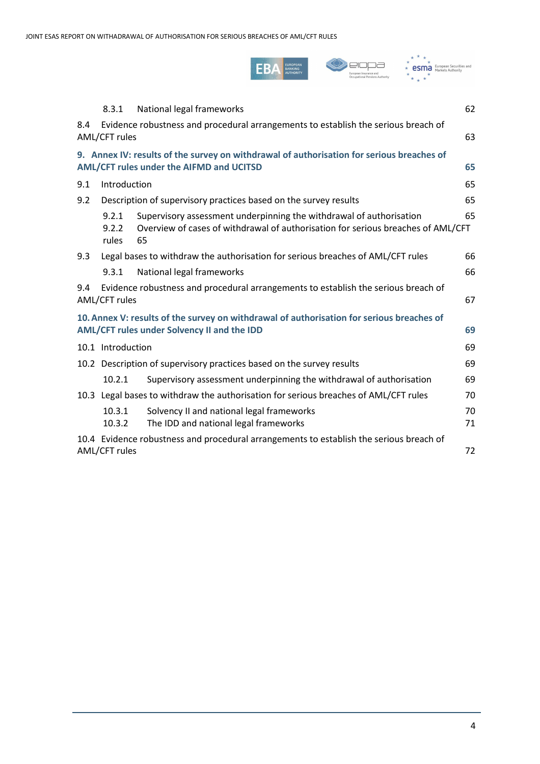8.3.1 National legal frameworks 62

8.4 Evidence robustness and procedural arrangements to establish the serious breach of AML/CFT rules 63

**9. Annex IV: results of the survey on withdrawal of authorisation for serious breaches of AML/CFT rules under the AIFMD and UCITSD 65**

9.1 Introduction 65

9.2 Description of supervisory practices based on the survey results 65

9.2.1 Supervisory assessment underpinning the withdrawal of authorisation 65

9.2.2 Overview of cases of withdrawal of authorisation for serious breaches of AML/CFT rules 65

9.3 Legal bases to withdraw the authorisation for serious breaches of AML/CFT rules 66

9.3.1 National legal frameworks 66

9.4 Evidence robustness and procedural arrangements to establish the serious breach of AML/CFT rules 67

**10. Annex V: results of the survey on withdrawal of authorisation for serious breaches of AML/CFT rules under Solvency II and the IDD 69**

10.1 Introduction 69

10.2 Description of supervisory practices based on the survey results 69

10.2.1 Supervisory assessment underpinning the withdrawal of authorisation 69

10.3 Legal bases to withdraw the authorisation for serious breaches of AML/CFT rules 70

10.3.1 Solvency II and national legal frameworks 70

10.3.2 The IDD and national legal frameworks 71

10.4 Evidence robustness and procedural arrangements to establish the serious breach of AML/CFT rules 72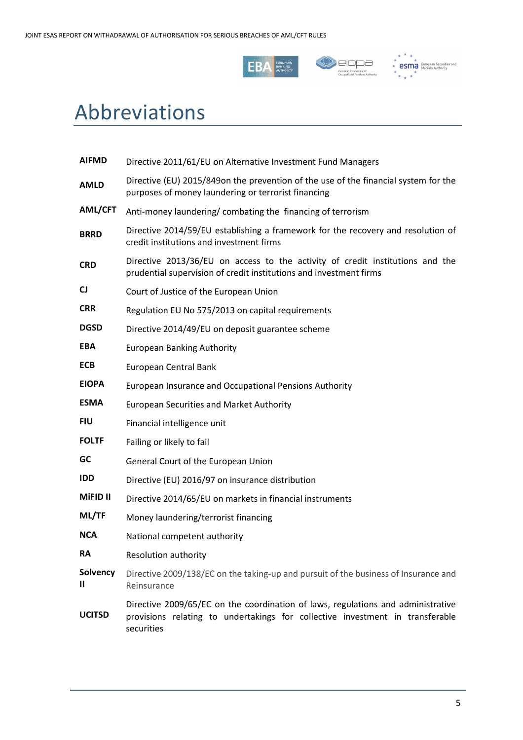# Abbreviations

| | |
|---|---|
| **AIFMD** | Directive 2011/61/EU on Alternative Investment Fund Managers |
| **AMLD** | Directive (EU) 2015/849on the prevention of the use of the financial system for the purposes of money laundering or terrorist financing |
| **AML/CFT** | Anti-money laundering/ combating the financing of terrorism |
| **BRRD** | Directive 2014/59/EU establishing a framework for the recovery and resolution of credit institutions and investment firms |
| **CRD** | Directive 2013/36/EU on access to the activity of credit institutions and the prudential supervision of credit institutions and investment firms |
| **CJ** | Court of Justice of the European Union |
| **CRR** | Regulation EU No 575/2013 on capital requirements |
| **DGSD** | Directive 2014/49/EU on deposit guarantee scheme |
| **EBA** | European Banking Authority |
| **ECB** | European Central Bank |
| **EIOPA** | European Insurance and Occupational Pensions Authority |
| **ESMA** | European Securities and Market Authority |
| **FIU** | Financial intelligence unit |
| **FOLTF** | Failing or likely to fail |
| **GC** | General Court of the European Union |
| **IDD** | Directive (EU) 2016/97 on insurance distribution |
| **MiFID II** | Directive 2014/65/EU on markets in financial instruments |
| **ML/TF** | Money laundering/terrorist financing |
| **NCA** | National competent authority |
| **RA** | Resolution authority |
| **Solvency II** | Directive 2009/138/EC on the taking-up and pursuit of the business of Insurance and Reinsurance |
| **UCITSD** | Directive 2009/65/EC on the coordination of laws, regulations and administrative provisions relating to undertakings for collective investment in transferable securities |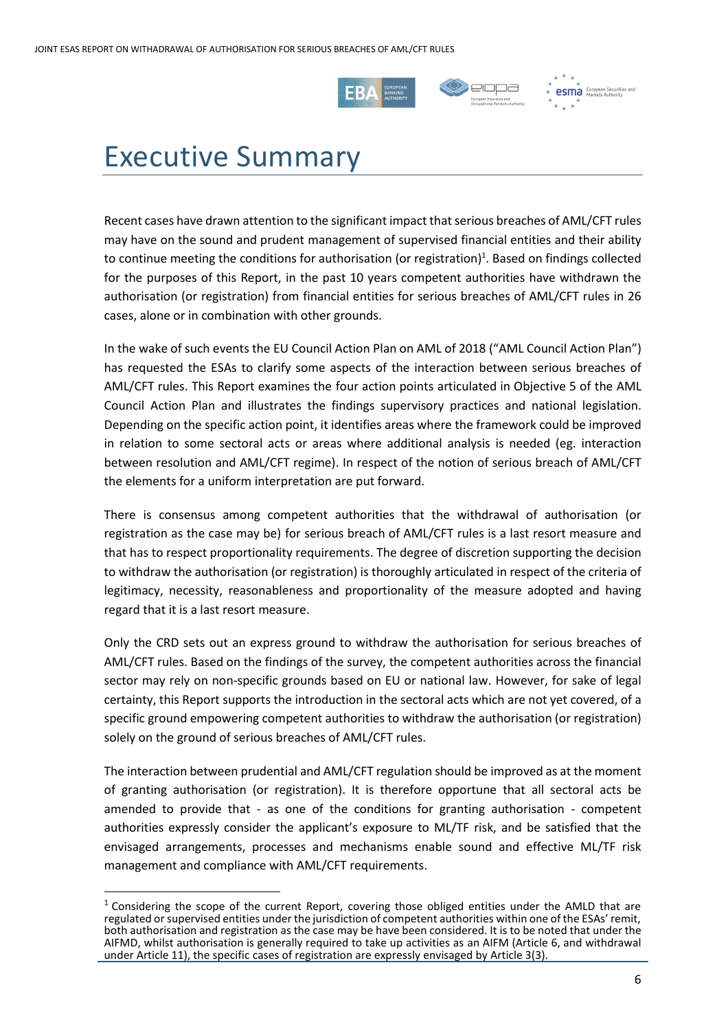# Executive Summary

Recent cases have drawn attention to the significant impact that serious breaches of AML/CFT rules may have on the sound and prudent management of supervised financial entities and their ability to continue meeting the conditions for authorisation (or registration)[1]. Based on findings collected for the purposes of this Report, in the past 10 years competent authorities have withdrawn the authorisation (or registration) from financial entities for serious breaches of AML/CFT rules in 26 cases, alone or in combination with other grounds.

In the wake of such events the EU Council Action Plan on AML of 2018 ("AML Council Action Plan") has requested the ESAs to clarify some aspects of the interaction between serious breaches of AML/CFT rules. This Report examines the four action points articulated in Objective 5 of the AML Council Action Plan and illustrates the findings supervisory practices and national legislation. Depending on the specific action point, it identifies areas where the framework could be improved in relation to some sectoral acts or areas where additional analysis is needed (eg. interaction between resolution and AML/CFT regime). In respect of the notion of serious breach of AML/CFT the elements for a uniform interpretation are put forward.

There is consensus among competent authorities that the withdrawal of authorisation (or registration as the case may be) for serious breach of AML/CFT rules is a last resort measure and that has to respect proportionality requirements. The degree of discretion supporting the decision to withdraw the authorisation (or registration) is thoroughly articulated in respect of the criteria of legitimacy, necessity, reasonableness and proportionality of the measure adopted and having regard that it is a last resort measure.

Only the CRD sets out an express ground to withdraw the authorisation for serious breaches of AML/CFT rules. Based on the findings of the survey, the competent authorities across the financial sector may rely on non-specific grounds based on EU or national law. However, for sake of legal certainty, this Report supports the introduction in the sectoral acts which are not yet covered, of a specific ground empowering competent authorities to withdraw the authorisation (or registration) solely on the ground of serious breaches of AML/CFT rules.

The interaction between prudential and AML/CFT regulation should be improved as at the moment of granting authorisation (or registration). It is therefore opportune that all sectoral acts be amended to provide that - as one of the conditions for granting authorisation - competent authorities expressly consider the applicant's exposure to ML/TF risk, and be satisfied that the envisaged arrangements, processes and mechanisms enable sound and effective ML/TF risk management and compliance with AML/CFT requirements.

[1] Considering the scope of the current Report, covering those obliged entities under the AMLD that are regulated or supervised entities under the jurisdiction of competent authorities within one of the ESAs' remit, both authorisation and registration as the case may be have been considered. It is to be noted that under the AIFMD, whilst authorisation is generally required to take up activities as an AIFM (Article 6, and withdrawal under Article 11), the specific cases of registration are expressly envisaged by Article 3(3).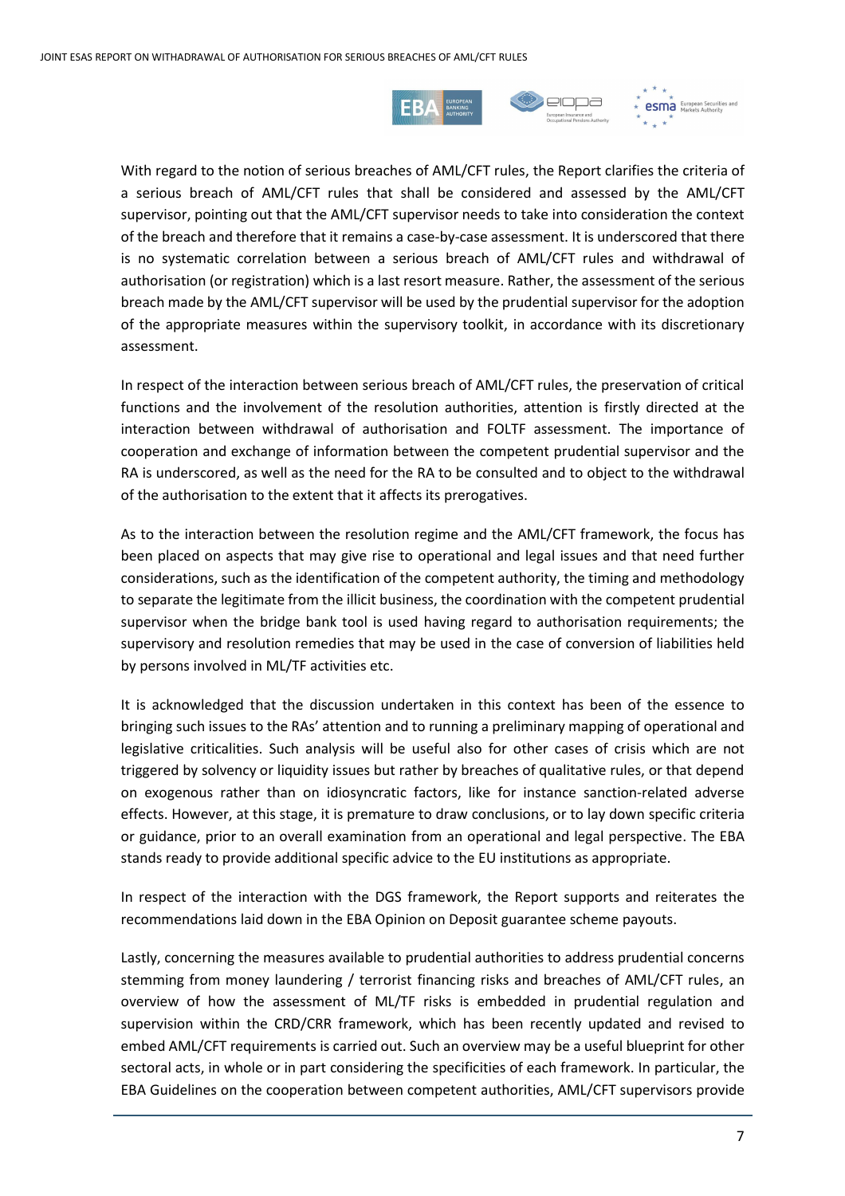With regard to the notion of serious breaches of AML/CFT rules, the Report clarifies the criteria of a serious breach of AML/CFT rules that shall be considered and assessed by the AML/CFT supervisor, pointing out that the AML/CFT supervisor needs to take into consideration the context of the breach and therefore that it remains a case-by-case assessment. It is underscored that there is no systematic correlation between a serious breach of AML/CFT rules and withdrawal of authorisation (or registration) which is a last resort measure. Rather, the assessment of the serious breach made by the AML/CFT supervisor will be used by the prudential supervisor for the adoption of the appropriate measures within the supervisory toolkit, in accordance with its discretionary assessment.

In respect of the interaction between serious breach of AML/CFT rules, the preservation of critical functions and the involvement of the resolution authorities, attention is firstly directed at the interaction between withdrawal of authorisation and FOLTF assessment. The importance of cooperation and exchange of information between the competent prudential supervisor and the RA is underscored, as well as the need for the RA to be consulted and to object to the withdrawal of the authorisation to the extent that it affects its prerogatives.

As to the interaction between the resolution regime and the AML/CFT framework, the focus has been placed on aspects that may give rise to operational and legal issues and that need further considerations, such as the identification of the competent authority, the timing and methodology to separate the legitimate from the illicit business, the coordination with the competent prudential supervisor when the bridge bank tool is used having regard to authorisation requirements; the supervisory and resolution remedies that may be used in the case of conversion of liabilities held by persons involved in ML/TF activities etc.

It is acknowledged that the discussion undertaken in this context has been of the essence to bringing such issues to the RAs' attention and to running a preliminary mapping of operational and legislative criticalities. Such analysis will be useful also for other cases of crisis which are not triggered by solvency or liquidity issues but rather by breaches of qualitative rules, or that depend on exogenous rather than on idiosyncratic factors, like for instance sanction-related adverse effects. However, at this stage, it is premature to draw conclusions, or to lay down specific criteria or guidance, prior to an overall examination from an operational and legal perspective. The EBA stands ready to provide additional specific advice to the EU institutions as appropriate.

In respect of the interaction with the DGS framework, the Report supports and reiterates the recommendations laid down in the EBA Opinion on Deposit guarantee scheme payouts.

Lastly, concerning the measures available to prudential authorities to address prudential concerns stemming from money laundering / terrorist financing risks and breaches of AML/CFT rules, an overview of how the assessment of ML/TF risks is embedded in prudential regulation and supervision within the CRD/CRR framework, which has been recently updated and revised to embed AML/CFT requirements is carried out. Such an overview may be a useful blueprint for other sectoral acts, in whole or in part considering the specificities of each framework. In particular, the EBA Guidelines on the cooperation between competent authorities, AML/CFT supervisors provide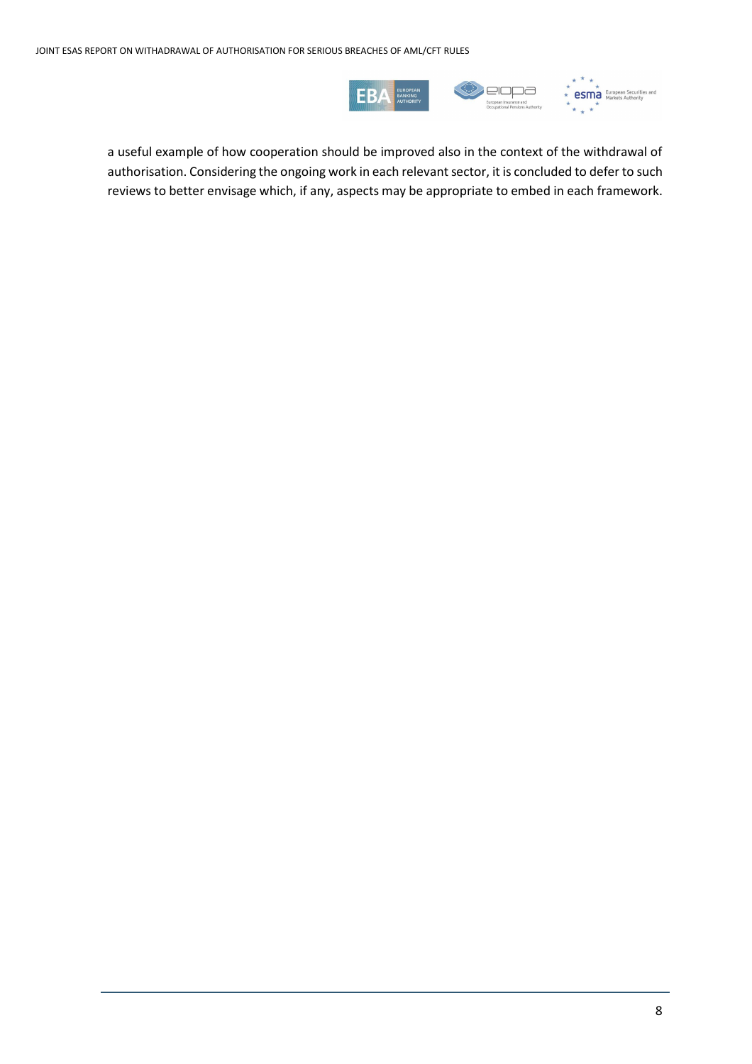a useful example of how cooperation should be improved also in the context of the withdrawal of authorisation. Considering the ongoing work in each relevant sector, it is concluded to defer to such reviews to better envisage which, if any, aspects may be appropriate to embed in each framework.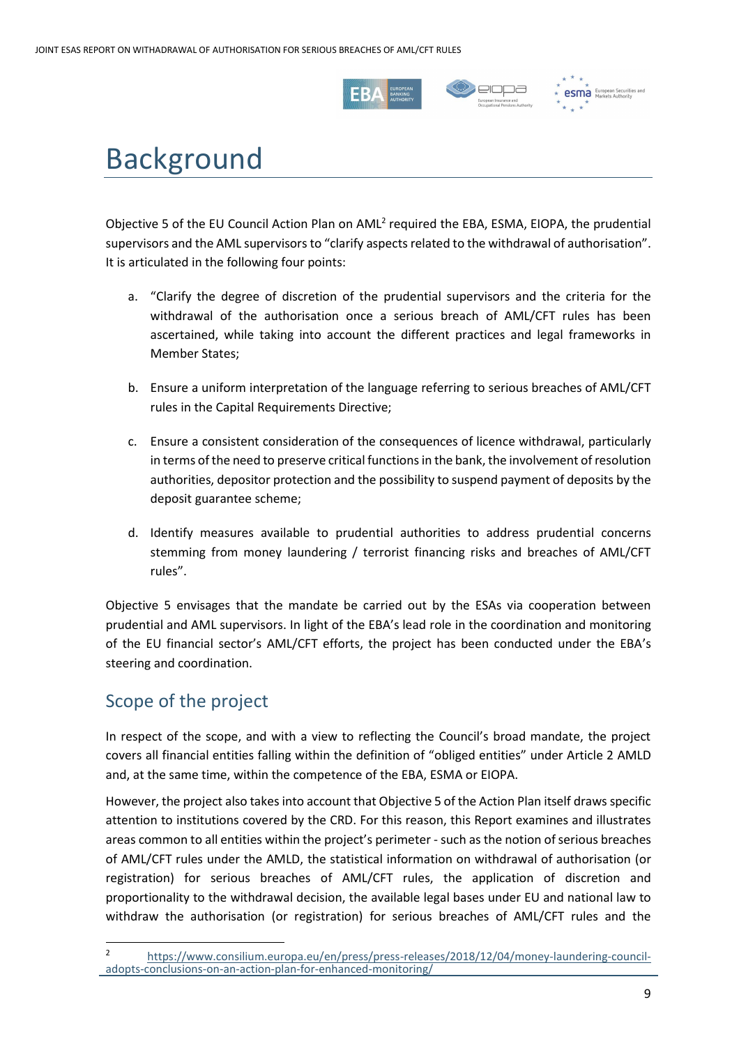# Background

Objective 5 of the EU Council Action Plan on AML[2] required the EBA, ESMA, EIOPA, the prudential supervisors and the AML supervisors to "clarify aspects related to the withdrawal of authorisation". It is articulated in the following four points:

a. "Clarify the degree of discretion of the prudential supervisors and the criteria for the withdrawal of the authorisation once a serious breach of AML/CFT rules has been ascertained, while taking into account the different practices and legal frameworks in Member States;

b. Ensure a uniform interpretation of the language referring to serious breaches of AML/CFT rules in the Capital Requirements Directive;

c. Ensure a consistent consideration of the consequences of licence withdrawal, particularly in terms of the need to preserve critical functions in the bank, the involvement of resolution authorities, depositor protection and the possibility to suspend payment of deposits by the deposit guarantee scheme;

d. Identify measures available to prudential authorities to address prudential concerns stemming from money laundering / terrorist financing risks and breaches of AML/CFT rules".

Objective 5 envisages that the mandate be carried out by the ESAs via cooperation between prudential and AML supervisors. In light of the EBA's lead role in the coordination and monitoring of the EU financial sector's AML/CFT efforts, the project has been conducted under the EBA's steering and coordination.

## Scope of the project

In respect of the scope, and with a view to reflecting the Council's broad mandate, the project covers all financial entities falling within the definition of "obliged entities" under Article 2 AMLD and, at the same time, within the competence of the EBA, ESMA or EIOPA.

However, the project also takes into account that Objective 5 of the Action Plan itself draws specific attention to institutions covered by the CRD. For this reason, this Report examines and illustrates areas common to all entities within the project's perimeter - such as the notion of serious breaches of AML/CFT rules under the AMLD, the statistical information on withdrawal of authorisation (or registration) for serious breaches of AML/CFT rules, the application of discretion and proportionality to the withdrawal decision, the available legal bases under EU and national law to withdraw the authorisation (or registration) for serious breaches of AML/CFT rules and the

[2] https://www.consilium.europa.eu/en/press/press-releases/2018/12/04/money-laundering-council-adopts-conclusions-on-an-action-plan-for-enhanced-monitoring/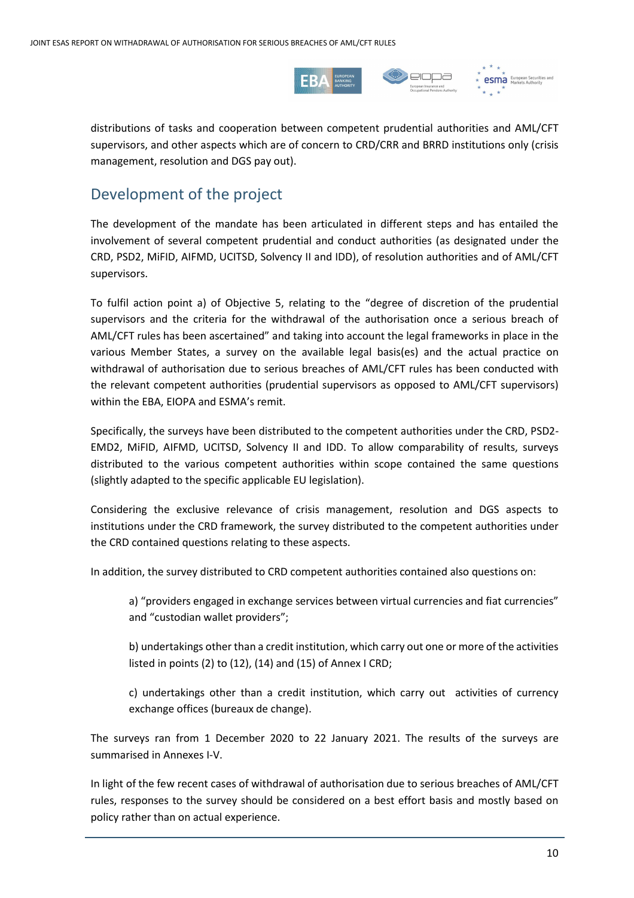distributions of tasks and cooperation between competent prudential authorities and AML/CFT supervisors, and other aspects which are of concern to CRD/CRR and BRRD institutions only (crisis management, resolution and DGS pay out).

## Development of the project

The development of the mandate has been articulated in different steps and has entailed the involvement of several competent prudential and conduct authorities (as designated under the CRD, PSD2, MiFID, AIFMD, UCITSD, Solvency II and IDD), of resolution authorities and of AML/CFT supervisors.

To fulfil action point a) of Objective 5, relating to the "degree of discretion of the prudential supervisors and the criteria for the withdrawal of the authorisation once a serious breach of AML/CFT rules has been ascertained" and taking into account the legal frameworks in place in the various Member States, a survey on the available legal basis(es) and the actual practice on withdrawal of authorisation due to serious breaches of AML/CFT rules has been conducted with the relevant competent authorities (prudential supervisors as opposed to AML/CFT supervisors) within the EBA, EIOPA and ESMA's remit.

Specifically, the surveys have been distributed to the competent authorities under the CRD, PSD2-EMD2, MiFID, AIFMD, UCITSD, Solvency II and IDD. To allow comparability of results, surveys distributed to the various competent authorities within scope contained the same questions (slightly adapted to the specific applicable EU legislation).

Considering the exclusive relevance of crisis management, resolution and DGS aspects to institutions under the CRD framework, the survey distributed to the competent authorities under the CRD contained questions relating to these aspects.

In addition, the survey distributed to CRD competent authorities contained also questions on:

> a) "providers engaged in exchange services between virtual currencies and fiat currencies" and "custodian wallet providers";
>
> b) undertakings other than a credit institution, which carry out one or more of the activities listed in points (2) to (12), (14) and (15) of Annex I CRD;
>
> c) undertakings other than a credit institution, which carry out activities of currency exchange offices (bureaux de change).

The surveys ran from 1 December 2020 to 22 January 2021. The results of the surveys are summarised in Annexes I-V.

In light of the few recent cases of withdrawal of authorisation due to serious breaches of AML/CFT rules, responses to the survey should be considered on a best effort basis and mostly based on policy rather than on actual experience.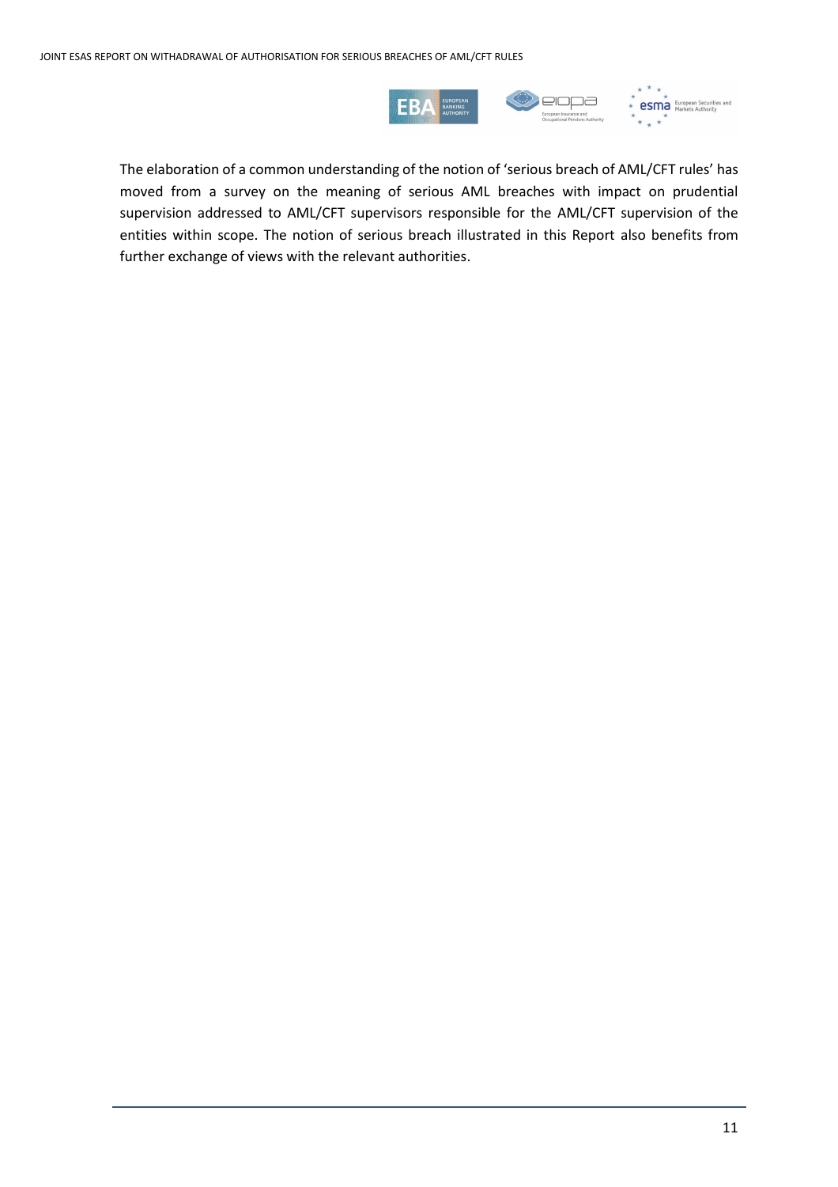The elaboration of a common understanding of the notion of 'serious breach of AML/CFT rules' has moved from a survey on the meaning of serious AML breaches with impact on prudential supervision addressed to AML/CFT supervisors responsible for the AML/CFT supervision of the entities within scope. The notion of serious breach illustrated in this Report also benefits from further exchange of views with the relevant authorities.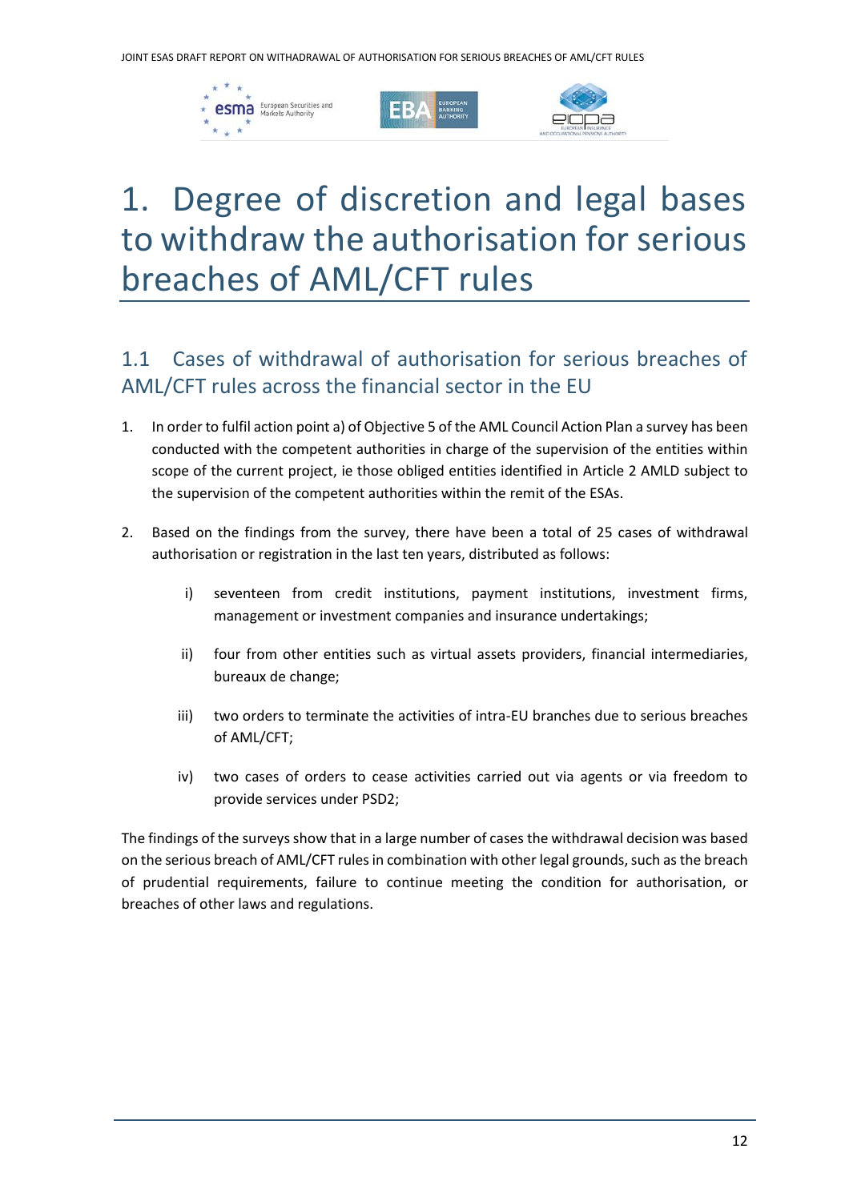# 1. Degree of discretion and legal bases to withdraw the authorisation for serious breaches of AML/CFT rules

## 1.1 Cases of withdrawal of authorisation for serious breaches of AML/CFT rules across the financial sector in the EU

1. In order to fulfil action point a) of Objective 5 of the AML Council Action Plan a survey has been conducted with the competent authorities in charge of the supervision of the entities within scope of the current project, ie those obliged entities identified in Article 2 AMLD subject to the supervision of the competent authorities within the remit of the ESAs.

2. Based on the findings from the survey, there have been a total of 25 cases of withdrawal authorisation or registration in the last ten years, distributed as follows:

   i) seventeen from credit institutions, payment institutions, investment firms, management or investment companies and insurance undertakings;

   ii) four from other entities such as virtual assets providers, financial intermediaries, bureaux de change;

   iii) two orders to terminate the activities of intra-EU branches due to serious breaches of AML/CFT;

   iv) two cases of orders to cease activities carried out via agents or via freedom to provide services under PSD2;

The findings of the surveys show that in a large number of cases the withdrawal decision was based on the serious breach of AML/CFT rules in combination with other legal grounds, such as the breach of prudential requirements, failure to continue meeting the condition for authorisation, or breaches of other laws and regulations.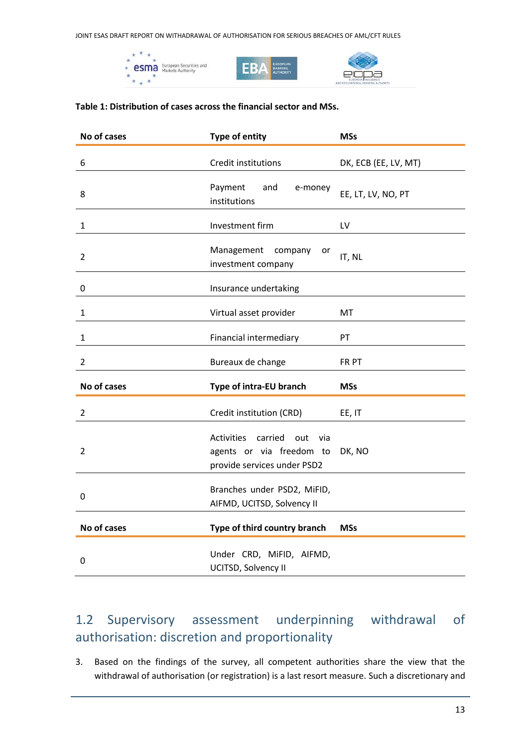**Table 1: Distribution of cases across the financial sector and MSs.**

| No of cases | Type of entity | MSs |
|---|---|---|
| 6 | Credit institutions | DK, ECB (EE, LV, MT) |
| 8 | Payment and e-money institutions | EE, LT, LV, NO, PT |
| 1 | Investment firm | LV |
| 2 | Management company or investment company | IT, NL |
| 0 | Insurance undertaking | |
| 1 | Virtual asset provider | MT |
| 1 | Financial intermediary | PT |
| 2 | Bureaux de change | FR PT |
| **No of cases** | **Type of intra-EU branch** | **MSs** |
| 2 | Credit institution (CRD) | EE, IT |
| 2 | Activities carried out via agents or via freedom to provide services under PSD2 | DK, NO |
| 0 | Branches under PSD2, MiFID, AIFMD, UCITSD, Solvency II | |
| **No of cases** | **Type of third country branch** | **MSs** |
| 0 | Under CRD, MiFID, AIFMD, UCITSD, Solvency II | |

## 1.2 Supervisory assessment underpinning withdrawal of authorisation: discretion and proportionality

3. Based on the findings of the survey, all competent authorities share the view that the withdrawal of authorisation (or registration) is a last resort measure. Such a discretionary and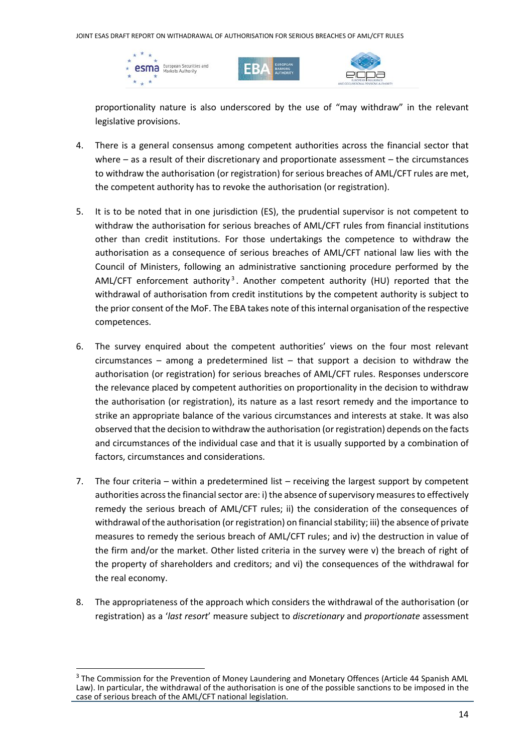proportionality nature is also underscored by the use of "may withdraw" in the relevant legislative provisions.

4. There is a general consensus among competent authorities across the financial sector that where – as a result of their discretionary and proportionate assessment – the circumstances to withdraw the authorisation (or registration) for serious breaches of AML/CFT rules are met, the competent authority has to revoke the authorisation (or registration).

5. It is to be noted that in one jurisdiction (ES), the prudential supervisor is not competent to withdraw the authorisation for serious breaches of AML/CFT rules from financial institutions other than credit institutions. For those undertakings the competence to withdraw the authorisation as a consequence of serious breaches of AML/CFT national law lies with the Council of Ministers, following an administrative sanctioning procedure performed by the AML/CFT enforcement authority[3]. Another competent authority (HU) reported that the withdrawal of authorisation from credit institutions by the competent authority is subject to the prior consent of the MoF. The EBA takes note of this internal organisation of the respective competences.

6. The survey enquired about the competent authorities' views on the four most relevant circumstances – among a predetermined list – that support a decision to withdraw the authorisation (or registration) for serious breaches of AML/CFT rules. Responses underscore the relevance placed by competent authorities on proportionality in the decision to withdraw the authorisation (or registration), its nature as a last resort remedy and the importance to strike an appropriate balance of the various circumstances and interests at stake. It was also observed that the decision to withdraw the authorisation (or registration) depends on the facts and circumstances of the individual case and that it is usually supported by a combination of factors, circumstances and considerations.

7. The four criteria – within a predetermined list – receiving the largest support by competent authorities across the financial sector are: i) the absence of supervisory measures to effectively remedy the serious breach of AML/CFT rules; ii) the consideration of the consequences of withdrawal of the authorisation (or registration) on financial stability; iii) the absence of private measures to remedy the serious breach of AML/CFT rules; and iv) the destruction in value of the firm and/or the market. Other listed criteria in the survey were v) the breach of right of the property of shareholders and creditors; and vi) the consequences of the withdrawal for the real economy.

8. The appropriateness of the approach which considers the withdrawal of the authorisation (or registration) as a '*last resort*' measure subject to *discretionary* and *proportionate* assessment

[3] The Commission for the Prevention of Money Laundering and Monetary Offences (Article 44 Spanish AML Law). In particular, the withdrawal of the authorisation is one of the possible sanctions to be imposed in the case of serious breach of the AML/CFT national legislation.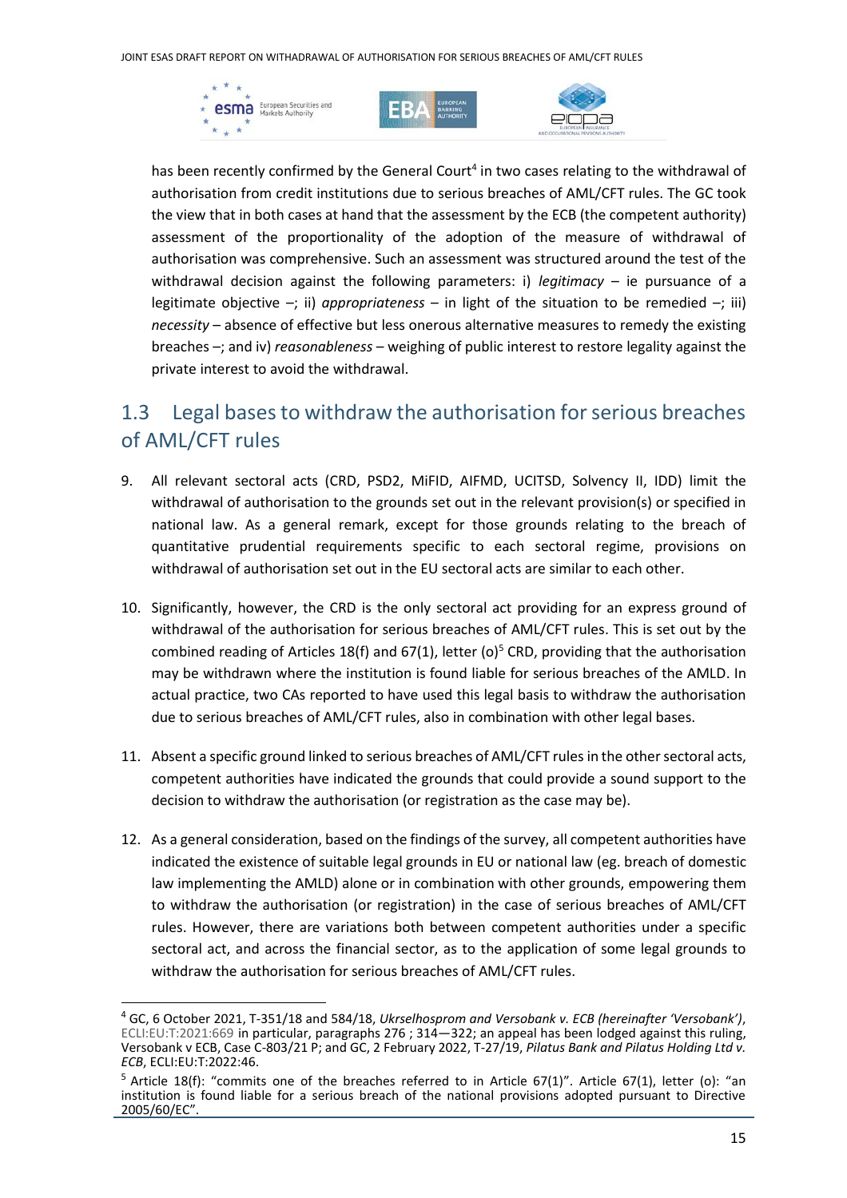has been recently confirmed by the General Court[4] in two cases relating to the withdrawal of authorisation from credit institutions due to serious breaches of AML/CFT rules. The GC took the view that in both cases at hand that the assessment by the ECB (the competent authority) assessment of the proportionality of the adoption of the measure of withdrawal of authorisation was comprehensive. Such an assessment was structured around the test of the withdrawal decision against the following parameters: i) *legitimacy* – ie pursuance of a legitimate objective –; ii) *appropriateness* – in light of the situation to be remedied –; iii) *necessity* – absence of effective but less onerous alternative measures to remedy the existing breaches –; and iv) *reasonableness* – weighing of public interest to restore legality against the private interest to avoid the withdrawal.

## 1.3 Legal bases to withdraw the authorisation for serious breaches of AML/CFT rules

9. All relevant sectoral acts (CRD, PSD2, MiFID, AIFMD, UCITSD, Solvency II, IDD) limit the withdrawal of authorisation to the grounds set out in the relevant provision(s) or specified in national law. As a general remark, except for those grounds relating to the breach of quantitative prudential requirements specific to each sectoral regime, provisions on withdrawal of authorisation set out in the EU sectoral acts are similar to each other.

10. Significantly, however, the CRD is the only sectoral act providing for an express ground of withdrawal of the authorisation for serious breaches of AML/CFT rules. This is set out by the combined reading of Articles 18(f) and 67(1), letter (o)[5] CRD, providing that the authorisation may be withdrawn where the institution is found liable for serious breaches of the AMLD. In actual practice, two CAs reported to have used this legal basis to withdraw the authorisation due to serious breaches of AML/CFT rules, also in combination with other legal bases.

11. Absent a specific ground linked to serious breaches of AML/CFT rules in the other sectoral acts, competent authorities have indicated the grounds that could provide a sound support to the decision to withdraw the authorisation (or registration as the case may be).

12. As a general consideration, based on the findings of the survey, all competent authorities have indicated the existence of suitable legal grounds in EU or national law (eg. breach of domestic law implementing the AMLD) alone or in combination with other grounds, empowering them to withdraw the authorisation (or registration) in the case of serious breaches of AML/CFT rules. However, there are variations both between competent authorities under a specific sectoral act, and across the financial sector, as to the application of some legal grounds to withdraw the authorisation for serious breaches of AML/CFT rules.

---

[4] GC, 6 October 2021, T-351/18 and 584/18, *Ukrselhosprom and Versobank v. ECB (hereinafter 'Versobank')*, ECLI:EU:T:2021:669 in particular, paragraphs 276 ; 314—322; an appeal has been lodged against this ruling, Versobank v ECB, Case C-803/21 P; and GC, 2 February 2022, T-27/19, *Pilatus Bank and Pilatus Holding Ltd v. ECB*, ECLI:EU:T:2022:46.

[5] Article 18(f): "commits one of the breaches referred to in Article 67(1)". Article 67(1), letter (o): "an institution is found liable for a serious breach of the national provisions adopted pursuant to Directive 2005/60/EC".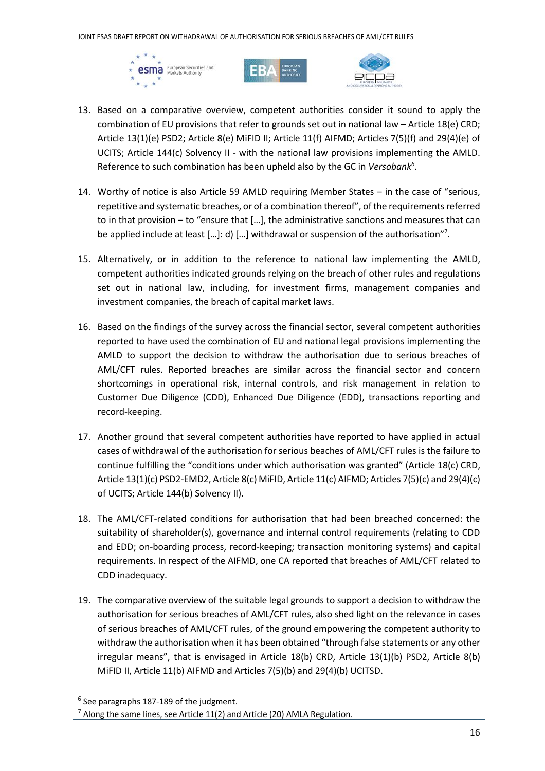13. Based on a comparative overview, competent authorities consider it sound to apply the combination of EU provisions that refer to grounds set out in national law – Article 18(e) CRD; Article 13(1)(e) PSD2; Article 8(e) MiFID II; Article 11(f) AIFMD; Articles 7(5)(f) and 29(4)(e) of UCITS; Article 144(c) Solvency II - with the national law provisions implementing the AMLD. Reference to such combination has been upheld also by the GC in *Versobank*[6].

14. Worthy of notice is also Article 59 AMLD requiring Member States – in the case of "serious, repetitive and systematic breaches, or of a combination thereof", of the requirements referred to in that provision – to "ensure that […], the administrative sanctions and measures that can be applied include at least […]: d) […] withdrawal or suspension of the authorisation"[7].

15. Alternatively, or in addition to the reference to national law implementing the AMLD, competent authorities indicated grounds relying on the breach of other rules and regulations set out in national law, including, for investment firms, management companies and investment companies, the breach of capital market laws.

16. Based on the findings of the survey across the financial sector, several competent authorities reported to have used the combination of EU and national legal provisions implementing the AMLD to support the decision to withdraw the authorisation due to serious breaches of AML/CFT rules. Reported breaches are similar across the financial sector and concern shortcomings in operational risk, internal controls, and risk management in relation to Customer Due Diligence (CDD), Enhanced Due Diligence (EDD), transactions reporting and record-keeping.

17. Another ground that several competent authorities have reported to have applied in actual cases of withdrawal of the authorisation for serious beaches of AML/CFT rules is the failure to continue fulfilling the "conditions under which authorisation was granted" (Article 18(c) CRD, Article 13(1)(c) PSD2-EMD2, Article 8(c) MiFID, Article 11(c) AIFMD; Articles 7(5)(c) and 29(4)(c) of UCITS; Article 144(b) Solvency II).

18. The AML/CFT-related conditions for authorisation that had been breached concerned: the suitability of shareholder(s), governance and internal control requirements (relating to CDD and EDD; on-boarding process, record-keeping; transaction monitoring systems) and capital requirements. In respect of the AIFMD, one CA reported that breaches of AML/CFT related to CDD inadequacy.

19. The comparative overview of the suitable legal grounds to support a decision to withdraw the authorisation for serious breaches of AML/CFT rules, also shed light on the relevance in cases of serious breaches of AML/CFT rules, of the ground empowering the competent authority to withdraw the authorisation when it has been obtained "through false statements or any other irregular means", that is envisaged in Article 18(b) CRD, Article 13(1)(b) PSD2, Article 8(b) MiFID II, Article 11(b) AIFMD and Articles 7(5)(b) and 29(4)(b) UCITSD.

[6] See paragraphs 187-189 of the judgment.

[7] Along the same lines, see Article 11(2) and Article (20) AMLA Regulation.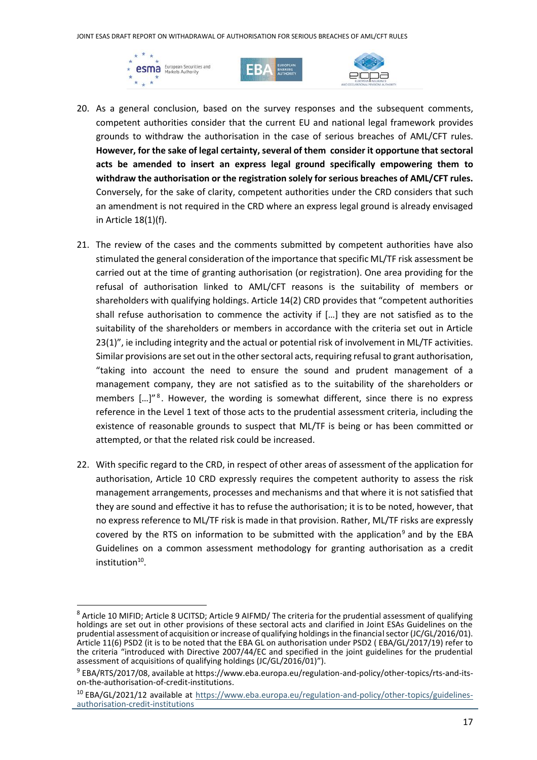20. As a general conclusion, based on the survey responses and the subsequent comments, competent authorities consider that the current EU and national legal framework provides grounds to withdraw the authorisation in the case of serious breaches of AML/CFT rules. **However, for the sake of legal certainty, several of them consider it opportune that sectoral acts be amended to insert an express legal ground specifically empowering them to withdraw the authorisation or the registration solely for serious breaches of AML/CFT rules.** Conversely, for the sake of clarity, competent authorities under the CRD considers that such an amendment is not required in the CRD where an express legal ground is already envisaged in Article 18(1)(f).

21. The review of the cases and the comments submitted by competent authorities have also stimulated the general consideration of the importance that specific ML/TF risk assessment be carried out at the time of granting authorisation (or registration). One area providing for the refusal of authorisation linked to AML/CFT reasons is the suitability of members or shareholders with qualifying holdings. Article 14(2) CRD provides that "competent authorities shall refuse authorisation to commence the activity if […] they are not satisfied as to the suitability of the shareholders or members in accordance with the criteria set out in Article 23(1)", ie including integrity and the actual or potential risk of involvement in ML/TF activities. Similar provisions are set out in the other sectoral acts, requiring refusal to grant authorisation, "taking into account the need to ensure the sound and prudent management of a management company, they are not satisfied as to the suitability of the shareholders or members […]"[8]. However, the wording is somewhat different, since there is no express reference in the Level 1 text of those acts to the prudential assessment criteria, including the existence of reasonable grounds to suspect that ML/TF is being or has been committed or attempted, or that the related risk could be increased.

22. With specific regard to the CRD, in respect of other areas of assessment of the application for authorisation, Article 10 CRD expressly requires the competent authority to assess the risk management arrangements, processes and mechanisms and that where it is not satisfied that they are sound and effective it has to refuse the authorisation; it is to be noted, however, that no express reference to ML/TF risk is made in that provision. Rather, ML/TF risks are expressly covered by the RTS on information to be submitted with the application[9] and by the EBA Guidelines on a common assessment methodology for granting authorisation as a credit institution[10].

---

[8] Article 10 MIFID; Article 8 UCITSD; Article 9 AIFMD/ The criteria for the prudential assessment of qualifying holdings are set out in other provisions of these sectoral acts and clarified in Joint ESAs Guidelines on the prudential assessment of acquisition or increase of qualifying holdings in the financial sector (JC/GL/2016/01). Article 11(6) PSD2 (it is to be noted that the EBA GL on authorisation under PSD2 ( EBA/GL/2017/19) refer to the criteria "introduced with Directive 2007/44/EC and specified in the joint guidelines for the prudential assessment of acquisitions of qualifying holdings (JC/GL/2016/01)").

[9] EBA/RTS/2017/08, available at https://www.eba.europa.eu/regulation-and-policy/other-topics/rts-and-its-on-the-authorisation-of-credit-institutions.

[10] EBA/GL/2021/12 available at https://www.eba.europa.eu/regulation-and-policy/other-topics/guidelines-authorisation-credit-institutions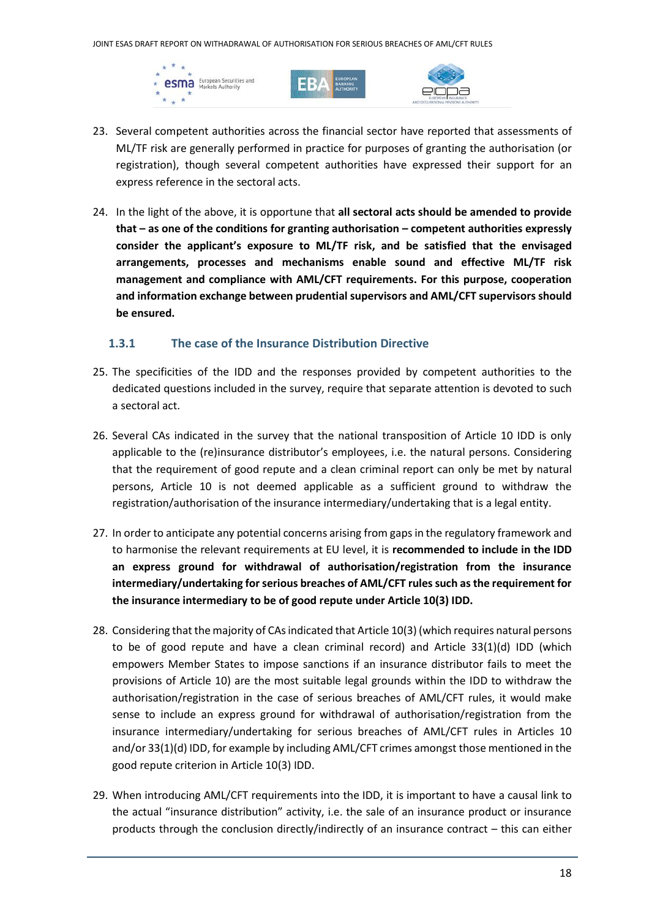23. Several competent authorities across the financial sector have reported that assessments of ML/TF risk are generally performed in practice for purposes of granting the authorisation (or registration), though several competent authorities have expressed their support for an express reference in the sectoral acts.

24. In the light of the above, it is opportune that **all sectoral acts should be amended to provide that – as one of the conditions for granting authorisation – competent authorities expressly consider the applicant's exposure to ML/TF risk, and be satisfied that the envisaged arrangements, processes and mechanisms enable sound and effective ML/TF risk management and compliance with AML/CFT requirements. For this purpose, cooperation and information exchange between prudential supervisors and AML/CFT supervisors should be ensured.**

### 1.3.1 The case of the Insurance Distribution Directive

25. The specificities of the IDD and the responses provided by competent authorities to the dedicated questions included in the survey, require that separate attention is devoted to such a sectoral act.

26. Several CAs indicated in the survey that the national transposition of Article 10 IDD is only applicable to the (re)insurance distributor's employees, i.e. the natural persons. Considering that the requirement of good repute and a clean criminal report can only be met by natural persons, Article 10 is not deemed applicable as a sufficient ground to withdraw the registration/authorisation of the insurance intermediary/undertaking that is a legal entity.

27. In order to anticipate any potential concerns arising from gaps in the regulatory framework and to harmonise the relevant requirements at EU level, it is **recommended to include in the IDD an express ground for withdrawal of authorisation/registration from the insurance intermediary/undertaking for serious breaches of AML/CFT rules such as the requirement for the insurance intermediary to be of good repute under Article 10(3) IDD.**

28. Considering that the majority of CAs indicated that Article 10(3) (which requires natural persons to be of good repute and have a clean criminal record) and Article 33(1)(d) IDD (which empowers Member States to impose sanctions if an insurance distributor fails to meet the provisions of Article 10) are the most suitable legal grounds within the IDD to withdraw the authorisation/registration in the case of serious breaches of AML/CFT rules, it would make sense to include an express ground for withdrawal of authorisation/registration from the insurance intermediary/undertaking for serious breaches of AML/CFT rules in Articles 10 and/or 33(1)(d) IDD, for example by including AML/CFT crimes amongst those mentioned in the good repute criterion in Article 10(3) IDD.

29. When introducing AML/CFT requirements into the IDD, it is important to have a causal link to the actual "insurance distribution" activity, i.e. the sale of an insurance product or insurance products through the conclusion directly/indirectly of an insurance contract – this can either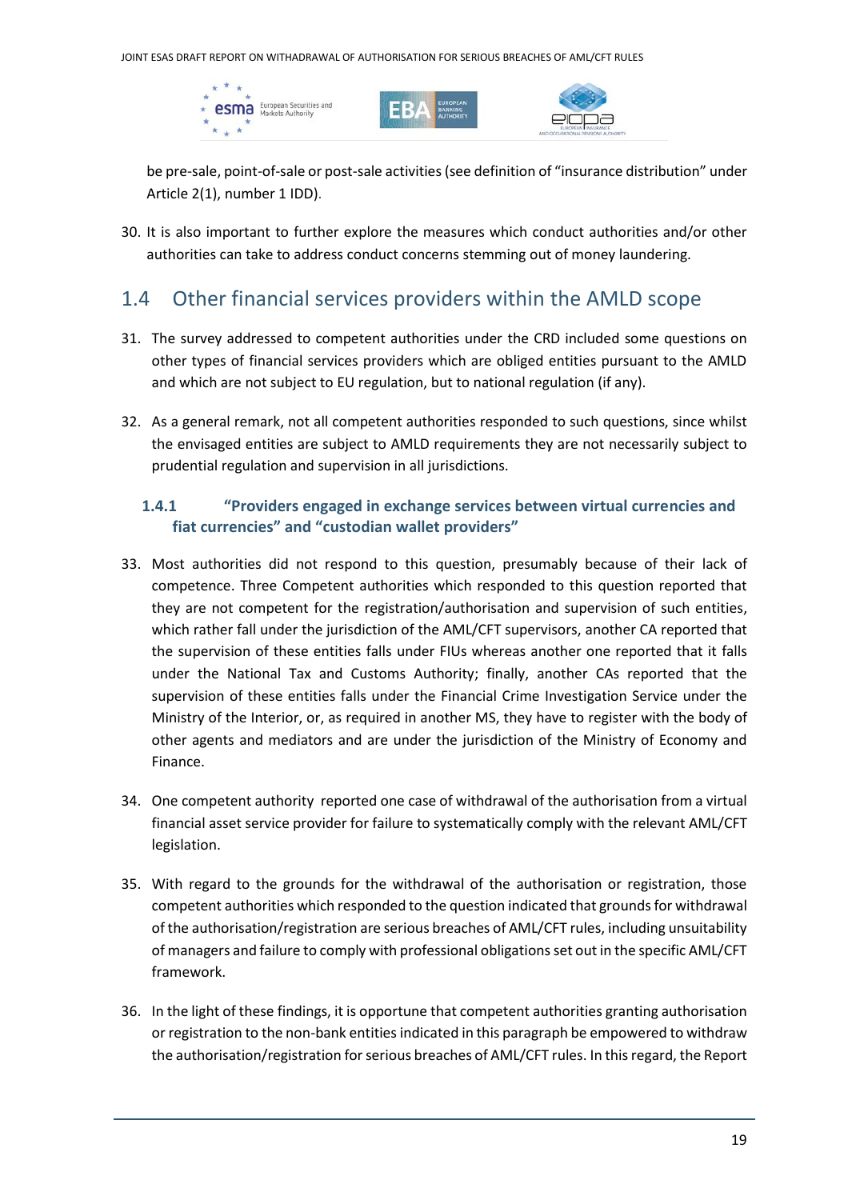be pre-sale, point-of-sale or post-sale activities (see definition of "insurance distribution" under Article 2(1), number 1 IDD).

30. It is also important to further explore the measures which conduct authorities and/or other authorities can take to address conduct concerns stemming out of money laundering.

## 1.4 Other financial services providers within the AMLD scope

31. The survey addressed to competent authorities under the CRD included some questions on other types of financial services providers which are obliged entities pursuant to the AMLD and which are not subject to EU regulation, but to national regulation (if any).

32. As a general remark, not all competent authorities responded to such questions, since whilst the envisaged entities are subject to AMLD requirements they are not necessarily subject to prudential regulation and supervision in all jurisdictions.

### 1.4.1 "Providers engaged in exchange services between virtual currencies and fiat currencies" and "custodian wallet providers"

33. Most authorities did not respond to this question, presumably because of their lack of competence. Three Competent authorities which responded to this question reported that they are not competent for the registration/authorisation and supervision of such entities, which rather fall under the jurisdiction of the AML/CFT supervisors, another CA reported that the supervision of these entities falls under FIUs whereas another one reported that it falls under the National Tax and Customs Authority; finally, another CAs reported that the supervision of these entities falls under the Financial Crime Investigation Service under the Ministry of the Interior, or, as required in another MS, they have to register with the body of other agents and mediators and are under the jurisdiction of the Ministry of Economy and Finance.

34. One competent authority reported one case of withdrawal of the authorisation from a virtual financial asset service provider for failure to systematically comply with the relevant AML/CFT legislation.

35. With regard to the grounds for the withdrawal of the authorisation or registration, those competent authorities which responded to the question indicated that grounds for withdrawal of the authorisation/registration are serious breaches of AML/CFT rules, including unsuitability of managers and failure to comply with professional obligations set out in the specific AML/CFT framework.

36. In the light of these findings, it is opportune that competent authorities granting authorisation or registration to the non-bank entities indicated in this paragraph be empowered to withdraw the authorisation/registration for serious breaches of AML/CFT rules. In this regard, the Report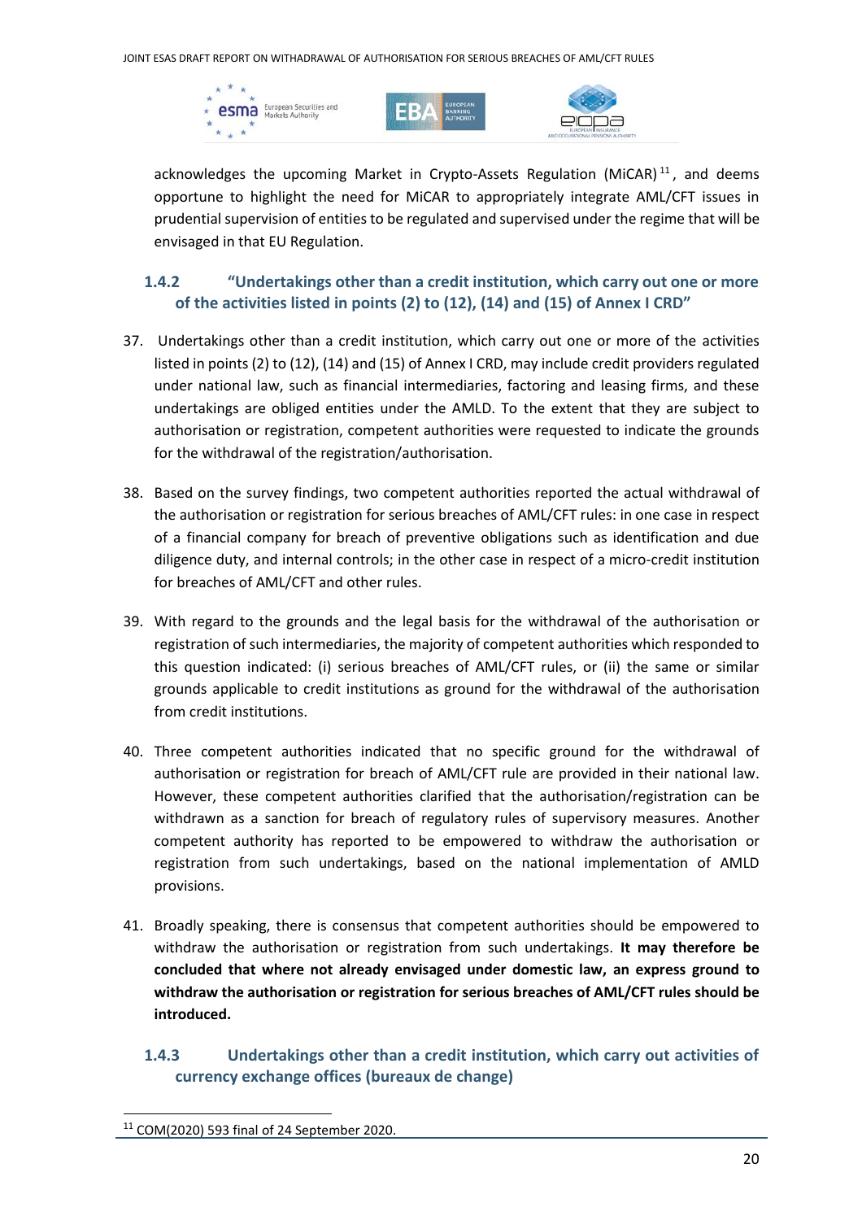acknowledges the upcoming Market in Crypto-Assets Regulation (MiCAR)[11], and deems opportune to highlight the need for MiCAR to appropriately integrate AML/CFT issues in prudential supervision of entities to be regulated and supervised under the regime that will be envisaged in that EU Regulation.

### 1.4.2 "Undertakings other than a credit institution, which carry out one or more of the activities listed in points (2) to (12), (14) and (15) of Annex I CRD"

37. Undertakings other than a credit institution, which carry out one or more of the activities listed in points (2) to (12), (14) and (15) of Annex I CRD, may include credit providers regulated under national law, such as financial intermediaries, factoring and leasing firms, and these undertakings are obliged entities under the AMLD. To the extent that they are subject to authorisation or registration, competent authorities were requested to indicate the grounds for the withdrawal of the registration/authorisation.

38. Based on the survey findings, two competent authorities reported the actual withdrawal of the authorisation or registration for serious breaches of AML/CFT rules: in one case in respect of a financial company for breach of preventive obligations such as identification and due diligence duty, and internal controls; in the other case in respect of a micro-credit institution for breaches of AML/CFT and other rules.

39. With regard to the grounds and the legal basis for the withdrawal of the authorisation or registration of such intermediaries, the majority of competent authorities which responded to this question indicated: (i) serious breaches of AML/CFT rules, or (ii) the same or similar grounds applicable to credit institutions as ground for the withdrawal of the authorisation from credit institutions.

40. Three competent authorities indicated that no specific ground for the withdrawal of authorisation or registration for breach of AML/CFT rule are provided in their national law. However, these competent authorities clarified that the authorisation/registration can be withdrawn as a sanction for breach of regulatory rules of supervisory measures. Another competent authority has reported to be empowered to withdraw the authorisation or registration from such undertakings, based on the national implementation of AMLD provisions.

41. Broadly speaking, there is consensus that competent authorities should be empowered to withdraw the authorisation or registration from such undertakings. **It may therefore be concluded that where not already envisaged under domestic law, an express ground to withdraw the authorisation or registration for serious breaches of AML/CFT rules should be introduced.**

### 1.4.3 Undertakings other than a credit institution, which carry out activities of currency exchange offices (bureaux de change)

[11] COM(2020) 593 final of 24 September 2020.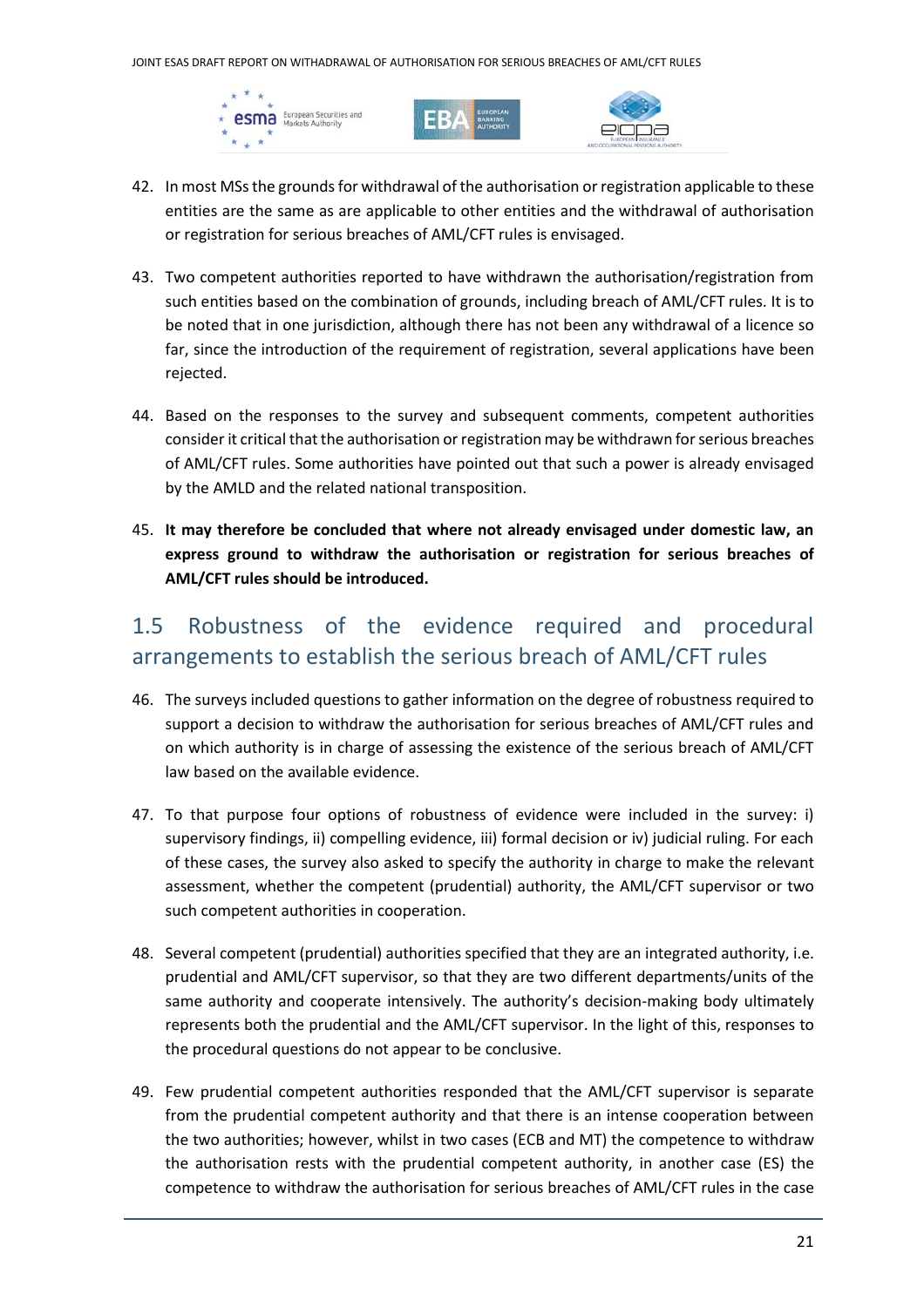42. In most MSs the grounds for withdrawal of the authorisation or registration applicable to these entities are the same as are applicable to other entities and the withdrawal of authorisation or registration for serious breaches of AML/CFT rules is envisaged.

43. Two competent authorities reported to have withdrawn the authorisation/registration from such entities based on the combination of grounds, including breach of AML/CFT rules. It is to be noted that in one jurisdiction, although there has not been any withdrawal of a licence so far, since the introduction of the requirement of registration, several applications have been rejected.

44. Based on the responses to the survey and subsequent comments, competent authorities consider it critical that the authorisation or registration may be withdrawn for serious breaches of AML/CFT rules. Some authorities have pointed out that such a power is already envisaged by the AMLD and the related national transposition.

45. **It may therefore be concluded that where not already envisaged under domestic law, an express ground to withdraw the authorisation or registration for serious breaches of AML/CFT rules should be introduced.**

## 1.5 Robustness of the evidence required and procedural arrangements to establish the serious breach of AML/CFT rules

46. The surveys included questions to gather information on the degree of robustness required to support a decision to withdraw the authorisation for serious breaches of AML/CFT rules and on which authority is in charge of assessing the existence of the serious breach of AML/CFT law based on the available evidence.

47. To that purpose four options of robustness of evidence were included in the survey: i) supervisory findings, ii) compelling evidence, iii) formal decision or iv) judicial ruling. For each of these cases, the survey also asked to specify the authority in charge to make the relevant assessment, whether the competent (prudential) authority, the AML/CFT supervisor or two such competent authorities in cooperation.

48. Several competent (prudential) authorities specified that they are an integrated authority, i.e. prudential and AML/CFT supervisor, so that they are two different departments/units of the same authority and cooperate intensively. The authority's decision-making body ultimately represents both the prudential and the AML/CFT supervisor. In the light of this, responses to the procedural questions do not appear to be conclusive.

49. Few prudential competent authorities responded that the AML/CFT supervisor is separate from the prudential competent authority and that there is an intense cooperation between the two authorities; however, whilst in two cases (ECB and MT) the competence to withdraw the authorisation rests with the prudential competent authority, in another case (ES) the competence to withdraw the authorisation for serious breaches of AML/CFT rules in the case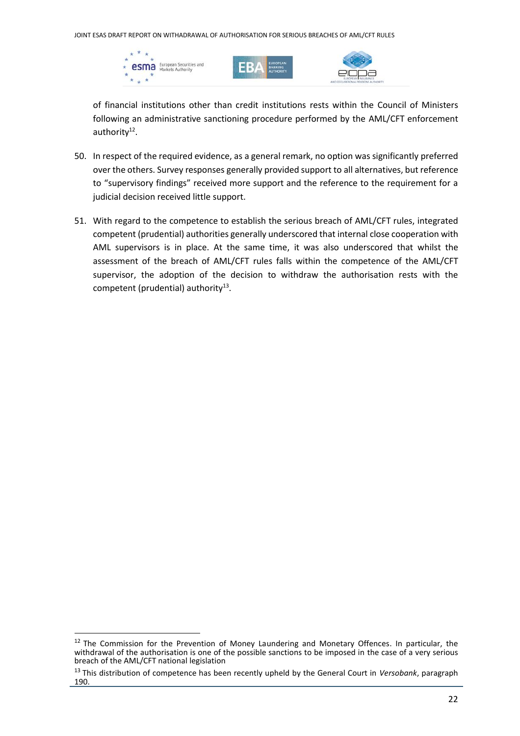of financial institutions other than credit institutions rests within the Council of Ministers following an administrative sanctioning procedure performed by the AML/CFT enforcement authority[12].

50. In respect of the required evidence, as a general remark, no option was significantly preferred over the others. Survey responses generally provided support to all alternatives, but reference to "supervisory findings" received more support and the reference to the requirement for a judicial decision received little support.

51. With regard to the competence to establish the serious breach of AML/CFT rules, integrated competent (prudential) authorities generally underscored that internal close cooperation with AML supervisors is in place. At the same time, it was also underscored that whilst the assessment of the breach of AML/CFT rules falls within the competence of the AML/CFT supervisor, the adoption of the decision to withdraw the authorisation rests with the competent (prudential) authority[13].

---

[12] The Commission for the Prevention of Money Laundering and Monetary Offences. In particular, the withdrawal of the authorisation is one of the possible sanctions to be imposed in the case of a very serious breach of the AML/CFT national legislation

[13] This distribution of competence has been recently upheld by the General Court in *Versobank*, paragraph 190.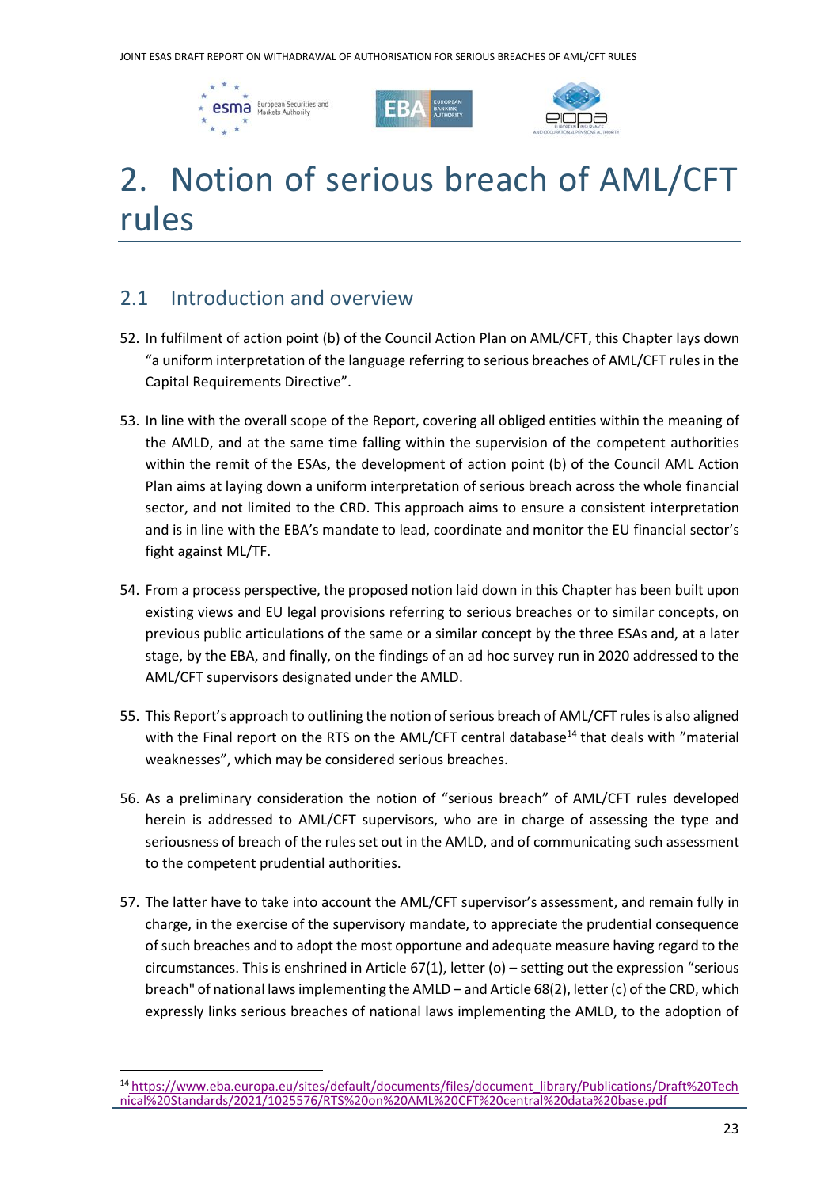# 2. Notion of serious breach of AML/CFT rules

## 2.1 Introduction and overview

52. In fulfilment of action point (b) of the Council Action Plan on AML/CFT, this Chapter lays down "a uniform interpretation of the language referring to serious breaches of AML/CFT rules in the Capital Requirements Directive".

53. In line with the overall scope of the Report, covering all obliged entities within the meaning of the AMLD, and at the same time falling within the supervision of the competent authorities within the remit of the ESAs, the development of action point (b) of the Council AML Action Plan aims at laying down a uniform interpretation of serious breach across the whole financial sector, and not limited to the CRD. This approach aims to ensure a consistent interpretation and is in line with the EBA's mandate to lead, coordinate and monitor the EU financial sector's fight against ML/TF.

54. From a process perspective, the proposed notion laid down in this Chapter has been built upon existing views and EU legal provisions referring to serious breaches or to similar concepts, on previous public articulations of the same or a similar concept by the three ESAs and, at a later stage, by the EBA, and finally, on the findings of an ad hoc survey run in 2020 addressed to the AML/CFT supervisors designated under the AMLD.

55. This Report's approach to outlining the notion of serious breach of AML/CFT rules is also aligned with the Final report on the RTS on the AML/CFT central database[14] that deals with "material weaknesses", which may be considered serious breaches.

56. As a preliminary consideration the notion of "serious breach" of AML/CFT rules developed herein is addressed to AML/CFT supervisors, who are in charge of assessing the type and seriousness of breach of the rules set out in the AMLD, and of communicating such assessment to the competent prudential authorities.

57. The latter have to take into account the AML/CFT supervisor's assessment, and remain fully in charge, in the exercise of the supervisory mandate, to appreciate the prudential consequence of such breaches and to adopt the most opportune and adequate measure having regard to the circumstances. This is enshrined in Article 67(1), letter (o) – setting out the expression "serious breach" of national laws implementing the AMLD – and Article 68(2), letter (c) of the CRD, which expressly links serious breaches of national laws implementing the AMLD, to the adoption of

[14] https://www.eba.europa.eu/sites/default/documents/files/document_library/Publications/Draft%20Technical%20Standards/2021/1025576/RTS%20on%20AML%20CFT%20central%20data%20base.pdf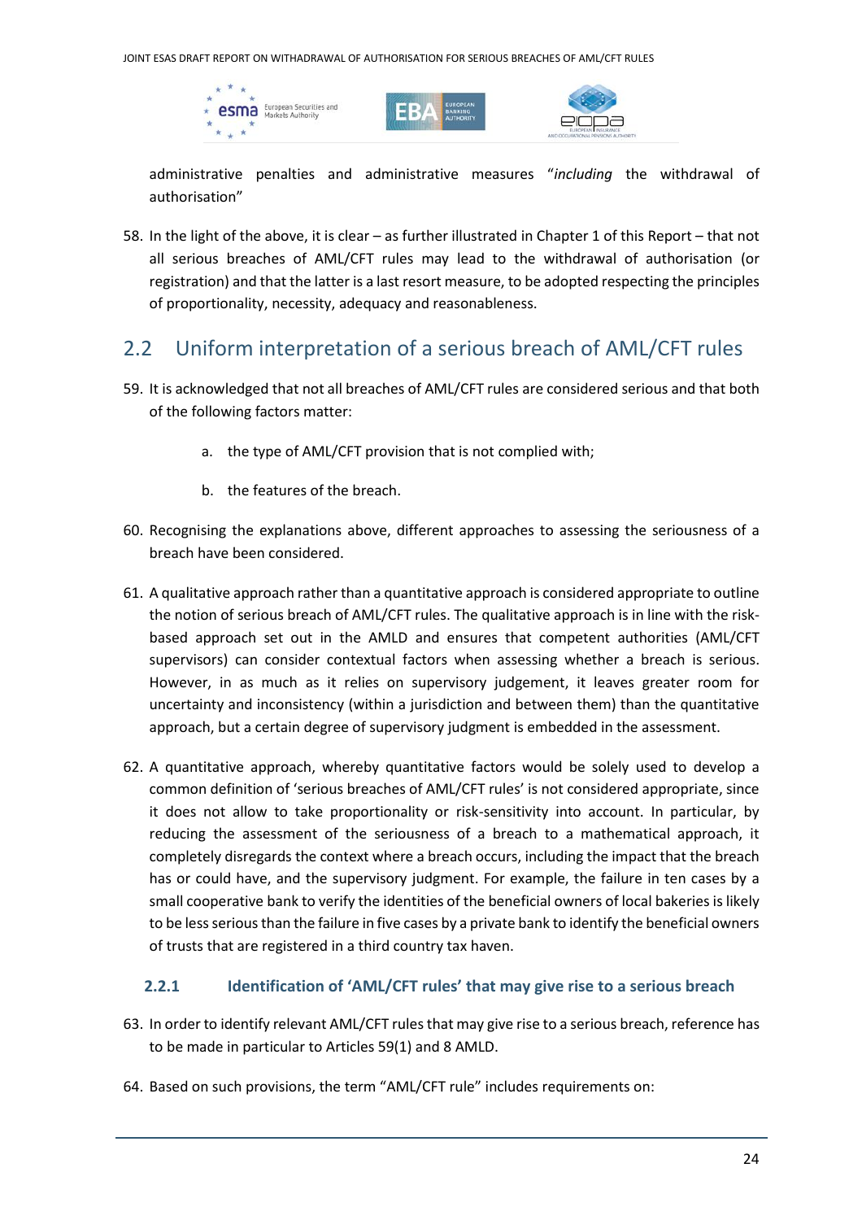administrative penalties and administrative measures “*including* the withdrawal of authorisation”

58. In the light of the above, it is clear – as further illustrated in Chapter 1 of this Report – that not all serious breaches of AML/CFT rules may lead to the withdrawal of authorisation (or registration) and that the latter is a last resort measure, to be adopted respecting the principles of proportionality, necessity, adequacy and reasonableness.

## 2.2 Uniform interpretation of a serious breach of AML/CFT rules

59. It is acknowledged that not all breaches of AML/CFT rules are considered serious and that both of the following factors matter:

    a. the type of AML/CFT provision that is not complied with;

    b. the features of the breach.

60. Recognising the explanations above, different approaches to assessing the seriousness of a breach have been considered.

61. A qualitative approach rather than a quantitative approach is considered appropriate to outline the notion of serious breach of AML/CFT rules. The qualitative approach is in line with the risk-based approach set out in the AMLD and ensures that competent authorities (AML/CFT supervisors) can consider contextual factors when assessing whether a breach is serious. However, in as much as it relies on supervisory judgement, it leaves greater room for uncertainty and inconsistency (within a jurisdiction and between them) than the quantitative approach, but a certain degree of supervisory judgment is embedded in the assessment.

62. A quantitative approach, whereby quantitative factors would be solely used to develop a common definition of ‘serious breaches of AML/CFT rules’ is not considered appropriate, since it does not allow to take proportionality or risk-sensitivity into account. In particular, by reducing the assessment of the seriousness of a breach to a mathematical approach, it completely disregards the context where a breach occurs, including the impact that the breach has or could have, and the supervisory judgment. For example, the failure in ten cases by a small cooperative bank to verify the identities of the beneficial owners of local bakeries is likely to be less serious than the failure in five cases by a private bank to identify the beneficial owners of trusts that are registered in a third country tax haven.

### 2.2.1 Identification of ‘AML/CFT rules’ that may give rise to a serious breach

63. In order to identify relevant AML/CFT rules that may give rise to a serious breach, reference has to be made in particular to Articles 59(1) and 8 AMLD.

64. Based on such provisions, the term “AML/CFT rule” includes requirements on: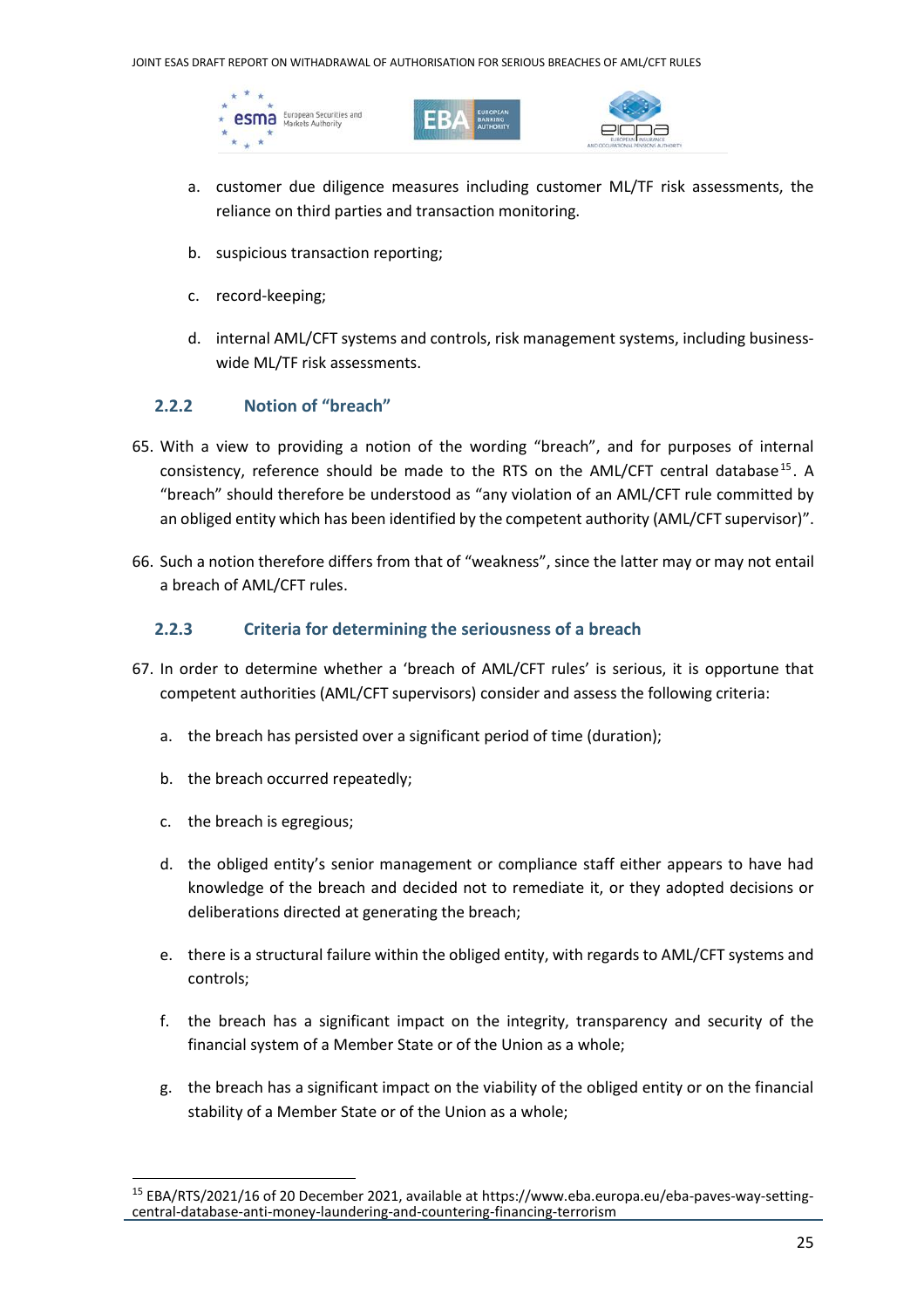a. customer due diligence measures including customer ML/TF risk assessments, the reliance on third parties and transaction monitoring.

b. suspicious transaction reporting;

c. record-keeping;

d. internal AML/CFT systems and controls, risk management systems, including business-wide ML/TF risk assessments.

### 2.2.2 Notion of "breach"

65. With a view to providing a notion of the wording "breach", and for purposes of internal consistency, reference should be made to the RTS on the AML/CFT central database[15]. A "breach" should therefore be understood as "any violation of an AML/CFT rule committed by an obliged entity which has been identified by the competent authority (AML/CFT supervisor)".

66. Such a notion therefore differs from that of "weakness", since the latter may or may not entail a breach of AML/CFT rules.

### 2.2.3 Criteria for determining the seriousness of a breach

67. In order to determine whether a 'breach of AML/CFT rules' is serious, it is opportune that competent authorities (AML/CFT supervisors) consider and assess the following criteria:

a. the breach has persisted over a significant period of time (duration);

b. the breach occurred repeatedly;

c. the breach is egregious;

d. the obliged entity's senior management or compliance staff either appears to have had knowledge of the breach and decided not to remediate it, or they adopted decisions or deliberations directed at generating the breach;

e. there is a structural failure within the obliged entity, with regards to AML/CFT systems and controls;

f. the breach has a significant impact on the integrity, transparency and security of the financial system of a Member State or of the Union as a whole;

g. the breach has a significant impact on the viability of the obliged entity or on the financial stability of a Member State or of the Union as a whole;

[15] EBA/RTS/2021/16 of 20 December 2021, available at https://www.eba.europa.eu/eba-paves-way-setting-central-database-anti-money-laundering-and-countering-financing-terrorism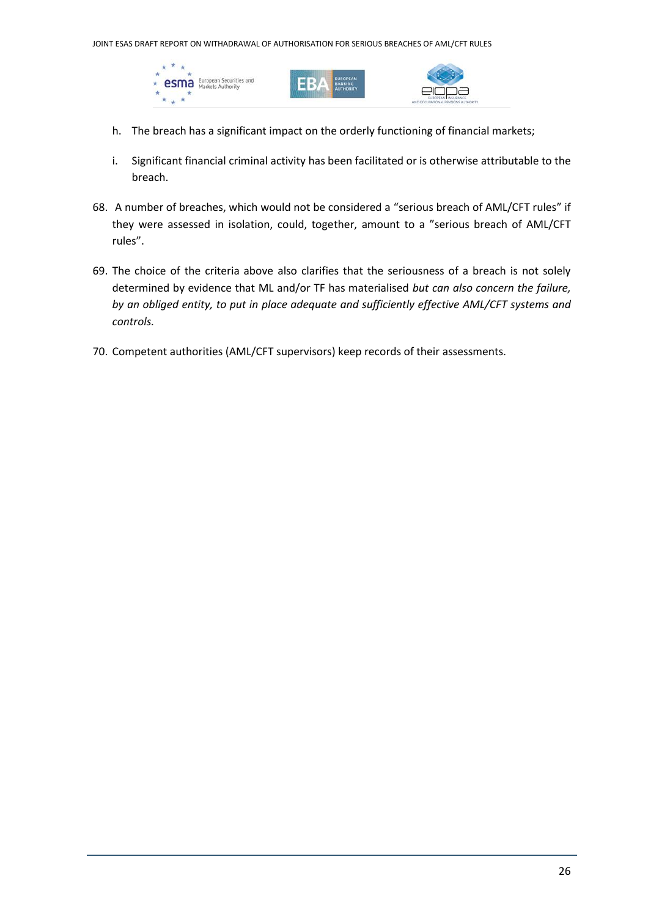h. The breach has a significant impact on the orderly functioning of financial markets;

i. Significant financial criminal activity has been facilitated or is otherwise attributable to the breach.

68. A number of breaches, which would not be considered a "serious breach of AML/CFT rules" if they were assessed in isolation, could, together, amount to a "serious breach of AML/CFT rules".

69. The choice of the criteria above also clarifies that the seriousness of a breach is not solely determined by evidence that ML and/or TF has materialised *but can also concern the failure, by an obliged entity, to put in place adequate and sufficiently effective AML/CFT systems and controls.*

70. Competent authorities (AML/CFT supervisors) keep records of their assessments.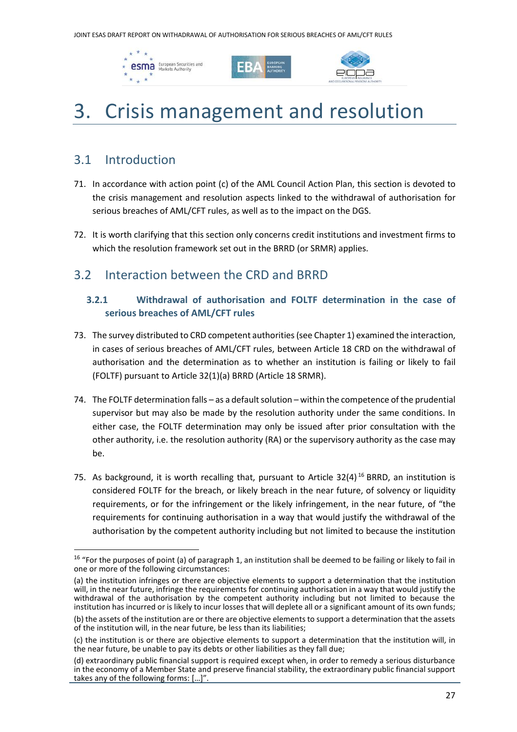# 3. Crisis management and resolution

## 3.1 Introduction

71. In accordance with action point (c) of the AML Council Action Plan, this section is devoted to the crisis management and resolution aspects linked to the withdrawal of authorisation for serious breaches of AML/CFT rules, as well as to the impact on the DGS.

72. It is worth clarifying that this section only concerns credit institutions and investment firms to which the resolution framework set out in the BRRD (or SRMR) applies.

## 3.2 Interaction between the CRD and BRRD

### 3.2.1 Withdrawal of authorisation and FOLTF determination in the case of serious breaches of AML/CFT rules

73. The survey distributed to CRD competent authorities (see Chapter 1) examined the interaction, in cases of serious breaches of AML/CFT rules, between Article 18 CRD on the withdrawal of authorisation and the determination as to whether an institution is failing or likely to fail (FOLTF) pursuant to Article 32(1)(a) BRRD (Article 18 SRMR).

74. The FOLTF determination falls – as a default solution – within the competence of the prudential supervisor but may also be made by the resolution authority under the same conditions. In either case, the FOLTF determination may only be issued after prior consultation with the other authority, i.e. the resolution authority (RA) or the supervisory authority as the case may be.

75. As background, it is worth recalling that, pursuant to Article 32(4)[16] BRRD, an institution is considered FOLTF for the breach, or likely breach in the near future, of solvency or liquidity requirements, or for the infringement or the likely infringement, in the near future, of "the requirements for continuing authorisation in a way that would justify the withdrawal of the authorisation by the competent authority including but not limited to because the institution

---

[16] "For the purposes of point (a) of paragraph 1, an institution shall be deemed to be failing or likely to fail in one or more of the following circumstances:

(a) the institution infringes or there are objective elements to support a determination that the institution will, in the near future, infringe the requirements for continuing authorisation in a way that would justify the withdrawal of the authorisation by the competent authority including but not limited to because the institution has incurred or is likely to incur losses that will deplete all or a significant amount of its own funds;

(b) the assets of the institution are or there are objective elements to support a determination that the assets of the institution will, in the near future, be less than its liabilities;

(c) the institution is or there are objective elements to support a determination that the institution will, in the near future, be unable to pay its debts or other liabilities as they fall due;

(d) extraordinary public financial support is required except when, in order to remedy a serious disturbance in the economy of a Member State and preserve financial stability, the extraordinary public financial support takes any of the following forms: […]".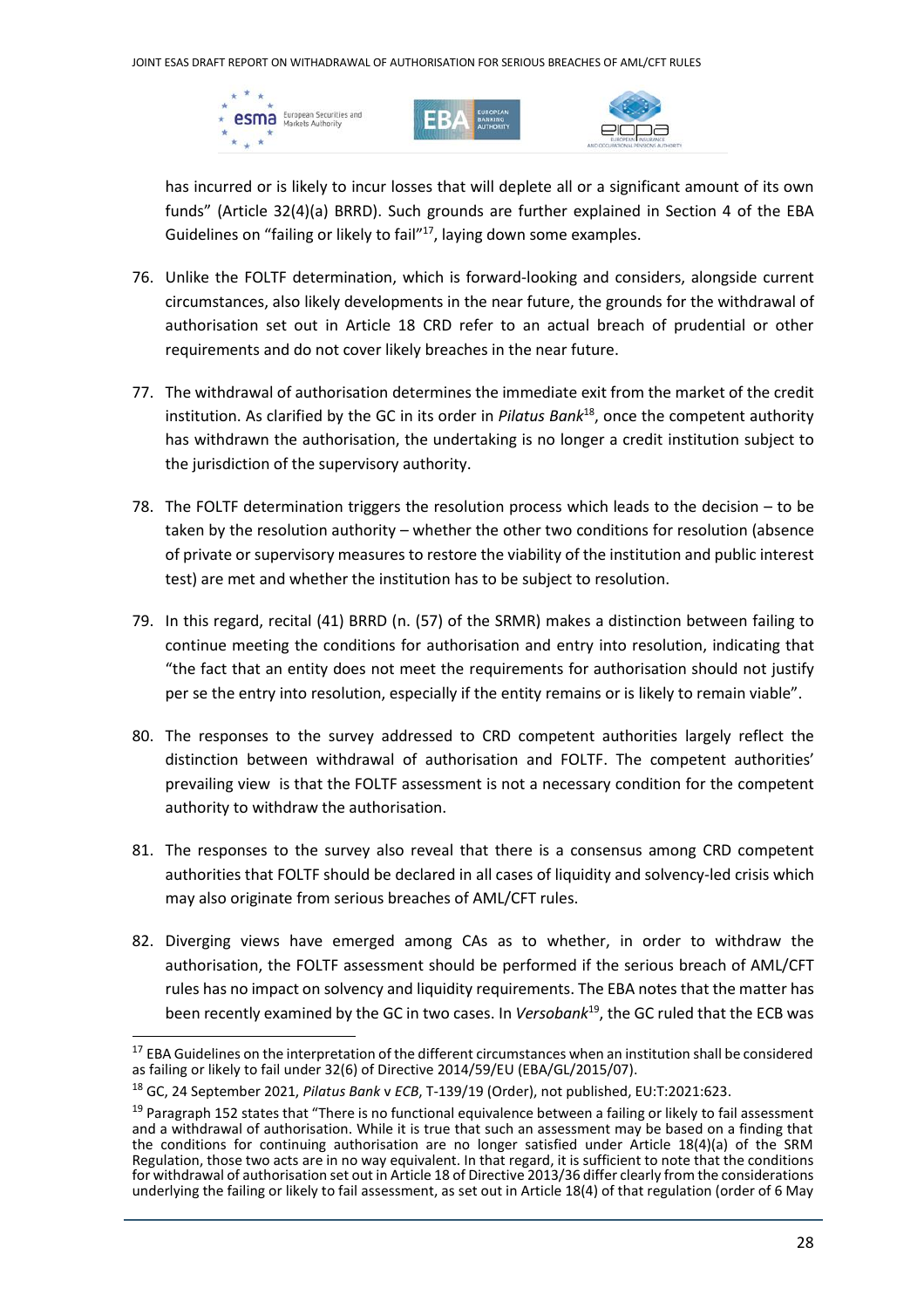has incurred or is likely to incur losses that will deplete all or a significant amount of its own funds" (Article 32(4)(a) BRRD). Such grounds are further explained in Section 4 of the EBA Guidelines on "failing or likely to fail"[17], laying down some examples.

76. Unlike the FOLTF determination, which is forward-looking and considers, alongside current circumstances, also likely developments in the near future, the grounds for the withdrawal of authorisation set out in Article 18 CRD refer to an actual breach of prudential or other requirements and do not cover likely breaches in the near future.

77. The withdrawal of authorisation determines the immediate exit from the market of the credit institution. As clarified by the GC in its order in *Pilatus Bank*[18], once the competent authority has withdrawn the authorisation, the undertaking is no longer a credit institution subject to the jurisdiction of the supervisory authority.

78. The FOLTF determination triggers the resolution process which leads to the decision – to be taken by the resolution authority – whether the other two conditions for resolution (absence of private or supervisory measures to restore the viability of the institution and public interest test) are met and whether the institution has to be subject to resolution.

79. In this regard, recital (41) BRRD (n. (57) of the SRMR) makes a distinction between failing to continue meeting the conditions for authorisation and entry into resolution, indicating that "the fact that an entity does not meet the requirements for authorisation should not justify per se the entry into resolution, especially if the entity remains or is likely to remain viable".

80. The responses to the survey addressed to CRD competent authorities largely reflect the distinction between withdrawal of authorisation and FOLTF. The competent authorities' prevailing view is that the FOLTF assessment is not a necessary condition for the competent authority to withdraw the authorisation.

81. The responses to the survey also reveal that there is a consensus among CRD competent authorities that FOLTF should be declared in all cases of liquidity and solvency-led crisis which may also originate from serious breaches of AML/CFT rules.

82. Diverging views have emerged among CAs as to whether, in order to withdraw the authorisation, the FOLTF assessment should be performed if the serious breach of AML/CFT rules has no impact on solvency and liquidity requirements. The EBA notes that the matter has been recently examined by the GC in two cases. In *Versobank*[19], the GC ruled that the ECB was

---

[17] EBA Guidelines on the interpretation of the different circumstances when an institution shall be considered as failing or likely to fail under 32(6) of Directive 2014/59/EU (EBA/GL/2015/07).

[18] GC, 24 September 2021, *Pilatus Bank* v *ECB*, T-139/19 (Order), not published, EU:T:2021:623.

[19] Paragraph 152 states that "There is no functional equivalence between a failing or likely to fail assessment and a withdrawal of authorisation. While it is true that such an assessment may be based on a finding that the conditions for continuing authorisation are no longer satisfied under Article 18(4)(a) of the SRM Regulation, those two acts are in no way equivalent. In that regard, it is sufficient to note that the conditions for withdrawal of authorisation set out in Article 18 of Directive 2013/36 differ clearly from the considerations underlying the failing or likely to fail assessment, as set out in Article 18(4) of that regulation (order of 6 May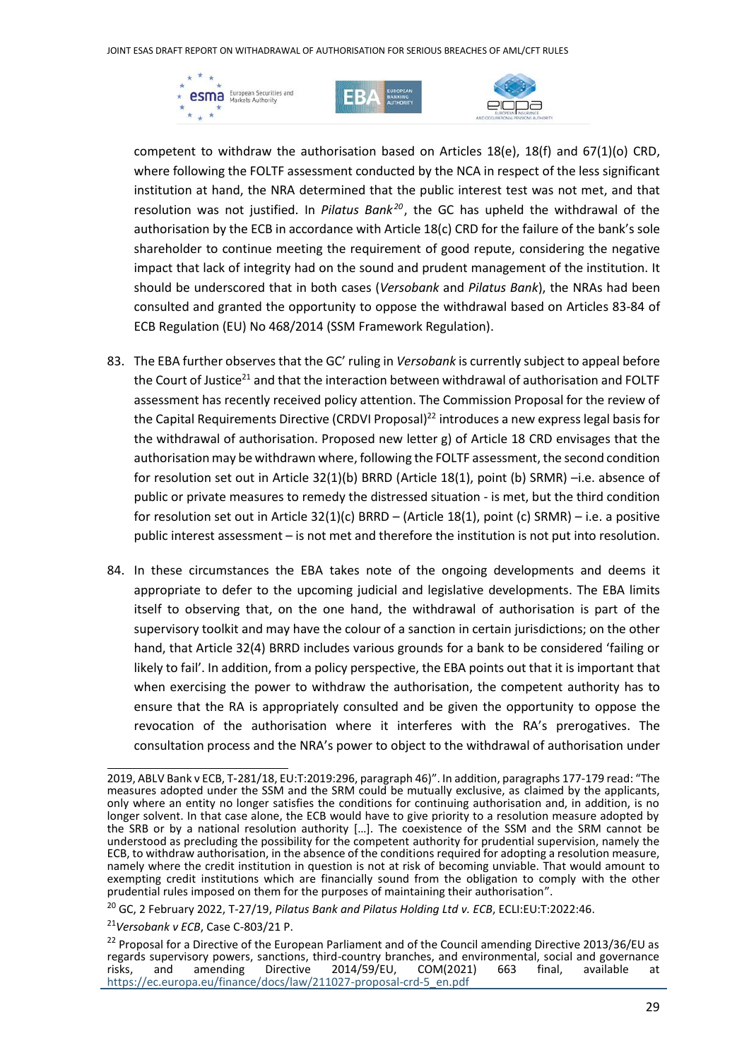competent to withdraw the authorisation based on Articles 18(e), 18(f) and 67(1)(o) CRD, where following the FOLTF assessment conducted by the NCA in respect of the less significant institution at hand, the NRA determined that the public interest test was not met, and that resolution was not justified. In *Pilatus Bank*[20], the GC has upheld the withdrawal of the authorisation by the ECB in accordance with Article 18(c) CRD for the failure of the bank's sole shareholder to continue meeting the requirement of good repute, considering the negative impact that lack of integrity had on the sound and prudent management of the institution. It should be underscored that in both cases (*Versobank* and *Pilatus Bank*), the NRAs had been consulted and granted the opportunity to oppose the withdrawal based on Articles 83-84 of ECB Regulation (EU) No 468/2014 (SSM Framework Regulation).

83. The EBA further observes that the GC' ruling in *Versobank* is currently subject to appeal before the Court of Justice[21] and that the interaction between withdrawal of authorisation and FOLTF assessment has recently received policy attention. The Commission Proposal for the review of the Capital Requirements Directive (CRDVI Proposal)[22] introduces a new express legal basis for the withdrawal of authorisation. Proposed new letter g) of Article 18 CRD envisages that the authorisation may be withdrawn where, following the FOLTF assessment, the second condition for resolution set out in Article 32(1)(b) BRRD (Article 18(1), point (b) SRMR) –i.e. absence of public or private measures to remedy the distressed situation - is met, but the third condition for resolution set out in Article 32(1)(c) BRRD – (Article 18(1), point (c) SRMR) – i.e. a positive public interest assessment – is not met and therefore the institution is not put into resolution.

84. In these circumstances the EBA takes note of the ongoing developments and deems it appropriate to defer to the upcoming judicial and legislative developments. The EBA limits itself to observing that, on the one hand, the withdrawal of authorisation is part of the supervisory toolkit and may have the colour of a sanction in certain jurisdictions; on the other hand, that Article 32(4) BRRD includes various grounds for a bank to be considered 'failing or likely to fail'. In addition, from a policy perspective, the EBA points out that it is important that when exercising the power to withdraw the authorisation, the competent authority has to ensure that the RA is appropriately consulted and be given the opportunity to oppose the revocation of the authorisation where it interferes with the RA's prerogatives. The consultation process and the NRA's power to object to the withdrawal of authorisation under

---

2019, ABLV Bank v ECB, T-281/18, EU:T:2019:296, paragraph 46)". In addition, paragraphs 177-179 read: "The measures adopted under the SSM and the SRM could be mutually exclusive, as claimed by the applicants, only where an entity no longer satisfies the conditions for continuing authorisation and, in addition, is no longer solvent. In that case alone, the ECB would have to give priority to a resolution measure adopted by the SRB or by a national resolution authority […]. The coexistence of the SSM and the SRM cannot be understood as precluding the possibility for the competent authority for prudential supervision, namely the ECB, to withdraw authorisation, in the absence of the conditions required for adopting a resolution measure, namely where the credit institution in question is not at risk of becoming unviable. That would amount to exempting credit institutions which are financially sound from the obligation to comply with the other prudential rules imposed on them for the purposes of maintaining their authorisation".

[20] GC, 2 February 2022, T-27/19, *Pilatus Bank and Pilatus Holding Ltd v. ECB*, ECLI:EU:T:2022:46.

[21] *Versobank v ECB*, Case C-803/21 P.

[22] Proposal for a Directive of the European Parliament and of the Council amending Directive 2013/36/EU as regards supervisory powers, sanctions, third-country branches, and environmental, social and governance risks, and amending Directive 2014/59/EU, COM(2021) 663 final, available at https://ec.europa.eu/finance/docs/law/211027-proposal-crd-5_en.pdf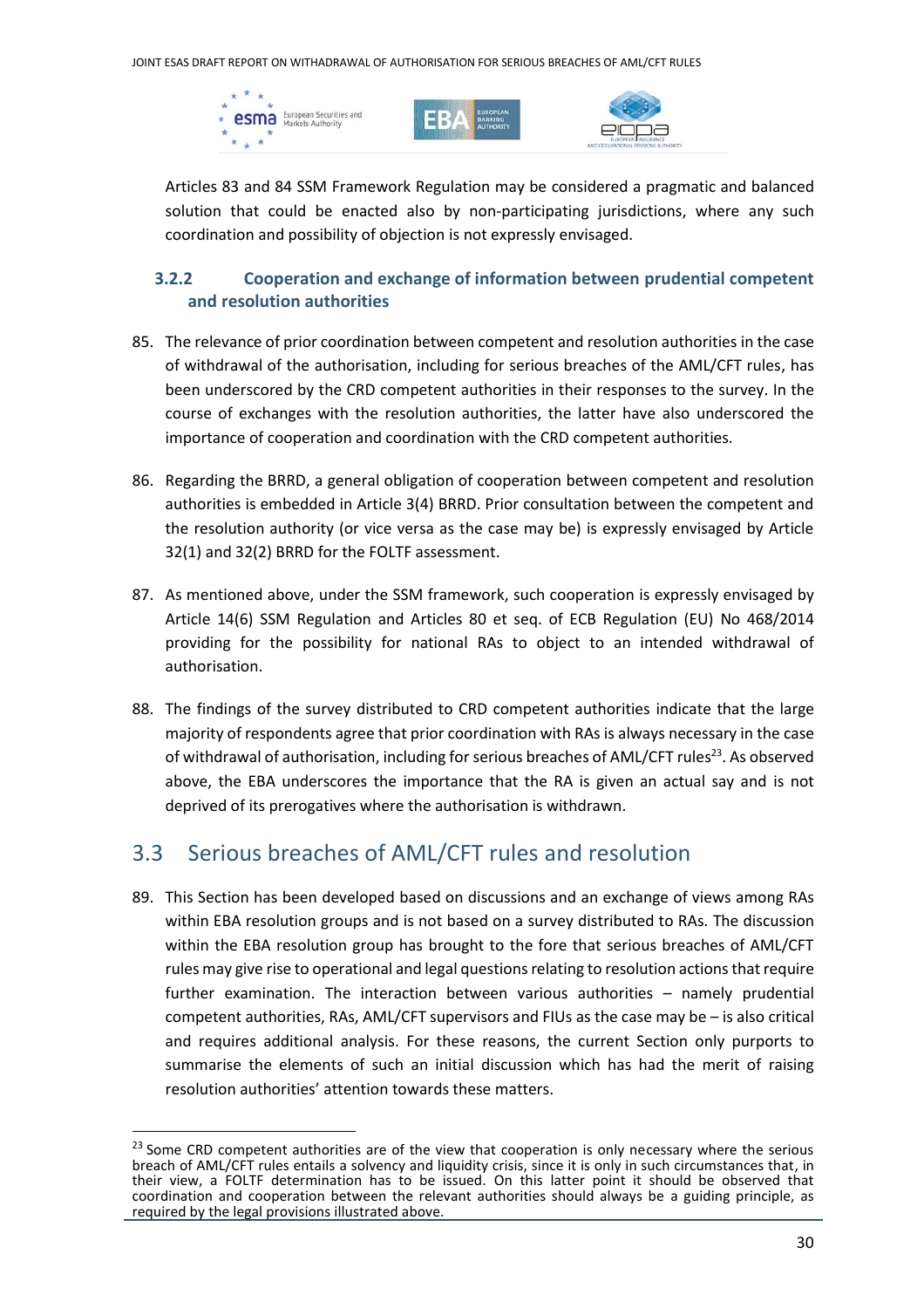Articles 83 and 84 SSM Framework Regulation may be considered a pragmatic and balanced solution that could be enacted also by non-participating jurisdictions, where any such coordination and possibility of objection is not expressly envisaged.

### 3.2.2 Cooperation and exchange of information between prudential competent and resolution authorities

85. The relevance of prior coordination between competent and resolution authorities in the case of withdrawal of the authorisation, including for serious breaches of the AML/CFT rules, has been underscored by the CRD competent authorities in their responses to the survey. In the course of exchanges with the resolution authorities, the latter have also underscored the importance of cooperation and coordination with the CRD competent authorities.

86. Regarding the BRRD, a general obligation of cooperation between competent and resolution authorities is embedded in Article 3(4) BRRD. Prior consultation between the competent and the resolution authority (or vice versa as the case may be) is expressly envisaged by Article 32(1) and 32(2) BRRD for the FOLTF assessment.

87. As mentioned above, under the SSM framework, such cooperation is expressly envisaged by Article 14(6) SSM Regulation and Articles 80 et seq. of ECB Regulation (EU) No 468/2014 providing for the possibility for national RAs to object to an intended withdrawal of authorisation.

88. The findings of the survey distributed to CRD competent authorities indicate that the large majority of respondents agree that prior coordination with RAs is always necessary in the case of withdrawal of authorisation, including for serious breaches of AML/CFT rules[23]. As observed above, the EBA underscores the importance that the RA is given an actual say and is not deprived of its prerogatives where the authorisation is withdrawn.

## 3.3 Serious breaches of AML/CFT rules and resolution

89. This Section has been developed based on discussions and an exchange of views among RAs within EBA resolution groups and is not based on a survey distributed to RAs. The discussion within the EBA resolution group has brought to the fore that serious breaches of AML/CFT rules may give rise to operational and legal questions relating to resolution actions that require further examination. The interaction between various authorities – namely prudential competent authorities, RAs, AML/CFT supervisors and FIUs as the case may be – is also critical and requires additional analysis. For these reasons, the current Section only purports to summarise the elements of such an initial discussion which has had the merit of raising resolution authorities' attention towards these matters.

[23] Some CRD competent authorities are of the view that cooperation is only necessary where the serious breach of AML/CFT rules entails a solvency and liquidity crisis, since it is only in such circumstances that, in their view, a FOLTF determination has to be issued. On this latter point it should be observed that coordination and cooperation between the relevant authorities should always be a guiding principle, as required by the legal provisions illustrated above.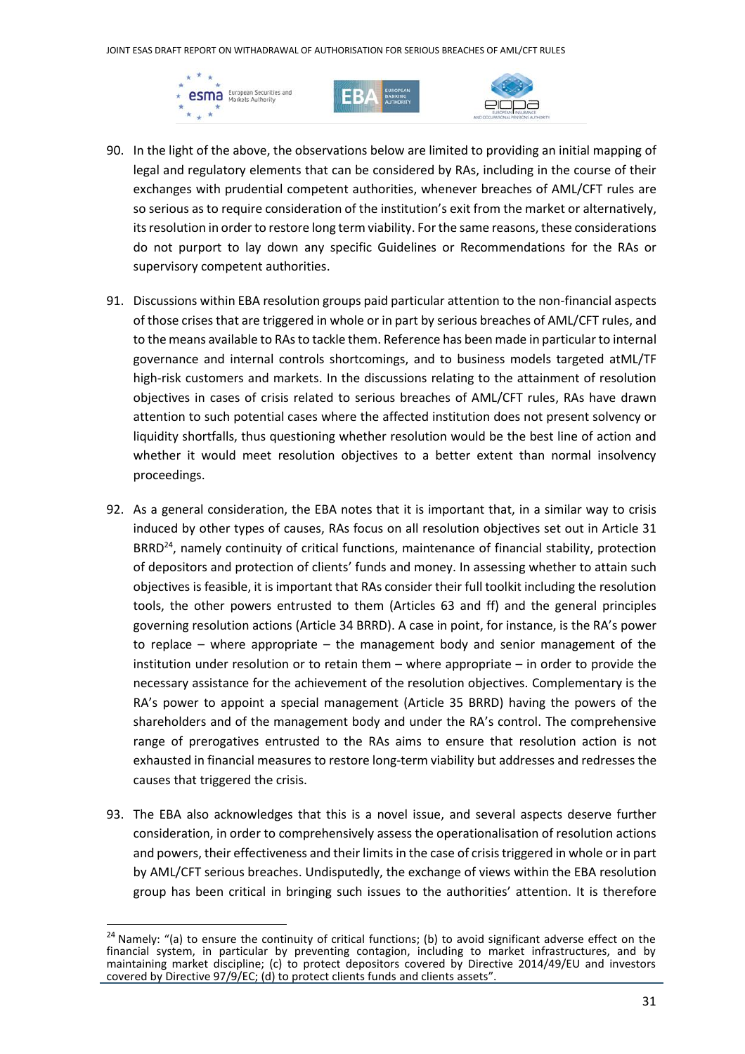90. In the light of the above, the observations below are limited to providing an initial mapping of legal and regulatory elements that can be considered by RAs, including in the course of their exchanges with prudential competent authorities, whenever breaches of AML/CFT rules are so serious as to require consideration of the institution's exit from the market or alternatively, its resolution in order to restore long term viability. For the same reasons, these considerations do not purport to lay down any specific Guidelines or Recommendations for the RAs or supervisory competent authorities.

91. Discussions within EBA resolution groups paid particular attention to the non-financial aspects of those crises that are triggered in whole or in part by serious breaches of AML/CFT rules, and to the means available to RAs to tackle them. Reference has been made in particular to internal governance and internal controls shortcomings, and to business models targeted atML/TF high-risk customers and markets. In the discussions relating to the attainment of resolution objectives in cases of crisis related to serious breaches of AML/CFT rules, RAs have drawn attention to such potential cases where the affected institution does not present solvency or liquidity shortfalls, thus questioning whether resolution would be the best line of action and whether it would meet resolution objectives to a better extent than normal insolvency proceedings.

92. As a general consideration, the EBA notes that it is important that, in a similar way to crisis induced by other types of causes, RAs focus on all resolution objectives set out in Article 31 BRRD[24], namely continuity of critical functions, maintenance of financial stability, protection of depositors and protection of clients' funds and money. In assessing whether to attain such objectives is feasible, it is important that RAs consider their full toolkit including the resolution tools, the other powers entrusted to them (Articles 63 and ff) and the general principles governing resolution actions (Article 34 BRRD). A case in point, for instance, is the RA's power to replace – where appropriate – the management body and senior management of the institution under resolution or to retain them – where appropriate – in order to provide the necessary assistance for the achievement of the resolution objectives. Complementary is the RA's power to appoint a special management (Article 35 BRRD) having the powers of the shareholders and of the management body and under the RA's control. The comprehensive range of prerogatives entrusted to the RAs aims to ensure that resolution action is not exhausted in financial measures to restore long-term viability but addresses and redresses the causes that triggered the crisis.

93. The EBA also acknowledges that this is a novel issue, and several aspects deserve further consideration, in order to comprehensively assess the operationalisation of resolution actions and powers, their effectiveness and their limits in the case of crisis triggered in whole or in part by AML/CFT serious breaches. Undisputedly, the exchange of views within the EBA resolution group has been critical in bringing such issues to the authorities' attention. It is therefore

[24] Namely: "(a) to ensure the continuity of critical functions; (b) to avoid significant adverse effect on the financial system, in particular by preventing contagion, including to market infrastructures, and by maintaining market discipline; (c) to protect depositors covered by Directive 2014/49/EU and investors covered by Directive 97/9/EC; (d) to protect clients funds and clients assets".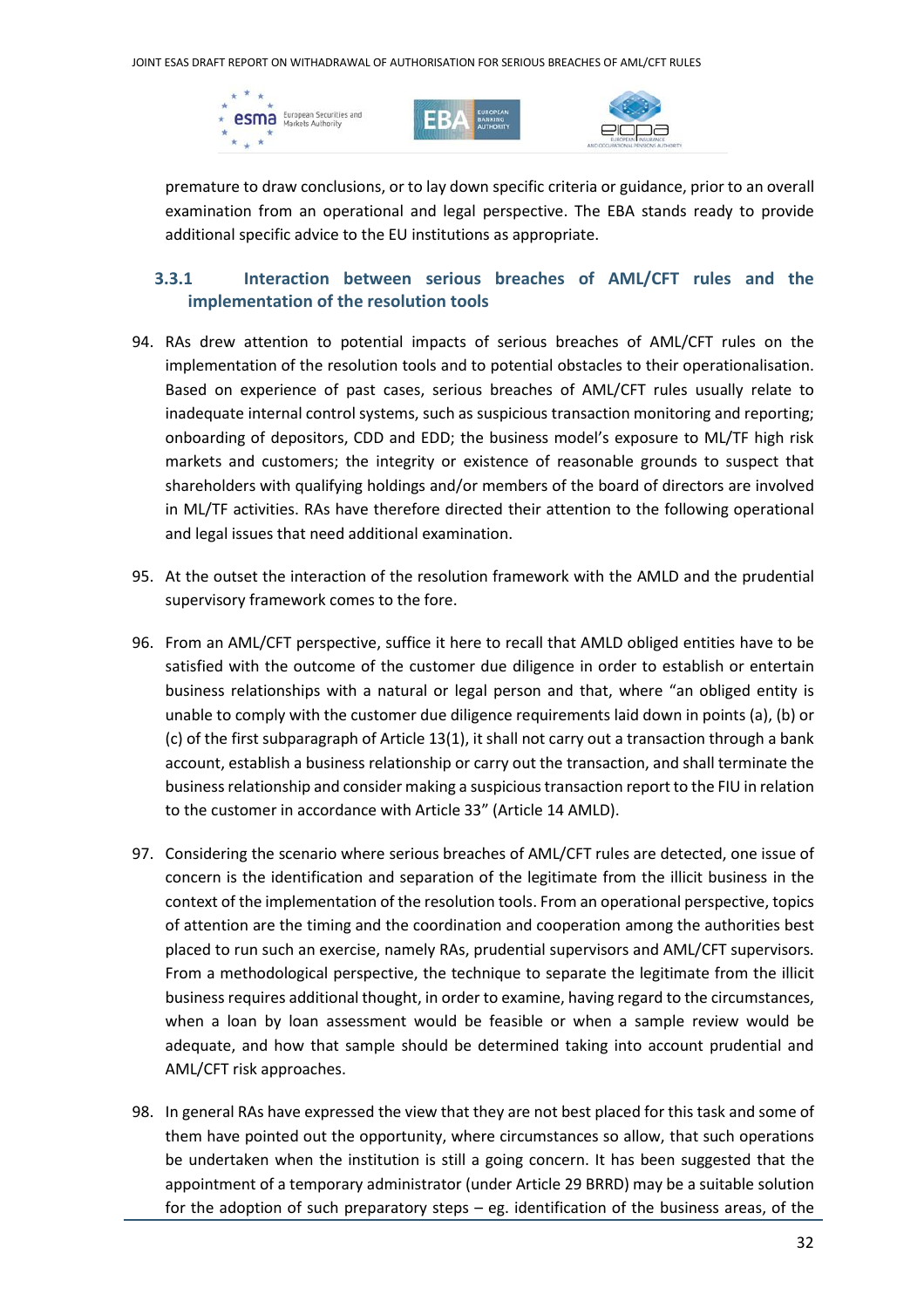premature to draw conclusions, or to lay down specific criteria or guidance, prior to an overall examination from an operational and legal perspective. The EBA stands ready to provide additional specific advice to the EU institutions as appropriate.

### 3.3.1 Interaction between serious breaches of AML/CFT rules and the implementation of the resolution tools

94. RAs drew attention to potential impacts of serious breaches of AML/CFT rules on the implementation of the resolution tools and to potential obstacles to their operationalisation. Based on experience of past cases, serious breaches of AML/CFT rules usually relate to inadequate internal control systems, such as suspicious transaction monitoring and reporting; onboarding of depositors, CDD and EDD; the business model's exposure to ML/TF high risk markets and customers; the integrity or existence of reasonable grounds to suspect that shareholders with qualifying holdings and/or members of the board of directors are involved in ML/TF activities. RAs have therefore directed their attention to the following operational and legal issues that need additional examination.

95. At the outset the interaction of the resolution framework with the AMLD and the prudential supervisory framework comes to the fore.

96. From an AML/CFT perspective, suffice it here to recall that AMLD obliged entities have to be satisfied with the outcome of the customer due diligence in order to establish or entertain business relationships with a natural or legal person and that, where "an obliged entity is unable to comply with the customer due diligence requirements laid down in points (a), (b) or (c) of the first subparagraph of Article 13(1), it shall not carry out a transaction through a bank account, establish a business relationship or carry out the transaction, and shall terminate the business relationship and consider making a suspicious transaction report to the FIU in relation to the customer in accordance with Article 33" (Article 14 AMLD).

97. Considering the scenario where serious breaches of AML/CFT rules are detected, one issue of concern is the identification and separation of the legitimate from the illicit business in the context of the implementation of the resolution tools. From an operational perspective, topics of attention are the timing and the coordination and cooperation among the authorities best placed to run such an exercise, namely RAs, prudential supervisors and AML/CFT supervisors. From a methodological perspective, the technique to separate the legitimate from the illicit business requires additional thought, in order to examine, having regard to the circumstances, when a loan by loan assessment would be feasible or when a sample review would be adequate, and how that sample should be determined taking into account prudential and AML/CFT risk approaches.

98. In general RAs have expressed the view that they are not best placed for this task and some of them have pointed out the opportunity, where circumstances so allow, that such operations be undertaken when the institution is still a going concern. It has been suggested that the appointment of a temporary administrator (under Article 29 BRRD) may be a suitable solution for the adoption of such preparatory steps – eg. identification of the business areas, of the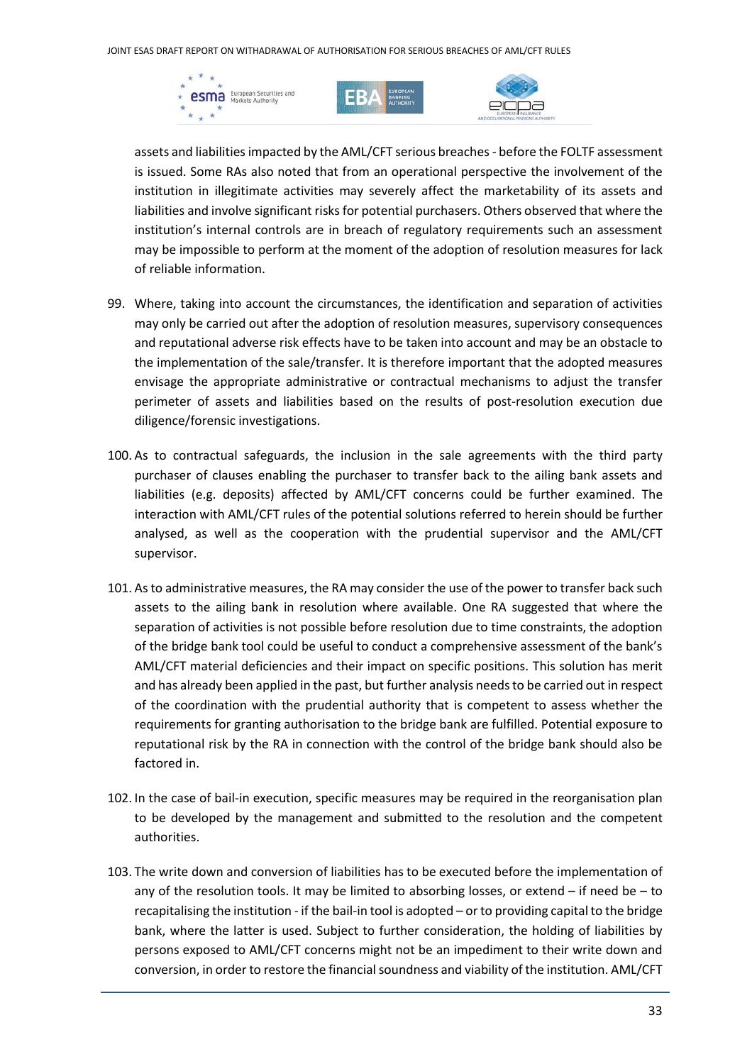assets and liabilities impacted by the AML/CFT serious breaches - before the FOLTF assessment is issued. Some RAs also noted that from an operational perspective the involvement of the institution in illegitimate activities may severely affect the marketability of its assets and liabilities and involve significant risks for potential purchasers. Others observed that where the institution's internal controls are in breach of regulatory requirements such an assessment may be impossible to perform at the moment of the adoption of resolution measures for lack of reliable information.

99. Where, taking into account the circumstances, the identification and separation of activities may only be carried out after the adoption of resolution measures, supervisory consequences and reputational adverse risk effects have to be taken into account and may be an obstacle to the implementation of the sale/transfer. It is therefore important that the adopted measures envisage the appropriate administrative or contractual mechanisms to adjust the transfer perimeter of assets and liabilities based on the results of post-resolution execution due diligence/forensic investigations.

100. As to contractual safeguards, the inclusion in the sale agreements with the third party purchaser of clauses enabling the purchaser to transfer back to the ailing bank assets and liabilities (e.g. deposits) affected by AML/CFT concerns could be further examined. The interaction with AML/CFT rules of the potential solutions referred to herein should be further analysed, as well as the cooperation with the prudential supervisor and the AML/CFT supervisor.

101. As to administrative measures, the RA may consider the use of the power to transfer back such assets to the ailing bank in resolution where available. One RA suggested that where the separation of activities is not possible before resolution due to time constraints, the adoption of the bridge bank tool could be useful to conduct a comprehensive assessment of the bank's AML/CFT material deficiencies and their impact on specific positions. This solution has merit and has already been applied in the past, but further analysis needs to be carried out in respect of the coordination with the prudential authority that is competent to assess whether the requirements for granting authorisation to the bridge bank are fulfilled. Potential exposure to reputational risk by the RA in connection with the control of the bridge bank should also be factored in.

102. In the case of bail-in execution, specific measures may be required in the reorganisation plan to be developed by the management and submitted to the resolution and the competent authorities.

103. The write down and conversion of liabilities has to be executed before the implementation of any of the resolution tools. It may be limited to absorbing losses, or extend – if need be – to recapitalising the institution - if the bail-in tool is adopted – or to providing capital to the bridge bank, where the latter is used. Subject to further consideration, the holding of liabilities by persons exposed to AML/CFT concerns might not be an impediment to their write down and conversion, in order to restore the financial soundness and viability of the institution. AML/CFT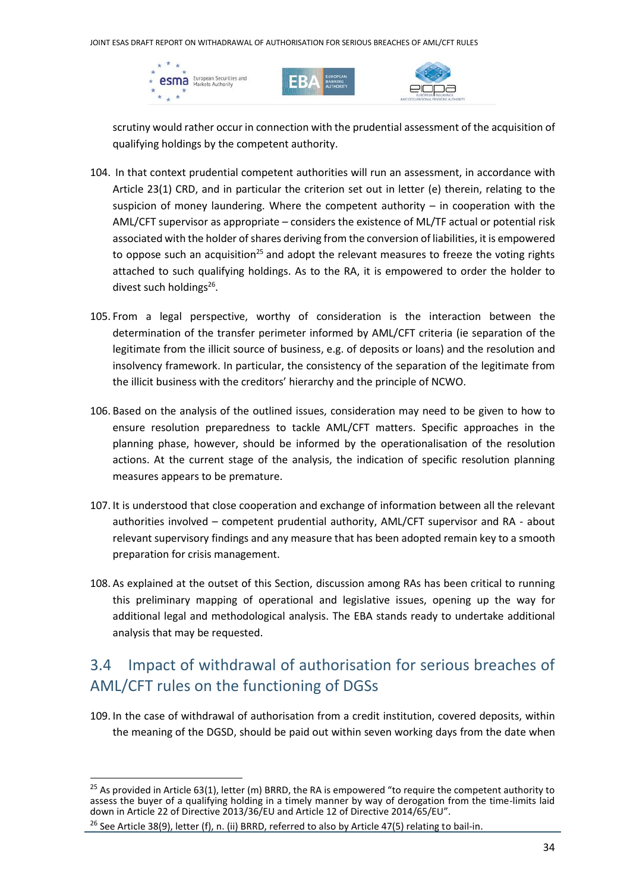scrutiny would rather occur in connection with the prudential assessment of the acquisition of qualifying holdings by the competent authority.

104. In that context prudential competent authorities will run an assessment, in accordance with Article 23(1) CRD, and in particular the criterion set out in letter (e) therein, relating to the suspicion of money laundering. Where the competent authority – in cooperation with the AML/CFT supervisor as appropriate – considers the existence of ML/TF actual or potential risk associated with the holder of shares deriving from the conversion of liabilities, it is empowered to oppose such an acquisition[25] and adopt the relevant measures to freeze the voting rights attached to such qualifying holdings. As to the RA, it is empowered to order the holder to divest such holdings[26].

105. From a legal perspective, worthy of consideration is the interaction between the determination of the transfer perimeter informed by AML/CFT criteria (ie separation of the legitimate from the illicit source of business, e.g. of deposits or loans) and the resolution and insolvency framework. In particular, the consistency of the separation of the legitimate from the illicit business with the creditors' hierarchy and the principle of NCWO.

106. Based on the analysis of the outlined issues, consideration may need to be given to how to ensure resolution preparedness to tackle AML/CFT matters. Specific approaches in the planning phase, however, should be informed by the operationalisation of the resolution actions. At the current stage of the analysis, the indication of specific resolution planning measures appears to be premature.

107. It is understood that close cooperation and exchange of information between all the relevant authorities involved – competent prudential authority, AML/CFT supervisor and RA - about relevant supervisory findings and any measure that has been adopted remain key to a smooth preparation for crisis management.

108. As explained at the outset of this Section, discussion among RAs has been critical to running this preliminary mapping of operational and legislative issues, opening up the way for additional legal and methodological analysis. The EBA stands ready to undertake additional analysis that may be requested.

## 3.4 Impact of withdrawal of authorisation for serious breaches of AML/CFT rules on the functioning of DGSs

109. In the case of withdrawal of authorisation from a credit institution, covered deposits, within the meaning of the DGSD, should be paid out within seven working days from the date when

---

[25] As provided in Article 63(1), letter (m) BRRD, the RA is empowered "to require the competent authority to assess the buyer of a qualifying holding in a timely manner by way of derogation from the time-limits laid down in Article 22 of Directive 2013/36/EU and Article 12 of Directive 2014/65/EU".

[26] See Article 38(9), letter (f), n. (ii) BRRD, referred to also by Article 47(5) relating to bail-in.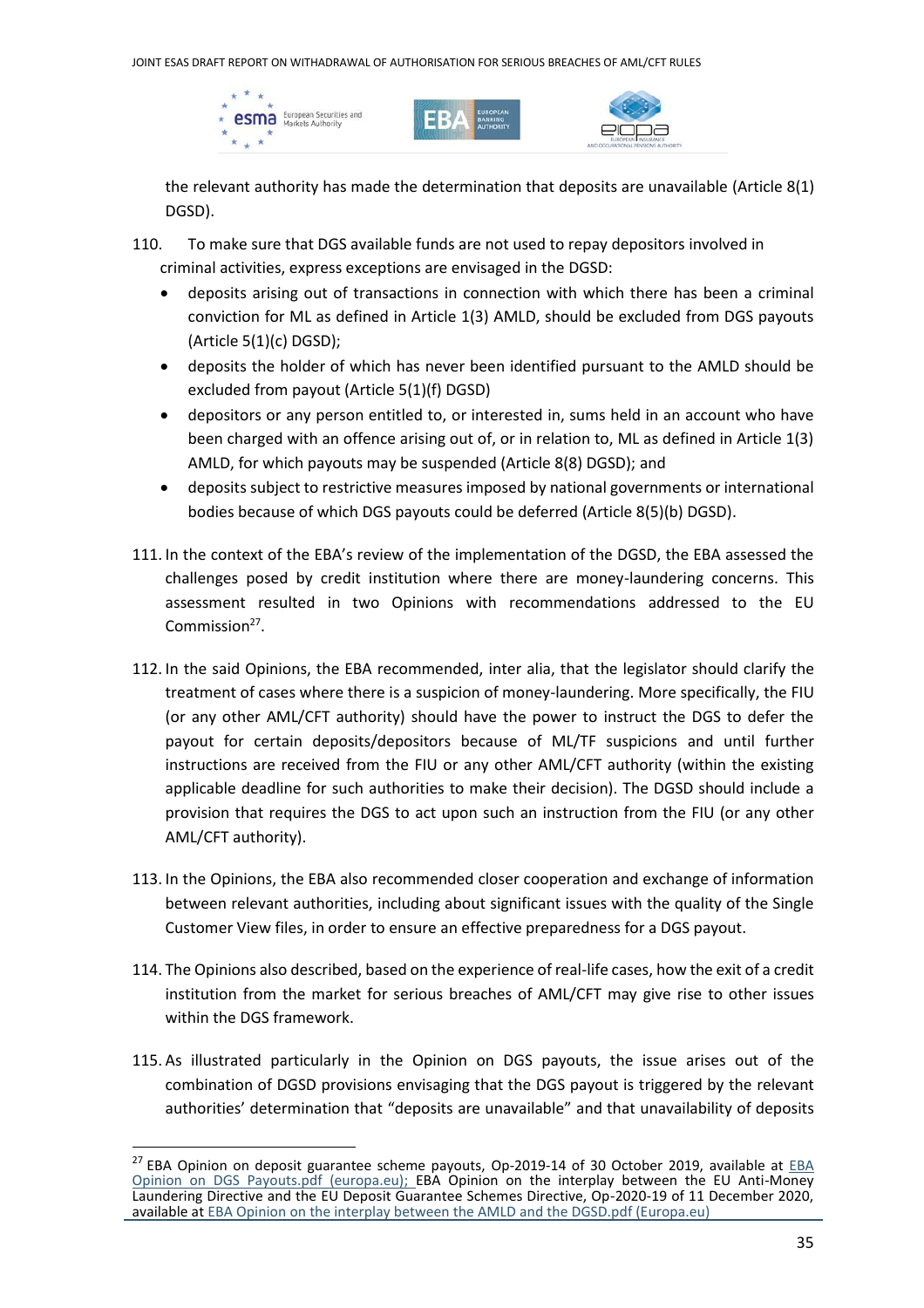the relevant authority has made the determination that deposits are unavailable (Article 8(1) DGSD).

110. To make sure that DGS available funds are not used to repay depositors involved in criminal activities, express exceptions are envisaged in the DGSD:

- deposits arising out of transactions in connection with which there has been a criminal conviction for ML as defined in Article 1(3) AMLD, should be excluded from DGS payouts (Article 5(1)(c) DGSD);
- deposits the holder of which has never been identified pursuant to the AMLD should be excluded from payout (Article 5(1)(f) DGSD)
- depositors or any person entitled to, or interested in, sums held in an account who have been charged with an offence arising out of, or in relation to, ML as defined in Article 1(3) AMLD, for which payouts may be suspended (Article 8(8) DGSD); and
- deposits subject to restrictive measures imposed by national governments or international bodies because of which DGS payouts could be deferred (Article 8(5)(b) DGSD).

111. In the context of the EBA's review of the implementation of the DGSD, the EBA assessed the challenges posed by credit institution where there are money-laundering concerns. This assessment resulted in two Opinions with recommendations addressed to the EU Commission[27].

112. In the said Opinions, the EBA recommended, inter alia, that the legislator should clarify the treatment of cases where there is a suspicion of money-laundering. More specifically, the FIU (or any other AML/CFT authority) should have the power to instruct the DGS to defer the payout for certain deposits/depositors because of ML/TF suspicions and until further instructions are received from the FIU or any other AML/CFT authority (within the existing applicable deadline for such authorities to make their decision). The DGSD should include a provision that requires the DGS to act upon such an instruction from the FIU (or any other AML/CFT authority).

113. In the Opinions, the EBA also recommended closer cooperation and exchange of information between relevant authorities, including about significant issues with the quality of the Single Customer View files, in order to ensure an effective preparedness for a DGS payout.

114. The Opinions also described, based on the experience of real-life cases, how the exit of a credit institution from the market for serious breaches of AML/CFT may give rise to other issues within the DGS framework.

115. As illustrated particularly in the Opinion on DGS payouts, the issue arises out of the combination of DGSD provisions envisaging that the DGS payout is triggered by the relevant authorities' determination that "deposits are unavailable" and that unavailability of deposits

---

[27] EBA Opinion on deposit guarantee scheme payouts, Op-2019-14 of 30 October 2019, available at EBA Opinion on DGS Payouts.pdf (europa.eu); EBA Opinion on the interplay between the EU Anti-Money Laundering Directive and the EU Deposit Guarantee Schemes Directive, Op-2020-19 of 11 December 2020, available at EBA Opinion on the interplay between the AMLD and the DGSD.pdf (Europa.eu)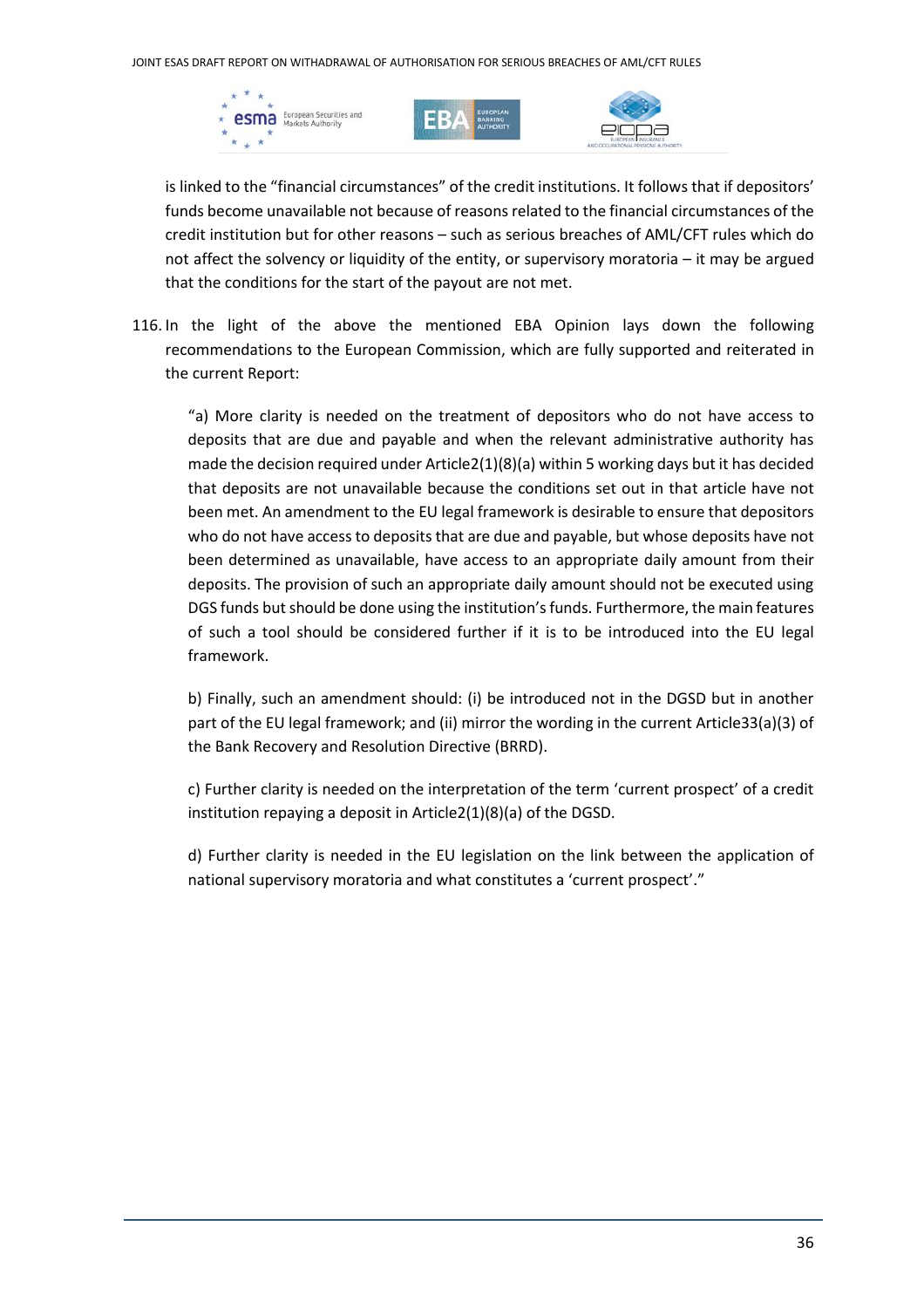is linked to the "financial circumstances" of the credit institutions. It follows that if depositors' funds become unavailable not because of reasons related to the financial circumstances of the credit institution but for other reasons – such as serious breaches of AML/CFT rules which do not affect the solvency or liquidity of the entity, or supervisory moratoria – it may be argued that the conditions for the start of the payout are not met.

116. In the light of the above the mentioned EBA Opinion lays down the following recommendations to the European Commission, which are fully supported and reiterated in the current Report:

> "a) More clarity is needed on the treatment of depositors who do not have access to deposits that are due and payable and when the relevant administrative authority has made the decision required under Article2(1)(8)(a) within 5 working days but it has decided that deposits are not unavailable because the conditions set out in that article have not been met. An amendment to the EU legal framework is desirable to ensure that depositors who do not have access to deposits that are due and payable, but whose deposits have not been determined as unavailable, have access to an appropriate daily amount from their deposits. The provision of such an appropriate daily amount should not be executed using DGS funds but should be done using the institution's funds. Furthermore, the main features of such a tool should be considered further if it is to be introduced into the EU legal framework.
>
> b) Finally, such an amendment should: (i) be introduced not in the DGSD but in another part of the EU legal framework; and (ii) mirror the wording in the current Article33(a)(3) of the Bank Recovery and Resolution Directive (BRRD).
>
> c) Further clarity is needed on the interpretation of the term 'current prospect' of a credit institution repaying a deposit in Article2(1)(8)(a) of the DGSD.
>
> d) Further clarity is needed in the EU legislation on the link between the application of national supervisory moratoria and what constitutes a 'current prospect'."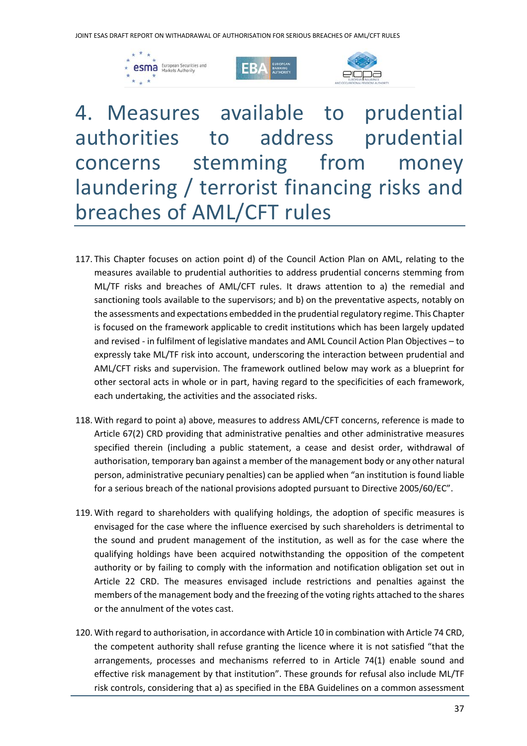# 4. Measures available to prudential authorities to address prudential concerns stemming from money laundering / terrorist financing risks and breaches of AML/CFT rules

117. This Chapter focuses on action point d) of the Council Action Plan on AML, relating to the measures available to prudential authorities to address prudential concerns stemming from ML/TF risks and breaches of AML/CFT rules. It draws attention to a) the remedial and sanctioning tools available to the supervisors; and b) on the preventative aspects, notably on the assessments and expectations embedded in the prudential regulatory regime. This Chapter is focused on the framework applicable to credit institutions which has been largely updated and revised - in fulfilment of legislative mandates and AML Council Action Plan Objectives – to expressly take ML/TF risk into account, underscoring the interaction between prudential and AML/CFT risks and supervision. The framework outlined below may work as a blueprint for other sectoral acts in whole or in part, having regard to the specificities of each framework, each undertaking, the activities and the associated risks.

118. With regard to point a) above, measures to address AML/CFT concerns, reference is made to Article 67(2) CRD providing that administrative penalties and other administrative measures specified therein (including a public statement, a cease and desist order, withdrawal of authorisation, temporary ban against a member of the management body or any other natural person, administrative pecuniary penalties) can be applied when "an institution is found liable for a serious breach of the national provisions adopted pursuant to Directive 2005/60/EC".

119. With regard to shareholders with qualifying holdings, the adoption of specific measures is envisaged for the case where the influence exercised by such shareholders is detrimental to the sound and prudent management of the institution, as well as for the case where the qualifying holdings have been acquired notwithstanding the opposition of the competent authority or by failing to comply with the information and notification obligation set out in Article 22 CRD. The measures envisaged include restrictions and penalties against the members of the management body and the freezing of the voting rights attached to the shares or the annulment of the votes cast.

120. With regard to authorisation, in accordance with Article 10 in combination with Article 74 CRD, the competent authority shall refuse granting the licence where it is not satisfied "that the arrangements, processes and mechanisms referred to in Article 74(1) enable sound and effective risk management by that institution". These grounds for refusal also include ML/TF risk controls, considering that a) as specified in the EBA Guidelines on a common assessment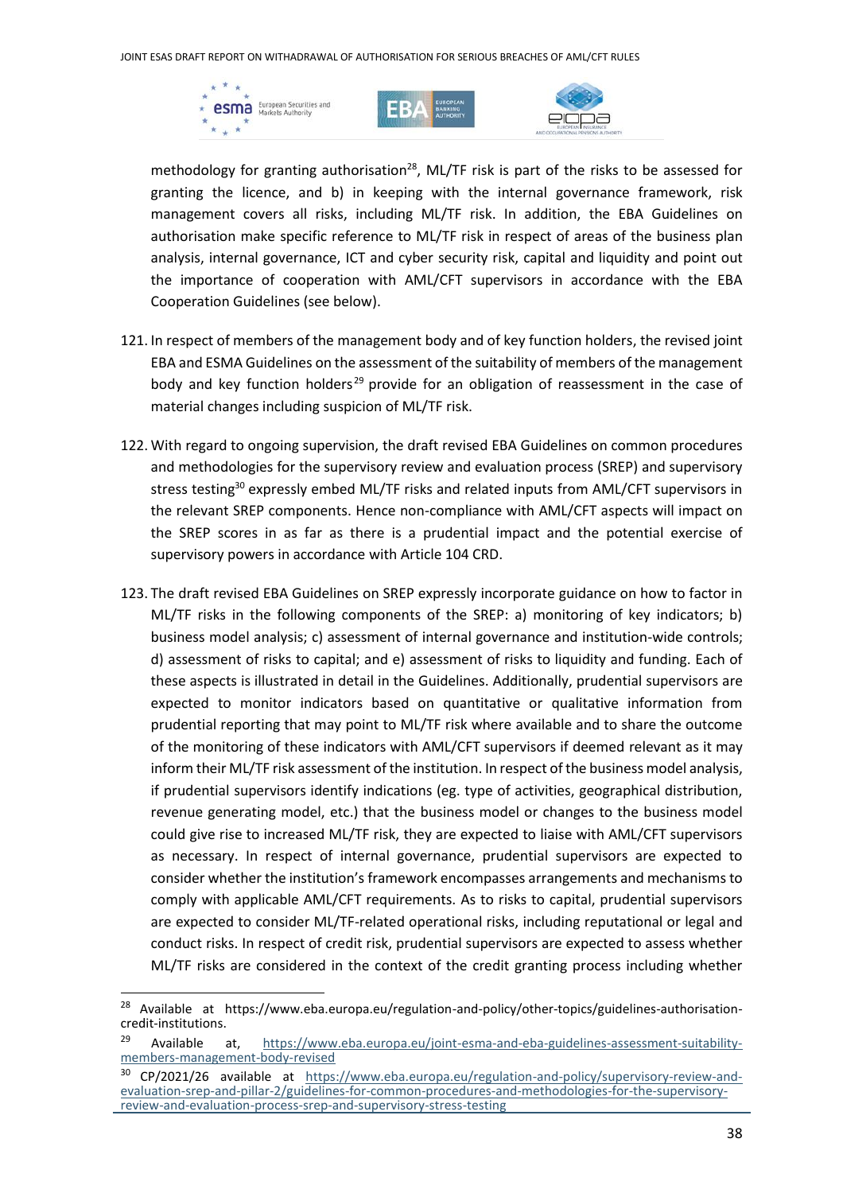methodology for granting authorisation[28], ML/TF risk is part of the risks to be assessed for granting the licence, and b) in keeping with the internal governance framework, risk management covers all risks, including ML/TF risk. In addition, the EBA Guidelines on authorisation make specific reference to ML/TF risk in respect of areas of the business plan analysis, internal governance, ICT and cyber security risk, capital and liquidity and point out the importance of cooperation with AML/CFT supervisors in accordance with the EBA Cooperation Guidelines (see below).

121. In respect of members of the management body and of key function holders, the revised joint EBA and ESMA Guidelines on the assessment of the suitability of members of the management body and key function holders[29] provide for an obligation of reassessment in the case of material changes including suspicion of ML/TF risk.

122. With regard to ongoing supervision, the draft revised EBA Guidelines on common procedures and methodologies for the supervisory review and evaluation process (SREP) and supervisory stress testing[30] expressly embed ML/TF risks and related inputs from AML/CFT supervisors in the relevant SREP components. Hence non-compliance with AML/CFT aspects will impact on the SREP scores in as far as there is a prudential impact and the potential exercise of supervisory powers in accordance with Article 104 CRD.

123. The draft revised EBA Guidelines on SREP expressly incorporate guidance on how to factor in ML/TF risks in the following components of the SREP: a) monitoring of key indicators; b) business model analysis; c) assessment of internal governance and institution-wide controls; d) assessment of risks to capital; and e) assessment of risks to liquidity and funding. Each of these aspects is illustrated in detail in the Guidelines. Additionally, prudential supervisors are expected to monitor indicators based on quantitative or qualitative information from prudential reporting that may point to ML/TF risk where available and to share the outcome of the monitoring of these indicators with AML/CFT supervisors if deemed relevant as it may inform their ML/TF risk assessment of the institution. In respect of the business model analysis, if prudential supervisors identify indications (eg. type of activities, geographical distribution, revenue generating model, etc.) that the business model or changes to the business model could give rise to increased ML/TF risk, they are expected to liaise with AML/CFT supervisors as necessary. In respect of internal governance, prudential supervisors are expected to consider whether the institution's framework encompasses arrangements and mechanisms to comply with applicable AML/CFT requirements. As to risks to capital, prudential supervisors are expected to consider ML/TF-related operational risks, including reputational or legal and conduct risks. In respect of credit risk, prudential supervisors are expected to assess whether ML/TF risks are considered in the context of the credit granting process including whether

---

[28] Available at https://www.eba.europa.eu/regulation-and-policy/other-topics/guidelines-authorisation-credit-institutions.

[29] Available at, https://www.eba.europa.eu/joint-esma-and-eba-guidelines-assessment-suitability-members-management-body-revised

[30] CP/2021/26 available at https://www.eba.europa.eu/regulation-and-policy/supervisory-review-and-evaluation-srep-and-pillar-2/guidelines-for-common-procedures-and-methodologies-for-the-supervisory-review-and-evaluation-process-srep-and-supervisory-stress-testing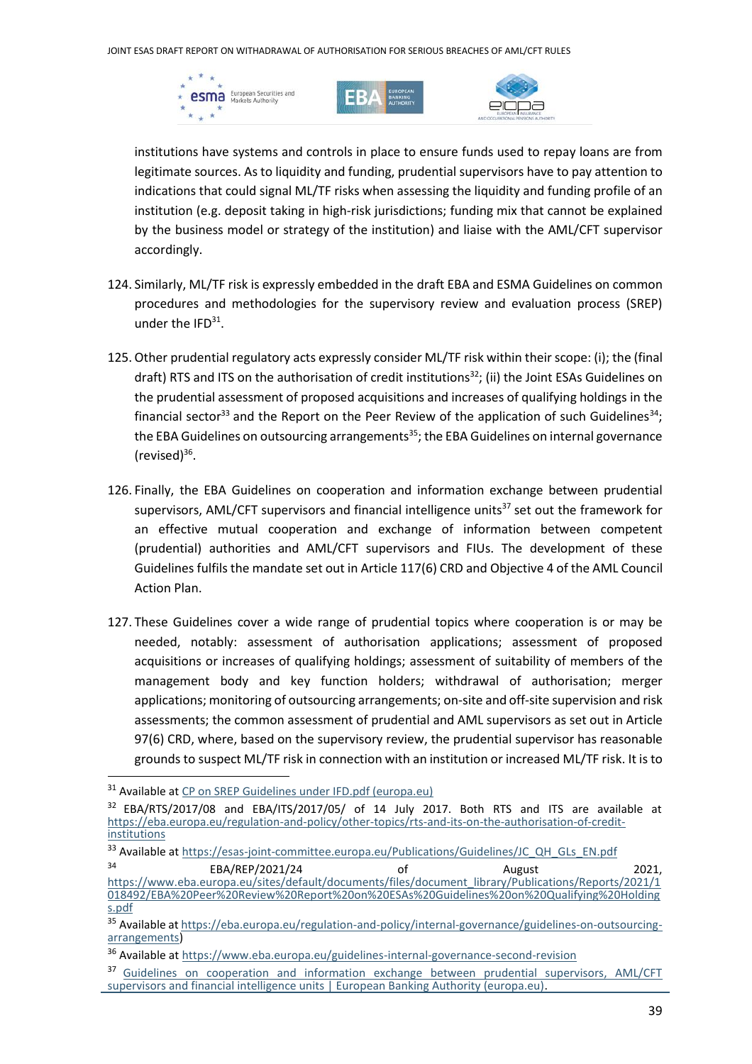institutions have systems and controls in place to ensure funds used to repay loans are from legitimate sources. As to liquidity and funding, prudential supervisors have to pay attention to indications that could signal ML/TF risks when assessing the liquidity and funding profile of an institution (e.g. deposit taking in high-risk jurisdictions; funding mix that cannot be explained by the business model or strategy of the institution) and liaise with the AML/CFT supervisor accordingly.

124. Similarly, ML/TF risk is expressly embedded in the draft EBA and ESMA Guidelines on common procedures and methodologies for the supervisory review and evaluation process (SREP) under the IFD[31].

125. Other prudential regulatory acts expressly consider ML/TF risk within their scope: (i); the (final draft) RTS and ITS on the authorisation of credit institutions[32]; (ii) the Joint ESAs Guidelines on the prudential assessment of proposed acquisitions and increases of qualifying holdings in the financial sector[33] and the Report on the Peer Review of the application of such Guidelines[34]; the EBA Guidelines on outsourcing arrangements[35]; the EBA Guidelines on internal governance (revised)[36].

126. Finally, the EBA Guidelines on cooperation and information exchange between prudential supervisors, AML/CFT supervisors and financial intelligence units[37] set out the framework for an effective mutual cooperation and exchange of information between competent (prudential) authorities and AML/CFT supervisors and FIUs. The development of these Guidelines fulfils the mandate set out in Article 117(6) CRD and Objective 4 of the AML Council Action Plan.

127. These Guidelines cover a wide range of prudential topics where cooperation is or may be needed, notably: assessment of authorisation applications; assessment of proposed acquisitions or increases of qualifying holdings; assessment of suitability of members of the management body and key function holders; withdrawal of authorisation; merger applications; monitoring of outsourcing arrangements; on-site and off-site supervision and risk assessments; the common assessment of prudential and AML supervisors as set out in Article 97(6) CRD, where, based on the supervisory review, the prudential supervisor has reasonable grounds to suspect ML/TF risk in connection with an institution or increased ML/TF risk. It is to

---

[31] Available at CP on SREP Guidelines under IFD.pdf (europa.eu)

[32] EBA/RTS/2017/08 and EBA/ITS/2017/05/ of 14 July 2017. Both RTS and ITS are available at https://eba.europa.eu/regulation-and-policy/other-topics/rts-and-its-on-the-authorisation-of-credit-institutions

[33] Available at https://esas-joint-committee.europa.eu/Publications/Guidelines/JC_QH_GLs_EN.pdf

[34] EBA/REP/2021/24 of August 2021, https://www.eba.europa.eu/sites/default/documents/files/document_library/Publications/Reports/2021/1018492/EBA%20Peer%20Review%20Report%20on%20ESAs%20Guidelines%20on%20Qualifying%20Holdings.pdf

[35] Available at https://eba.europa.eu/regulation-and-policy/internal-governance/guidelines-on-outsourcing-arrangements)

[36] Available at https://www.eba.europa.eu/guidelines-internal-governance-second-revision

[37] Guidelines on cooperation and information exchange between prudential supervisors, AML/CFT supervisors and financial intelligence units | European Banking Authority (europa.eu).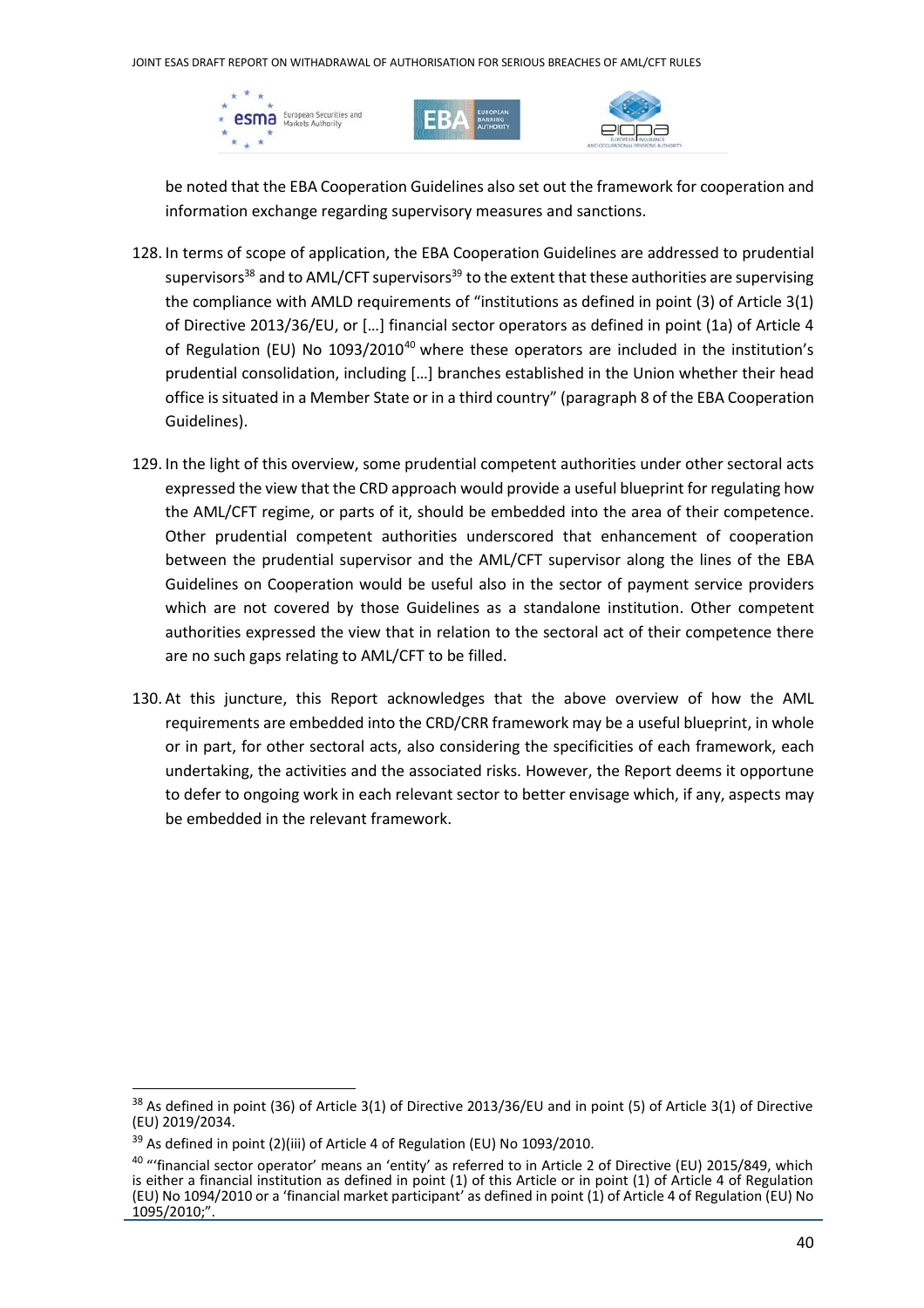be noted that the EBA Cooperation Guidelines also set out the framework for cooperation and information exchange regarding supervisory measures and sanctions.

128. In terms of scope of application, the EBA Cooperation Guidelines are addressed to prudential supervisors[38] and to AML/CFT supervisors[39] to the extent that these authorities are supervising the compliance with AMLD requirements of "institutions as defined in point (3) of Article 3(1) of Directive 2013/36/EU, or […] financial sector operators as defined in point (1a) of Article 4 of Regulation (EU) No 1093/2010[40] where these operators are included in the institution's prudential consolidation, including […] branches established in the Union whether their head office is situated in a Member State or in a third country" (paragraph 8 of the EBA Cooperation Guidelines).

129. In the light of this overview, some prudential competent authorities under other sectoral acts expressed the view that the CRD approach would provide a useful blueprint for regulating how the AML/CFT regime, or parts of it, should be embedded into the area of their competence. Other prudential competent authorities underscored that enhancement of cooperation between the prudential supervisor and the AML/CFT supervisor along the lines of the EBA Guidelines on Cooperation would be useful also in the sector of payment service providers which are not covered by those Guidelines as a standalone institution. Other competent authorities expressed the view that in relation to the sectoral act of their competence there are no such gaps relating to AML/CFT to be filled.

130. At this juncture, this Report acknowledges that the above overview of how the AML requirements are embedded into the CRD/CRR framework may be a useful blueprint, in whole or in part, for other sectoral acts, also considering the specificities of each framework, each undertaking, the activities and the associated risks. However, the Report deems it opportune to defer to ongoing work in each relevant sector to better envisage which, if any, aspects may be embedded in the relevant framework.

---

[38] As defined in point (36) of Article 3(1) of Directive 2013/36/EU and in point (5) of Article 3(1) of Directive (EU) 2019/2034.

[39] As defined in point (2)(iii) of Article 4 of Regulation (EU) No 1093/2010.

[40] "'financial sector operator' means an 'entity' as referred to in Article 2 of Directive (EU) 2015/849, which is either a financial institution as defined in point (1) of this Article or in point (1) of Article 4 of Regulation (EU) No 1094/2010 or a 'financial market participant' as defined in point (1) of Article 4 of Regulation (EU) No 1095/2010;".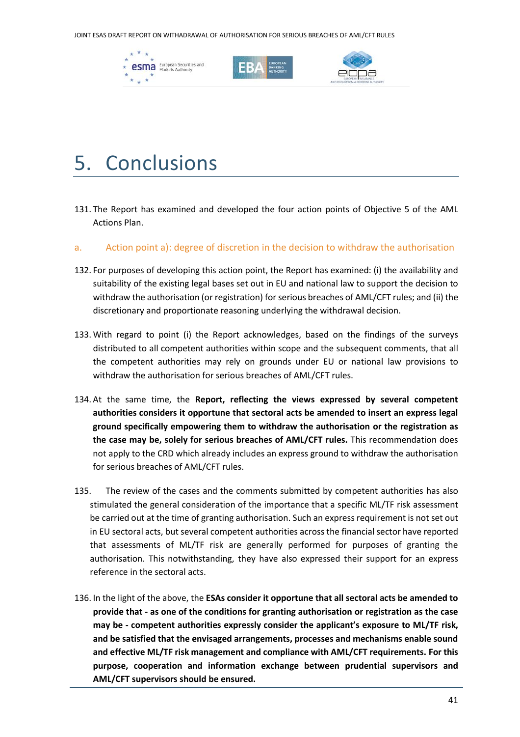# 5. Conclusions

131. The Report has examined and developed the four action points of Objective 5 of the AML Actions Plan.

## a. Action point a): degree of discretion in the decision to withdraw the authorisation

132. For purposes of developing this action point, the Report has examined: (i) the availability and suitability of the existing legal bases set out in EU and national law to support the decision to withdraw the authorisation (or registration) for serious breaches of AML/CFT rules; and (ii) the discretionary and proportionate reasoning underlying the withdrawal decision.

133. With regard to point (i) the Report acknowledges, based on the findings of the surveys distributed to all competent authorities within scope and the subsequent comments, that all the competent authorities may rely on grounds under EU or national law provisions to withdraw the authorisation for serious breaches of AML/CFT rules.

134. At the same time, the **Report, reflecting the views expressed by several competent authorities considers it opportune that sectoral acts be amended to insert an express legal ground specifically empowering them to withdraw the authorisation or the registration as the case may be, solely for serious breaches of AML/CFT rules.** This recommendation does not apply to the CRD which already includes an express ground to withdraw the authorisation for serious breaches of AML/CFT rules.

135. The review of the cases and the comments submitted by competent authorities has also stimulated the general consideration of the importance that a specific ML/TF risk assessment be carried out at the time of granting authorisation. Such an express requirement is not set out in EU sectoral acts, but several competent authorities across the financial sector have reported that assessments of ML/TF risk are generally performed for purposes of granting the authorisation. This notwithstanding, they have also expressed their support for an express reference in the sectoral acts.

136. In the light of the above, the **ESAs consider it opportune that all sectoral acts be amended to provide that - as one of the conditions for granting authorisation or registration as the case may be - competent authorities expressly consider the applicant's exposure to ML/TF risk, and be satisfied that the envisaged arrangements, processes and mechanisms enable sound and effective ML/TF risk management and compliance with AML/CFT requirements. For this purpose, cooperation and information exchange between prudential supervisors and AML/CFT supervisors should be ensured.**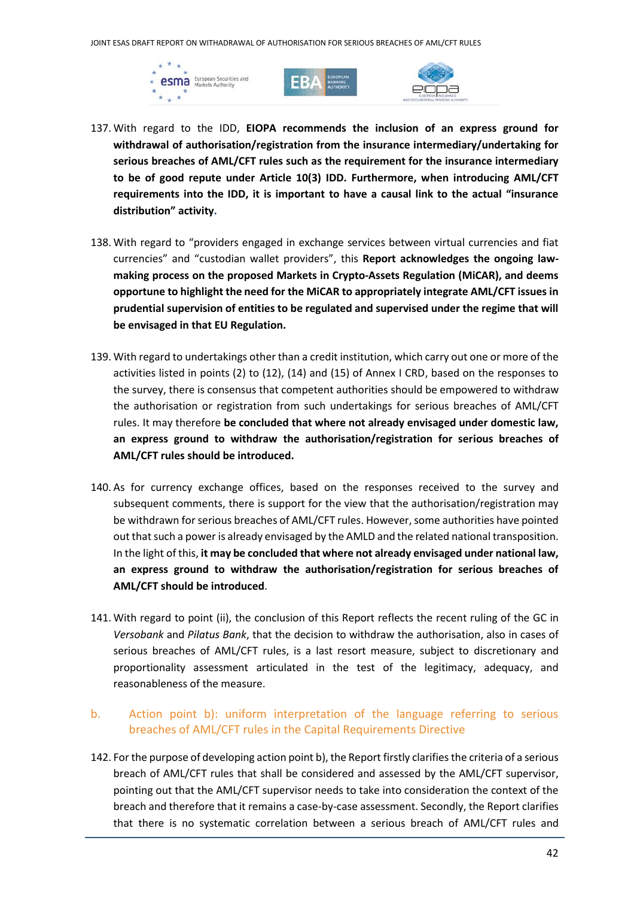137. With regard to the IDD, **EIOPA recommends the inclusion of an express ground for withdrawal of authorisation/registration from the insurance intermediary/undertaking for serious breaches of AML/CFT rules such as the requirement for the insurance intermediary to be of good repute under Article 10(3) IDD. Furthermore, when introducing AML/CFT requirements into the IDD, it is important to have a causal link to the actual "insurance distribution" activity**.

138. With regard to "providers engaged in exchange services between virtual currencies and fiat currencies" and "custodian wallet providers", this **Report acknowledges the ongoing law-making process on the proposed Markets in Crypto-Assets Regulation (MiCAR), and deems opportune to highlight the need for the MiCAR to appropriately integrate AML/CFT issues in prudential supervision of entities to be regulated and supervised under the regime that will be envisaged in that EU Regulation.**

139. With regard to undertakings other than a credit institution, which carry out one or more of the activities listed in points (2) to (12), (14) and (15) of Annex I CRD, based on the responses to the survey, there is consensus that competent authorities should be empowered to withdraw the authorisation or registration from such undertakings for serious breaches of AML/CFT rules. It may therefore **be concluded that where not already envisaged under domestic law, an express ground to withdraw the authorisation/registration for serious breaches of AML/CFT rules should be introduced.**

140. As for currency exchange offices, based on the responses received to the survey and subsequent comments, there is support for the view that the authorisation/registration may be withdrawn for serious breaches of AML/CFT rules. However, some authorities have pointed out that such a power is already envisaged by the AMLD and the related national transposition. In the light of this, **it may be concluded that where not already envisaged under national law, an express ground to withdraw the authorisation/registration for serious breaches of AML/CFT should be introduced**.

141. With regard to point (ii), the conclusion of this Report reflects the recent ruling of the GC in *Versobank* and *Pilatus Bank*, that the decision to withdraw the authorisation, also in cases of serious breaches of AML/CFT rules, is a last resort measure, subject to discretionary and proportionality assessment articulated in the test of the legitimacy, adequacy, and reasonableness of the measure.

## b. Action point b): uniform interpretation of the language referring to serious breaches of AML/CFT rules in the Capital Requirements Directive

142. For the purpose of developing action point b), the Report firstly clarifies the criteria of a serious breach of AML/CFT rules that shall be considered and assessed by the AML/CFT supervisor, pointing out that the AML/CFT supervisor needs to take into consideration the context of the breach and therefore that it remains a case-by-case assessment. Secondly, the Report clarifies that there is no systematic correlation between a serious breach of AML/CFT rules and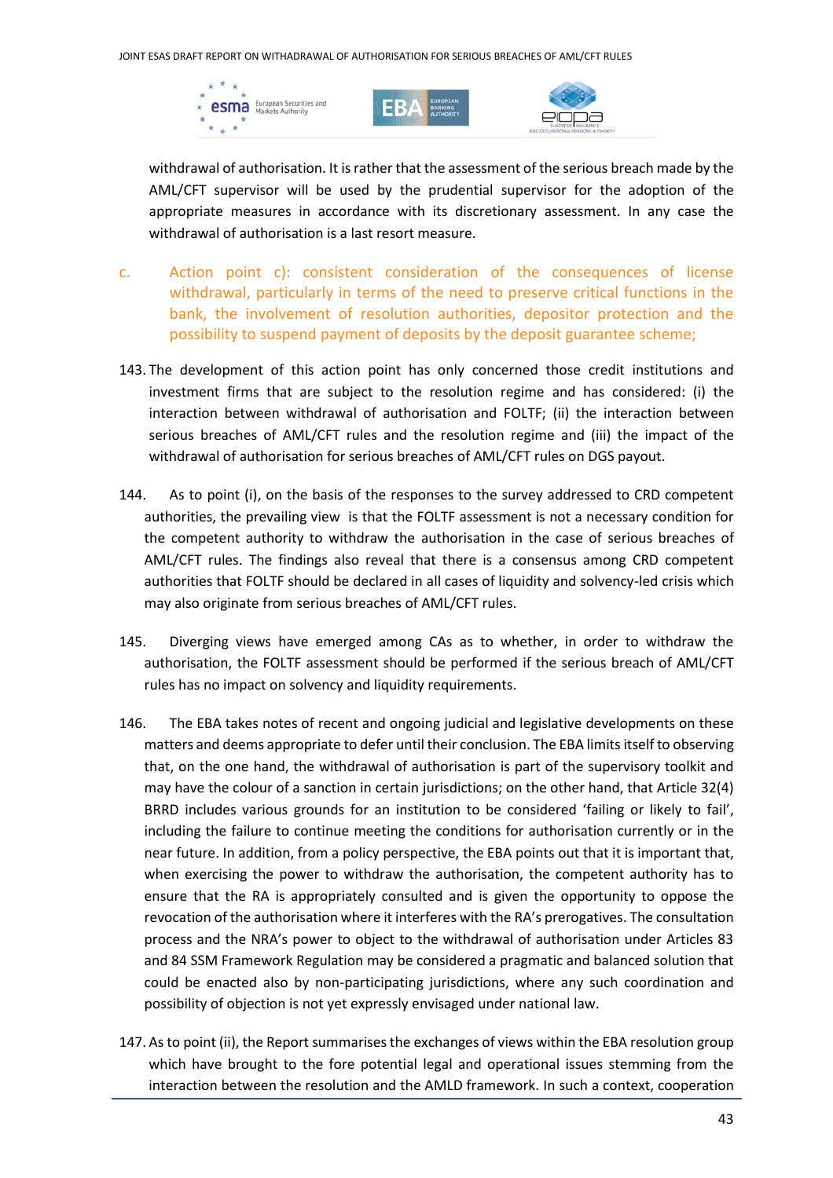withdrawal of authorisation. It is rather that the assessment of the serious breach made by the AML/CFT supervisor will be used by the prudential supervisor for the adoption of the appropriate measures in accordance with its discretionary assessment. In any case the withdrawal of authorisation is a last resort measure.

### c. Action point c): consistent consideration of the consequences of license withdrawal, particularly in terms of the need to preserve critical functions in the bank, the involvement of resolution authorities, depositor protection and the possibility to suspend payment of deposits by the deposit guarantee scheme;

143. The development of this action point has only concerned those credit institutions and investment firms that are subject to the resolution regime and has considered: (i) the interaction between withdrawal of authorisation and FOLTF; (ii) the interaction between serious breaches of AML/CFT rules and the resolution regime and (iii) the impact of the withdrawal of authorisation for serious breaches of AML/CFT rules on DGS payout.

144. As to point (i), on the basis of the responses to the survey addressed to CRD competent authorities, the prevailing view is that the FOLTF assessment is not a necessary condition for the competent authority to withdraw the authorisation in the case of serious breaches of AML/CFT rules. The findings also reveal that there is a consensus among CRD competent authorities that FOLTF should be declared in all cases of liquidity and solvency-led crisis which may also originate from serious breaches of AML/CFT rules.

145. Diverging views have emerged among CAs as to whether, in order to withdraw the authorisation, the FOLTF assessment should be performed if the serious breach of AML/CFT rules has no impact on solvency and liquidity requirements.

146. The EBA takes notes of recent and ongoing judicial and legislative developments on these matters and deems appropriate to defer until their conclusion. The EBA limits itself to observing that, on the one hand, the withdrawal of authorisation is part of the supervisory toolkit and may have the colour of a sanction in certain jurisdictions; on the other hand, that Article 32(4) BRRD includes various grounds for an institution to be considered 'failing or likely to fail', including the failure to continue meeting the conditions for authorisation currently or in the near future. In addition, from a policy perspective, the EBA points out that it is important that, when exercising the power to withdraw the authorisation, the competent authority has to ensure that the RA is appropriately consulted and is given the opportunity to oppose the revocation of the authorisation where it interferes with the RA's prerogatives. The consultation process and the NRA's power to object to the withdrawal of authorisation under Articles 83 and 84 SSM Framework Regulation may be considered a pragmatic and balanced solution that could be enacted also by non-participating jurisdictions, where any such coordination and possibility of objection is not yet expressly envisaged under national law.

147. As to point (ii), the Report summarises the exchanges of views within the EBA resolution group which have brought to the fore potential legal and operational issues stemming from the interaction between the resolution and the AMLD framework. In such a context, cooperation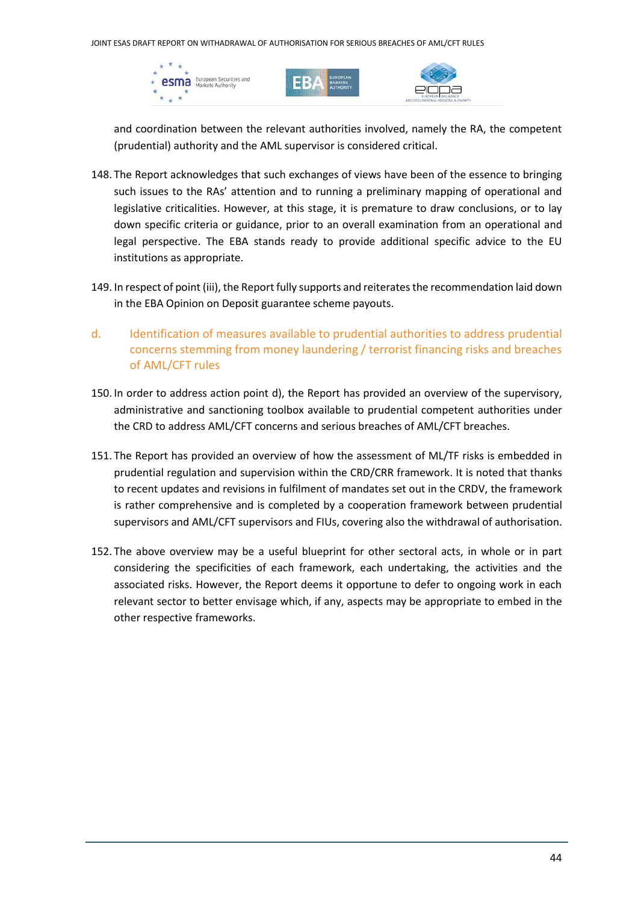and coordination between the relevant authorities involved, namely the RA, the competent (prudential) authority and the AML supervisor is considered critical.

148. The Report acknowledges that such exchanges of views have been of the essence to bringing such issues to the RAs' attention and to running a preliminary mapping of operational and legislative criticalities. However, at this stage, it is premature to draw conclusions, or to lay down specific criteria or guidance, prior to an overall examination from an operational and legal perspective. The EBA stands ready to provide additional specific advice to the EU institutions as appropriate.

149. In respect of point (iii), the Report fully supports and reiterates the recommendation laid down in the EBA Opinion on Deposit guarantee scheme payouts.

### d. Identification of measures available to prudential authorities to address prudential concerns stemming from money laundering / terrorist financing risks and breaches of AML/CFT rules

150. In order to address action point d), the Report has provided an overview of the supervisory, administrative and sanctioning toolbox available to prudential competent authorities under the CRD to address AML/CFT concerns and serious breaches of AML/CFT breaches.

151. The Report has provided an overview of how the assessment of ML/TF risks is embedded in prudential regulation and supervision within the CRD/CRR framework. It is noted that thanks to recent updates and revisions in fulfilment of mandates set out in the CRDV, the framework is rather comprehensive and is completed by a cooperation framework between prudential supervisors and AML/CFT supervisors and FIUs, covering also the withdrawal of authorisation.

152. The above overview may be a useful blueprint for other sectoral acts, in whole or in part considering the specificities of each framework, each undertaking, the activities and the associated risks. However, the Report deems it opportune to defer to ongoing work in each relevant sector to better envisage which, if any, aspects may be appropriate to embed in the other respective frameworks.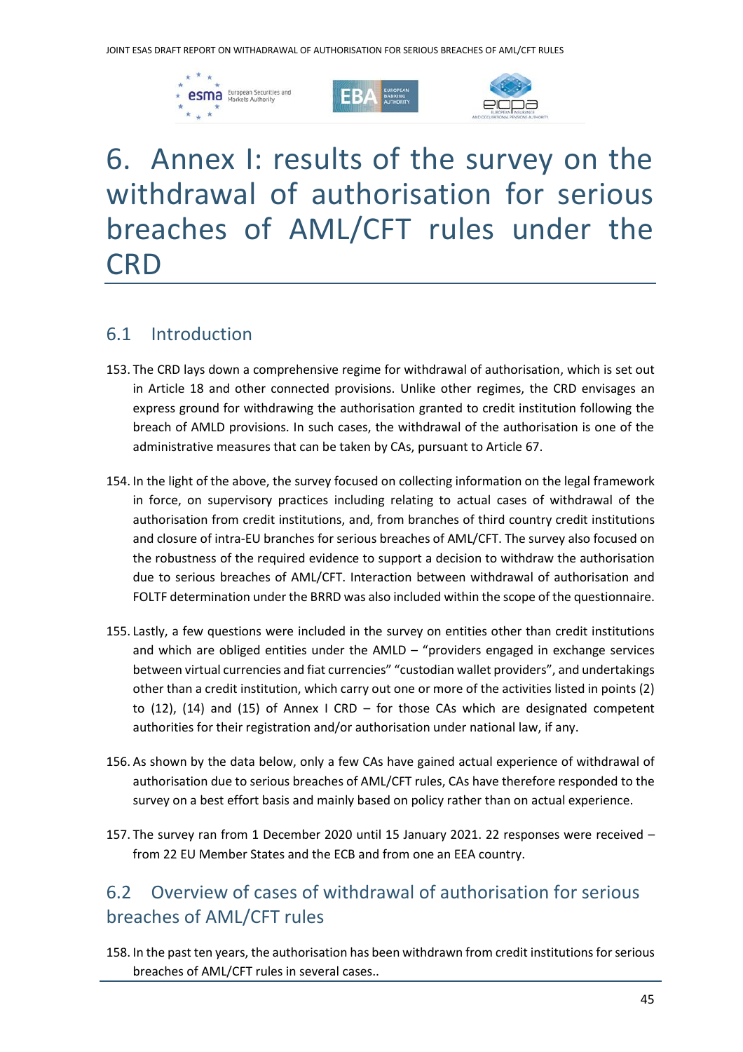# 6. Annex I: results of the survey on the withdrawal of authorisation for serious breaches of AML/CFT rules under the CRD

## 6.1 Introduction

153. The CRD lays down a comprehensive regime for withdrawal of authorisation, which is set out in Article 18 and other connected provisions. Unlike other regimes, the CRD envisages an express ground for withdrawing the authorisation granted to credit institution following the breach of AMLD provisions. In such cases, the withdrawal of the authorisation is one of the administrative measures that can be taken by CAs, pursuant to Article 67.

154. In the light of the above, the survey focused on collecting information on the legal framework in force, on supervisory practices including relating to actual cases of withdrawal of the authorisation from credit institutions, and, from branches of third country credit institutions and closure of intra-EU branches for serious breaches of AML/CFT. The survey also focused on the robustness of the required evidence to support a decision to withdraw the authorisation due to serious breaches of AML/CFT. Interaction between withdrawal of authorisation and FOLTF determination under the BRRD was also included within the scope of the questionnaire.

155. Lastly, a few questions were included in the survey on entities other than credit institutions and which are obliged entities under the AMLD – "providers engaged in exchange services between virtual currencies and fiat currencies" "custodian wallet providers", and undertakings other than a credit institution, which carry out one or more of the activities listed in points (2) to (12), (14) and (15) of Annex I CRD – for those CAs which are designated competent authorities for their registration and/or authorisation under national law, if any.

156. As shown by the data below, only a few CAs have gained actual experience of withdrawal of authorisation due to serious breaches of AML/CFT rules, CAs have therefore responded to the survey on a best effort basis and mainly based on policy rather than on actual experience.

157. The survey ran from 1 December 2020 until 15 January 2021. 22 responses were received – from 22 EU Member States and the ECB and from one an EEA country.

## 6.2 Overview of cases of withdrawal of authorisation for serious breaches of AML/CFT rules

158. In the past ten years, the authorisation has been withdrawn from credit institutions for serious breaches of AML/CFT rules in several cases..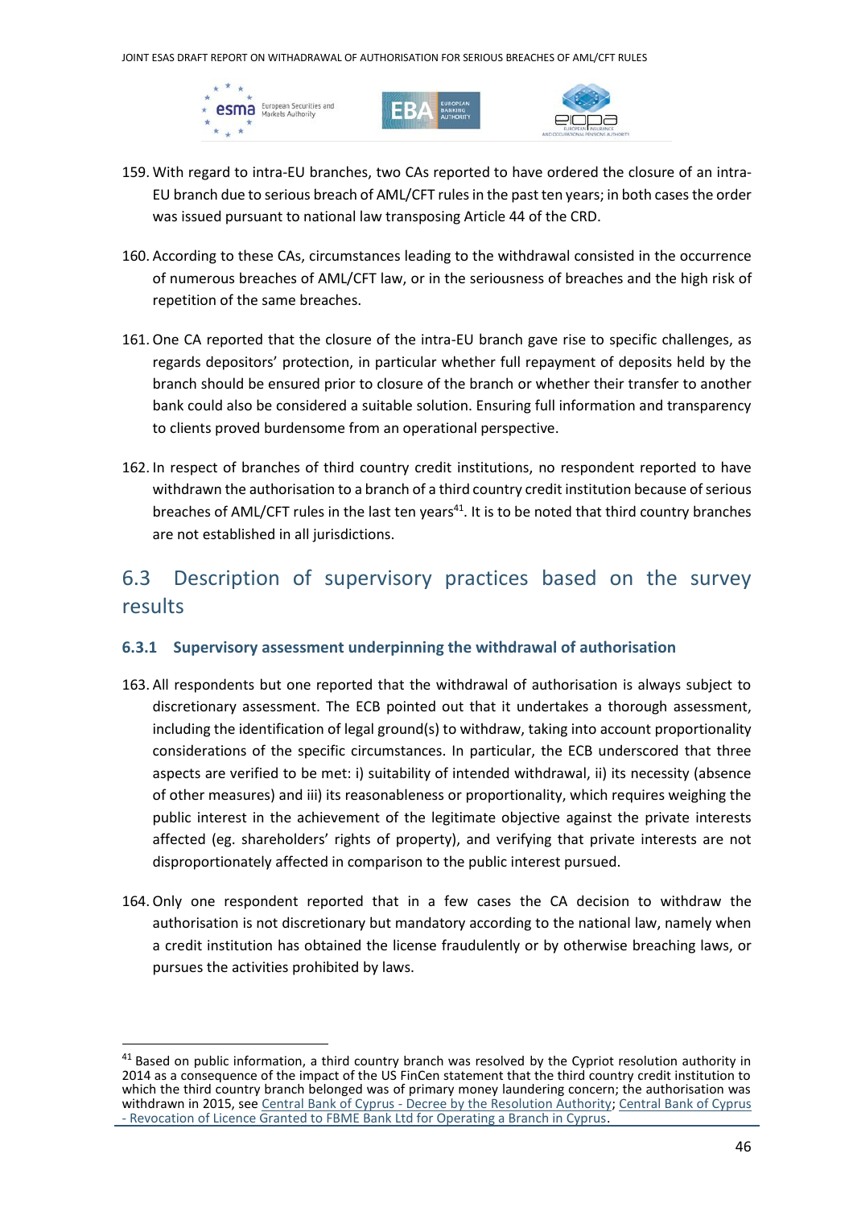159. With regard to intra-EU branches, two CAs reported to have ordered the closure of an intra-EU branch due to serious breach of AML/CFT rules in the past ten years; in both cases the order was issued pursuant to national law transposing Article 44 of the CRD.

160. According to these CAs, circumstances leading to the withdrawal consisted in the occurrence of numerous breaches of AML/CFT law, or in the seriousness of breaches and the high risk of repetition of the same breaches.

161. One CA reported that the closure of the intra-EU branch gave rise to specific challenges, as regards depositors' protection, in particular whether full repayment of deposits held by the branch should be ensured prior to closure of the branch or whether their transfer to another bank could also be considered a suitable solution. Ensuring full information and transparency to clients proved burdensome from an operational perspective.

162. In respect of branches of third country credit institutions, no respondent reported to have withdrawn the authorisation to a branch of a third country credit institution because of serious breaches of AML/CFT rules in the last ten years[41]. It is to be noted that third country branches are not established in all jurisdictions.

## 6.3 Description of supervisory practices based on the survey results

### 6.3.1 Supervisory assessment underpinning the withdrawal of authorisation

163. All respondents but one reported that the withdrawal of authorisation is always subject to discretionary assessment. The ECB pointed out that it undertakes a thorough assessment, including the identification of legal ground(s) to withdraw, taking into account proportionality considerations of the specific circumstances. In particular, the ECB underscored that three aspects are verified to be met: i) suitability of intended withdrawal, ii) its necessity (absence of other measures) and iii) its reasonableness or proportionality, which requires weighing the public interest in the achievement of the legitimate objective against the private interests affected (eg. shareholders' rights of property), and verifying that private interests are not disproportionately affected in comparison to the public interest pursued.

164. Only one respondent reported that in a few cases the CA decision to withdraw the authorisation is not discretionary but mandatory according to the national law, namely when a credit institution has obtained the license fraudulently or by otherwise breaching laws, or pursues the activities prohibited by laws.

---

[41] Based on public information, a third country branch was resolved by the Cypriot resolution authority in 2014 as a consequence of the impact of the US FinCen statement that the third country credit institution to which the third country branch belonged was of primary money laundering concern; the authorisation was withdrawn in 2015, see Central Bank of Cyprus - Decree by the Resolution Authority; Central Bank of Cyprus - Revocation of Licence Granted to FBME Bank Ltd for Operating a Branch in Cyprus.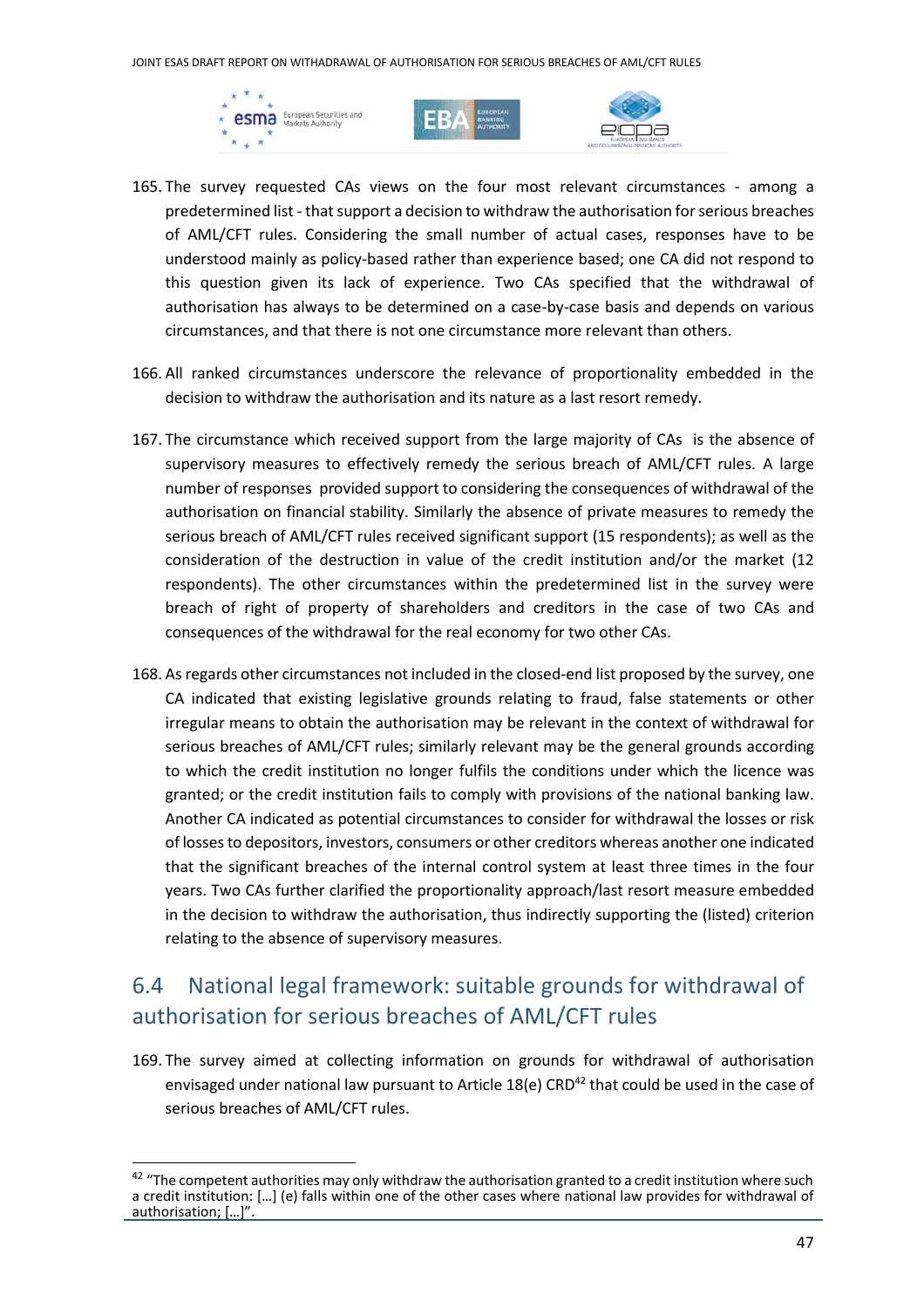165. The survey requested CAs views on the four most relevant circumstances - among a predetermined list - that support a decision to withdraw the authorisation for serious breaches of AML/CFT rules. Considering the small number of actual cases, responses have to be understood mainly as policy-based rather than experience based; one CA did not respond to this question given its lack of experience. Two CAs specified that the withdrawal of authorisation has always to be determined on a case-by-case basis and depends on various circumstances, and that there is not one circumstance more relevant than others.

166. All ranked circumstances underscore the relevance of proportionality embedded in the decision to withdraw the authorisation and its nature as a last resort remedy.

167. The circumstance which received support from the large majority of CAs is the absence of supervisory measures to effectively remedy the serious breach of AML/CFT rules. A large number of responses provided support to considering the consequences of withdrawal of the authorisation on financial stability. Similarly the absence of private measures to remedy the serious breach of AML/CFT rules received significant support (15 respondents); as well as the consideration of the destruction in value of the credit institution and/or the market (12 respondents). The other circumstances within the predetermined list in the survey were breach of right of property of shareholders and creditors in the case of two CAs and consequences of the withdrawal for the real economy for two other CAs.

168. As regards other circumstances not included in the closed-end list proposed by the survey, one CA indicated that existing legislative grounds relating to fraud, false statements or other irregular means to obtain the authorisation may be relevant in the context of withdrawal for serious breaches of AML/CFT rules; similarly relevant may be the general grounds according to which the credit institution no longer fulfils the conditions under which the licence was granted; or the credit institution fails to comply with provisions of the national banking law. Another CA indicated as potential circumstances to consider for withdrawal the losses or risk of losses to depositors, investors, consumers or other creditors whereas another one indicated that the significant breaches of the internal control system at least three times in the four years. Two CAs further clarified the proportionality approach/last resort measure embedded in the decision to withdraw the authorisation, thus indirectly supporting the (listed) criterion relating to the absence of supervisory measures.

## 6.4 National legal framework: suitable grounds for withdrawal of authorisation for serious breaches of AML/CFT rules

169. The survey aimed at collecting information on grounds for withdrawal of authorisation envisaged under national law pursuant to Article 18(e) CRD[42] that could be used in the case of serious breaches of AML/CFT rules.

[42] "The competent authorities may only withdraw the authorisation granted to a credit institution where such a credit institution: […] (e) falls within one of the other cases where national law provides for withdrawal of authorisation; […]".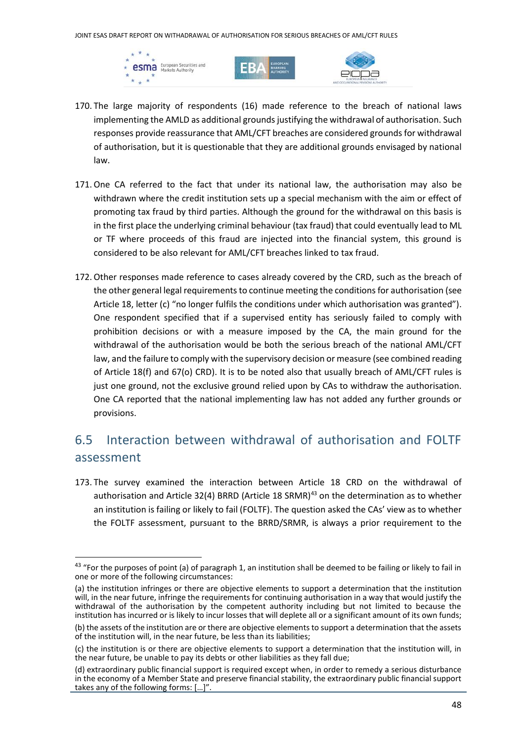170. The large majority of respondents (16) made reference to the breach of national laws implementing the AMLD as additional grounds justifying the withdrawal of authorisation. Such responses provide reassurance that AML/CFT breaches are considered grounds for withdrawal of authorisation, but it is questionable that they are additional grounds envisaged by national law.

171. One CA referred to the fact that under its national law, the authorisation may also be withdrawn where the credit institution sets up a special mechanism with the aim or effect of promoting tax fraud by third parties. Although the ground for the withdrawal on this basis is in the first place the underlying criminal behaviour (tax fraud) that could eventually lead to ML or TF where proceeds of this fraud are injected into the financial system, this ground is considered to be also relevant for AML/CFT breaches linked to tax fraud.

172. Other responses made reference to cases already covered by the CRD, such as the breach of the other general legal requirements to continue meeting the conditions for authorisation (see Article 18, letter (c) "no longer fulfils the conditions under which authorisation was granted"). One respondent specified that if a supervised entity has seriously failed to comply with prohibition decisions or with a measure imposed by the CA, the main ground for the withdrawal of the authorisation would be both the serious breach of the national AML/CFT law, and the failure to comply with the supervisory decision or measure (see combined reading of Article 18(f) and 67(o) CRD). It is to be noted also that usually breach of AML/CFT rules is just one ground, not the exclusive ground relied upon by CAs to withdraw the authorisation. One CA reported that the national implementing law has not added any further grounds or provisions.

## 6.5 Interaction between withdrawal of authorisation and FOLTF assessment

173. The survey examined the interaction between Article 18 CRD on the withdrawal of authorisation and Article 32(4) BRRD (Article 18 SRMR)[43] on the determination as to whether an institution is failing or likely to fail (FOLTF). The question asked the CAs' view as to whether the FOLTF assessment, pursuant to the BRRD/SRMR, is always a prior requirement to the

---

[43] "For the purposes of point (a) of paragraph 1, an institution shall be deemed to be failing or likely to fail in one or more of the following circumstances:

(a) the institution infringes or there are objective elements to support a determination that the institution will, in the near future, infringe the requirements for continuing authorisation in a way that would justify the withdrawal of the authorisation by the competent authority including but not limited to because the institution has incurred or is likely to incur losses that will deplete all or a significant amount of its own funds;

(b) the assets of the institution are or there are objective elements to support a determination that the assets of the institution will, in the near future, be less than its liabilities;

(c) the institution is or there are objective elements to support a determination that the institution will, in the near future, be unable to pay its debts or other liabilities as they fall due;

(d) extraordinary public financial support is required except when, in order to remedy a serious disturbance in the economy of a Member State and preserve financial stability, the extraordinary public financial support takes any of the following forms: […]".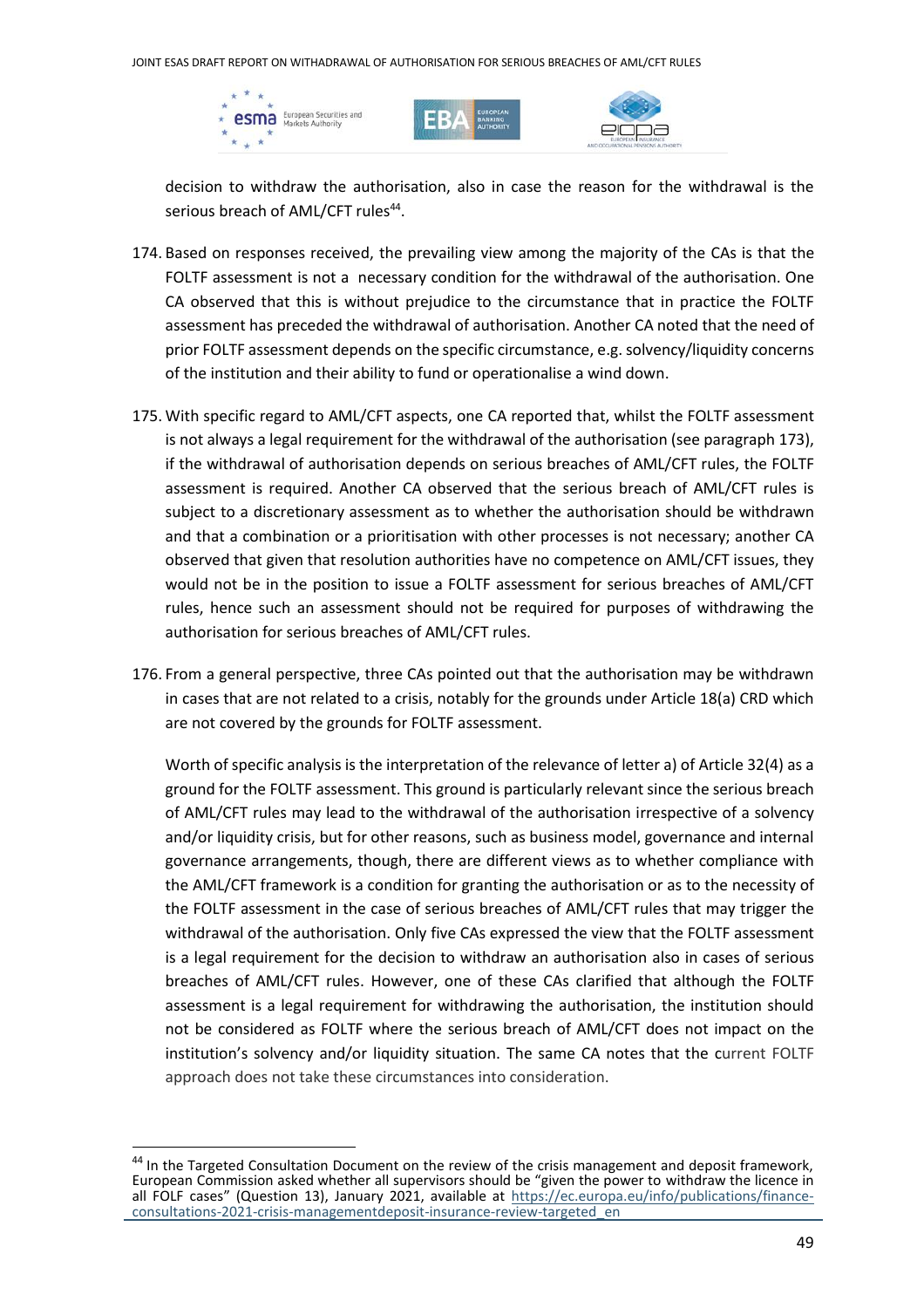decision to withdraw the authorisation, also in case the reason for the withdrawal is the serious breach of AML/CFT rules[44].

174. Based on responses received, the prevailing view among the majority of the CAs is that the FOLTF assessment is not a necessary condition for the withdrawal of the authorisation. One CA observed that this is without prejudice to the circumstance that in practice the FOLTF assessment has preceded the withdrawal of authorisation. Another CA noted that the need of prior FOLTF assessment depends on the specific circumstance, e.g. solvency/liquidity concerns of the institution and their ability to fund or operationalise a wind down.

175. With specific regard to AML/CFT aspects, one CA reported that, whilst the FOLTF assessment is not always a legal requirement for the withdrawal of the authorisation (see paragraph 173), if the withdrawal of authorisation depends on serious breaches of AML/CFT rules, the FOLTF assessment is required. Another CA observed that the serious breach of AML/CFT rules is subject to a discretionary assessment as to whether the authorisation should be withdrawn and that a combination or a prioritisation with other processes is not necessary; another CA observed that given that resolution authorities have no competence on AML/CFT issues, they would not be in the position to issue a FOLTF assessment for serious breaches of AML/CFT rules, hence such an assessment should not be required for purposes of withdrawing the authorisation for serious breaches of AML/CFT rules.

176. From a general perspective, three CAs pointed out that the authorisation may be withdrawn in cases that are not related to a crisis, notably for the grounds under Article 18(a) CRD which are not covered by the grounds for FOLTF assessment.

Worth of specific analysis is the interpretation of the relevance of letter a) of Article 32(4) as a ground for the FOLTF assessment. This ground is particularly relevant since the serious breach of AML/CFT rules may lead to the withdrawal of the authorisation irrespective of a solvency and/or liquidity crisis, but for other reasons, such as business model, governance and internal governance arrangements, though, there are different views as to whether compliance with the AML/CFT framework is a condition for granting the authorisation or as to the necessity of the FOLTF assessment in the case of serious breaches of AML/CFT rules that may trigger the withdrawal of the authorisation. Only five CAs expressed the view that the FOLTF assessment is a legal requirement for the decision to withdraw an authorisation also in cases of serious breaches of AML/CFT rules. However, one of these CAs clarified that although the FOLTF assessment is a legal requirement for withdrawing the authorisation, the institution should not be considered as FOLTF where the serious breach of AML/CFT does not impact on the institution's solvency and/or liquidity situation. The same CA notes that the current FOLTF approach does not take these circumstances into consideration.

---

[44] In the Targeted Consultation Document on the review of the crisis management and deposit framework, European Commission asked whether all supervisors should be "given the power to withdraw the licence in all FOLF cases" (Question 13), January 2021, available at https://ec.europa.eu/info/publications/finance-consultations-2021-crisis-managementdeposit-insurance-review-targeted_en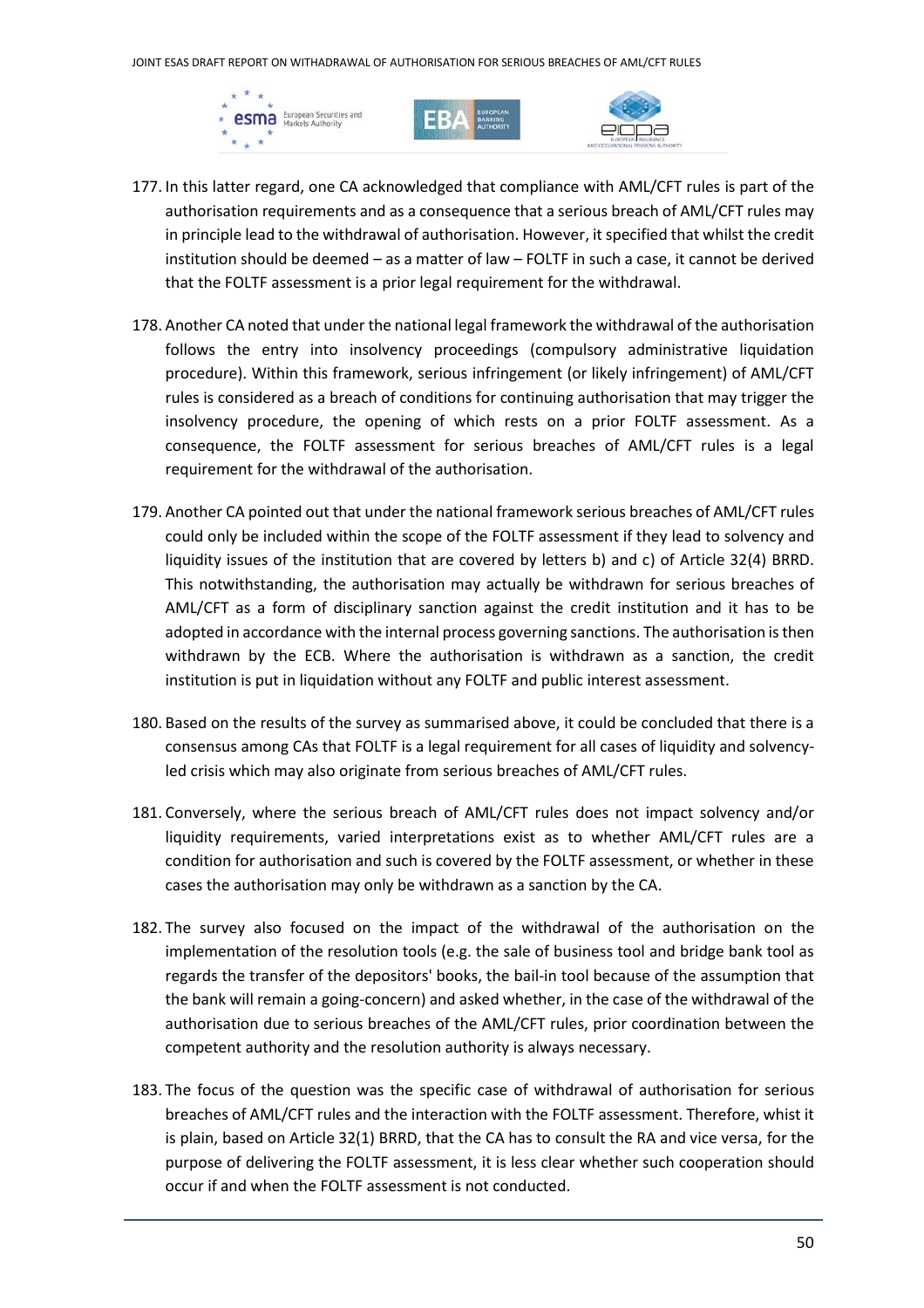177. In this latter regard, one CA acknowledged that compliance with AML/CFT rules is part of the authorisation requirements and as a consequence that a serious breach of AML/CFT rules may in principle lead to the withdrawal of authorisation. However, it specified that whilst the credit institution should be deemed – as a matter of law – FOLTF in such a case, it cannot be derived that the FOLTF assessment is a prior legal requirement for the withdrawal.

178. Another CA noted that under the national legal framework the withdrawal of the authorisation follows the entry into insolvency proceedings (compulsory administrative liquidation procedure). Within this framework, serious infringement (or likely infringement) of AML/CFT rules is considered as a breach of conditions for continuing authorisation that may trigger the insolvency procedure, the opening of which rests on a prior FOLTF assessment. As a consequence, the FOLTF assessment for serious breaches of AML/CFT rules is a legal requirement for the withdrawal of the authorisation.

179. Another CA pointed out that under the national framework serious breaches of AML/CFT rules could only be included within the scope of the FOLTF assessment if they lead to solvency and liquidity issues of the institution that are covered by letters b) and c) of Article 32(4) BRRD. This notwithstanding, the authorisation may actually be withdrawn for serious breaches of AML/CFT as a form of disciplinary sanction against the credit institution and it has to be adopted in accordance with the internal process governing sanctions. The authorisation is then withdrawn by the ECB. Where the authorisation is withdrawn as a sanction, the credit institution is put in liquidation without any FOLTF and public interest assessment.

180. Based on the results of the survey as summarised above, it could be concluded that there is a consensus among CAs that FOLTF is a legal requirement for all cases of liquidity and solvency-led crisis which may also originate from serious breaches of AML/CFT rules.

181. Conversely, where the serious breach of AML/CFT rules does not impact solvency and/or liquidity requirements, varied interpretations exist as to whether AML/CFT rules are a condition for authorisation and such is covered by the FOLTF assessment, or whether in these cases the authorisation may only be withdrawn as a sanction by the CA.

182. The survey also focused on the impact of the withdrawal of the authorisation on the implementation of the resolution tools (e.g. the sale of business tool and bridge bank tool as regards the transfer of the depositors' books, the bail-in tool because of the assumption that the bank will remain a going-concern) and asked whether, in the case of the withdrawal of the authorisation due to serious breaches of the AML/CFT rules, prior coordination between the competent authority and the resolution authority is always necessary.

183. The focus of the question was the specific case of withdrawal of authorisation for serious breaches of AML/CFT rules and the interaction with the FOLTF assessment. Therefore, whist it is plain, based on Article 32(1) BRRD, that the CA has to consult the RA and vice versa, for the purpose of delivering the FOLTF assessment, it is less clear whether such cooperation should occur if and when the FOLTF assessment is not conducted.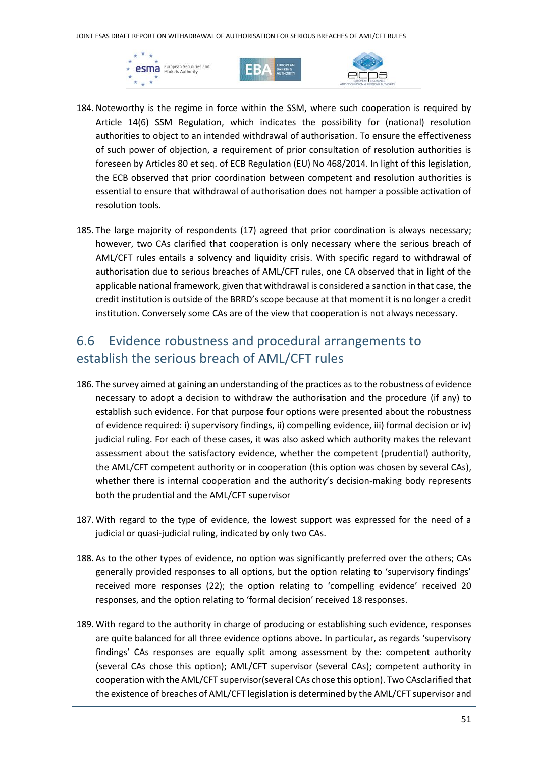184. Noteworthy is the regime in force within the SSM, where such cooperation is required by Article 14(6) SSM Regulation, which indicates the possibility for (national) resolution authorities to object to an intended withdrawal of authorisation. To ensure the effectiveness of such power of objection, a requirement of prior consultation of resolution authorities is foreseen by Articles 80 et seq. of ECB Regulation (EU) No 468/2014. In light of this legislation, the ECB observed that prior coordination between competent and resolution authorities is essential to ensure that withdrawal of authorisation does not hamper a possible activation of resolution tools.

185. The large majority of respondents (17) agreed that prior coordination is always necessary; however, two CAs clarified that cooperation is only necessary where the serious breach of AML/CFT rules entails a solvency and liquidity crisis. With specific regard to withdrawal of authorisation due to serious breaches of AML/CFT rules, one CA observed that in light of the applicable national framework, given that withdrawal is considered a sanction in that case, the credit institution is outside of the BRRD's scope because at that moment it is no longer a credit institution. Conversely some CAs are of the view that cooperation is not always necessary.

## 6.6 Evidence robustness and procedural arrangements to establish the serious breach of AML/CFT rules

186. The survey aimed at gaining an understanding of the practices as to the robustness of evidence necessary to adopt a decision to withdraw the authorisation and the procedure (if any) to establish such evidence. For that purpose four options were presented about the robustness of evidence required: i) supervisory findings, ii) compelling evidence, iii) formal decision or iv) judicial ruling. For each of these cases, it was also asked which authority makes the relevant assessment about the satisfactory evidence, whether the competent (prudential) authority, the AML/CFT competent authority or in cooperation (this option was chosen by several CAs), whether there is internal cooperation and the authority's decision-making body represents both the prudential and the AML/CFT supervisor

187. With regard to the type of evidence, the lowest support was expressed for the need of a judicial or quasi-judicial ruling, indicated by only two CAs.

188. As to the other types of evidence, no option was significantly preferred over the others; CAs generally provided responses to all options, but the option relating to 'supervisory findings' received more responses (22); the option relating to 'compelling evidence' received 20 responses, and the option relating to 'formal decision' received 18 responses.

189. With regard to the authority in charge of producing or establishing such evidence, responses are quite balanced for all three evidence options above. In particular, as regards 'supervisory findings' CAs responses are equally split among assessment by the: competent authority (several CAs chose this option); AML/CFT supervisor (several CAs); competent authority in cooperation with the AML/CFT supervisor(several CAs chose this option). Two CAsclarified that the existence of breaches of AML/CFT legislation is determined by the AML/CFT supervisor and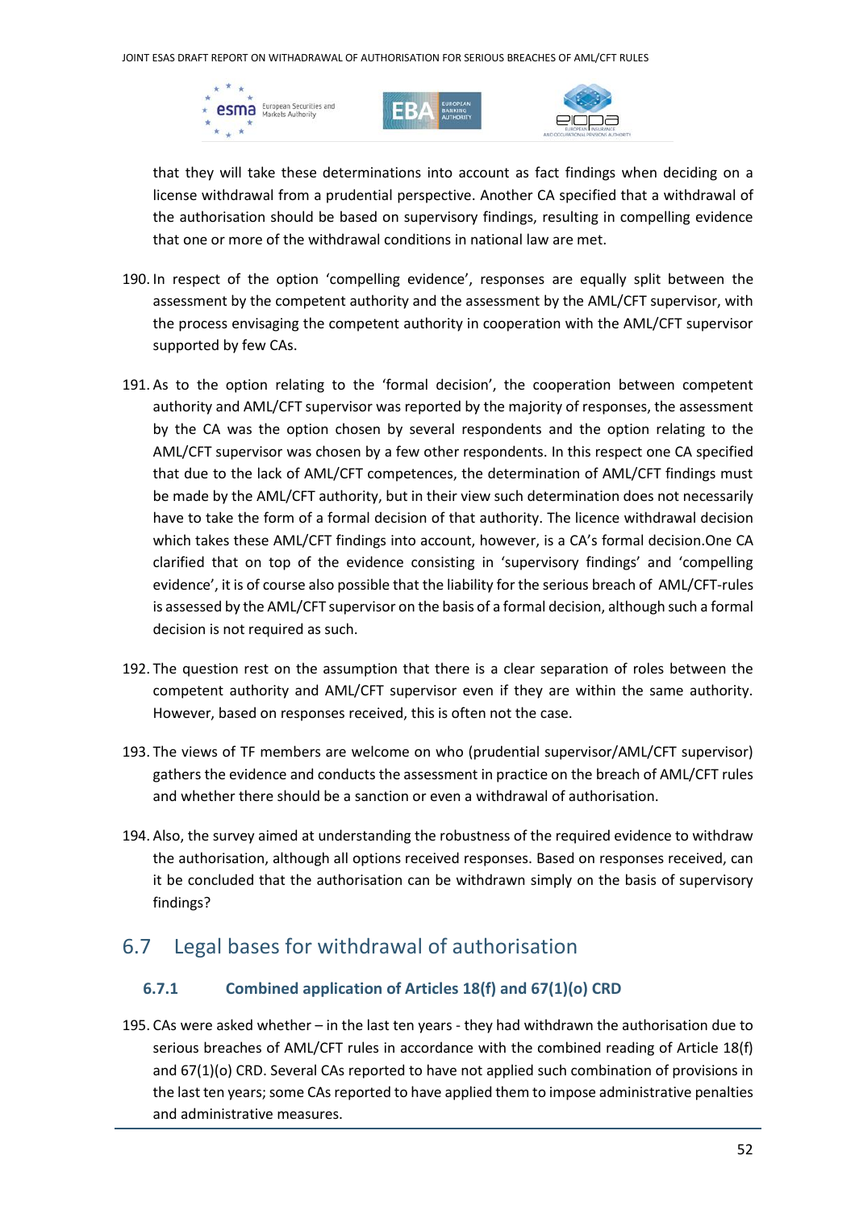that they will take these determinations into account as fact findings when deciding on a license withdrawal from a prudential perspective. Another CA specified that a withdrawal of the authorisation should be based on supervisory findings, resulting in compelling evidence that one or more of the withdrawal conditions in national law are met.

190. In respect of the option 'compelling evidence', responses are equally split between the assessment by the competent authority and the assessment by the AML/CFT supervisor, with the process envisaging the competent authority in cooperation with the AML/CFT supervisor supported by few CAs.

191. As to the option relating to the 'formal decision', the cooperation between competent authority and AML/CFT supervisor was reported by the majority of responses, the assessment by the CA was the option chosen by several respondents and the option relating to the AML/CFT supervisor was chosen by a few other respondents. In this respect one CA specified that due to the lack of AML/CFT competences, the determination of AML/CFT findings must be made by the AML/CFT authority, but in their view such determination does not necessarily have to take the form of a formal decision of that authority. The licence withdrawal decision which takes these AML/CFT findings into account, however, is a CA's formal decision.One CA clarified that on top of the evidence consisting in 'supervisory findings' and 'compelling evidence', it is of course also possible that the liability for the serious breach of AML/CFT-rules is assessed by the AML/CFT supervisor on the basis of a formal decision, although such a formal decision is not required as such.

192. The question rest on the assumption that there is a clear separation of roles between the competent authority and AML/CFT supervisor even if they are within the same authority. However, based on responses received, this is often not the case.

193. The views of TF members are welcome on who (prudential supervisor/AML/CFT supervisor) gathers the evidence and conducts the assessment in practice on the breach of AML/CFT rules and whether there should be a sanction or even a withdrawal of authorisation.

194. Also, the survey aimed at understanding the robustness of the required evidence to withdraw the authorisation, although all options received responses. Based on responses received, can it be concluded that the authorisation can be withdrawn simply on the basis of supervisory findings?

## 6.7 Legal bases for withdrawal of authorisation

### 6.7.1 Combined application of Articles 18(f) and 67(1)(o) CRD

195. CAs were asked whether – in the last ten years - they had withdrawn the authorisation due to serious breaches of AML/CFT rules in accordance with the combined reading of Article 18(f) and 67(1)(o) CRD. Several CAs reported to have not applied such combination of provisions in the last ten years; some CAs reported to have applied them to impose administrative penalties and administrative measures.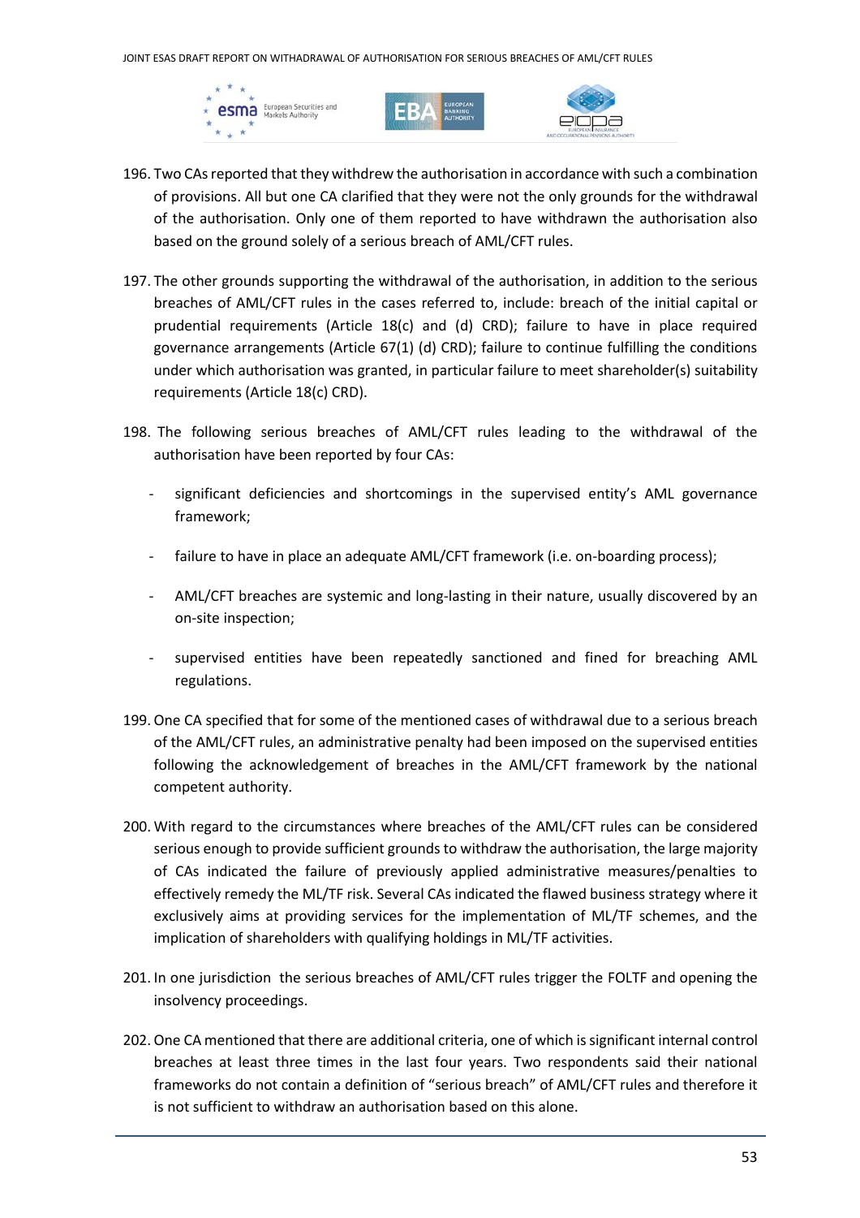196. Two CAs reported that they withdrew the authorisation in accordance with such a combination of provisions. All but one CA clarified that they were not the only grounds for the withdrawal of the authorisation. Only one of them reported to have withdrawn the authorisation also based on the ground solely of a serious breach of AML/CFT rules.

197. The other grounds supporting the withdrawal of the authorisation, in addition to the serious breaches of AML/CFT rules in the cases referred to, include: breach of the initial capital or prudential requirements (Article 18(c) and (d) CRD); failure to have in place required governance arrangements (Article 67(1) (d) CRD); failure to continue fulfilling the conditions under which authorisation was granted, in particular failure to meet shareholder(s) suitability requirements (Article 18(c) CRD).

198. The following serious breaches of AML/CFT rules leading to the withdrawal of the authorisation have been reported by four CAs:

- significant deficiencies and shortcomings in the supervised entity's AML governance framework;
- failure to have in place an adequate AML/CFT framework (i.e. on-boarding process);
- AML/CFT breaches are systemic and long-lasting in their nature, usually discovered by an on-site inspection;
- supervised entities have been repeatedly sanctioned and fined for breaching AML regulations.

199. One CA specified that for some of the mentioned cases of withdrawal due to a serious breach of the AML/CFT rules, an administrative penalty had been imposed on the supervised entities following the acknowledgement of breaches in the AML/CFT framework by the national competent authority.

200. With regard to the circumstances where breaches of the AML/CFT rules can be considered serious enough to provide sufficient grounds to withdraw the authorisation, the large majority of CAs indicated the failure of previously applied administrative measures/penalties to effectively remedy the ML/TF risk. Several CAs indicated the flawed business strategy where it exclusively aims at providing services for the implementation of ML/TF schemes, and the implication of shareholders with qualifying holdings in ML/TF activities.

201. In one jurisdiction the serious breaches of AML/CFT rules trigger the FOLTF and opening the insolvency proceedings.

202. One CA mentioned that there are additional criteria, one of which is significant internal control breaches at least three times in the last four years. Two respondents said their national frameworks do not contain a definition of "serious breach" of AML/CFT rules and therefore it is not sufficient to withdraw an authorisation based on this alone.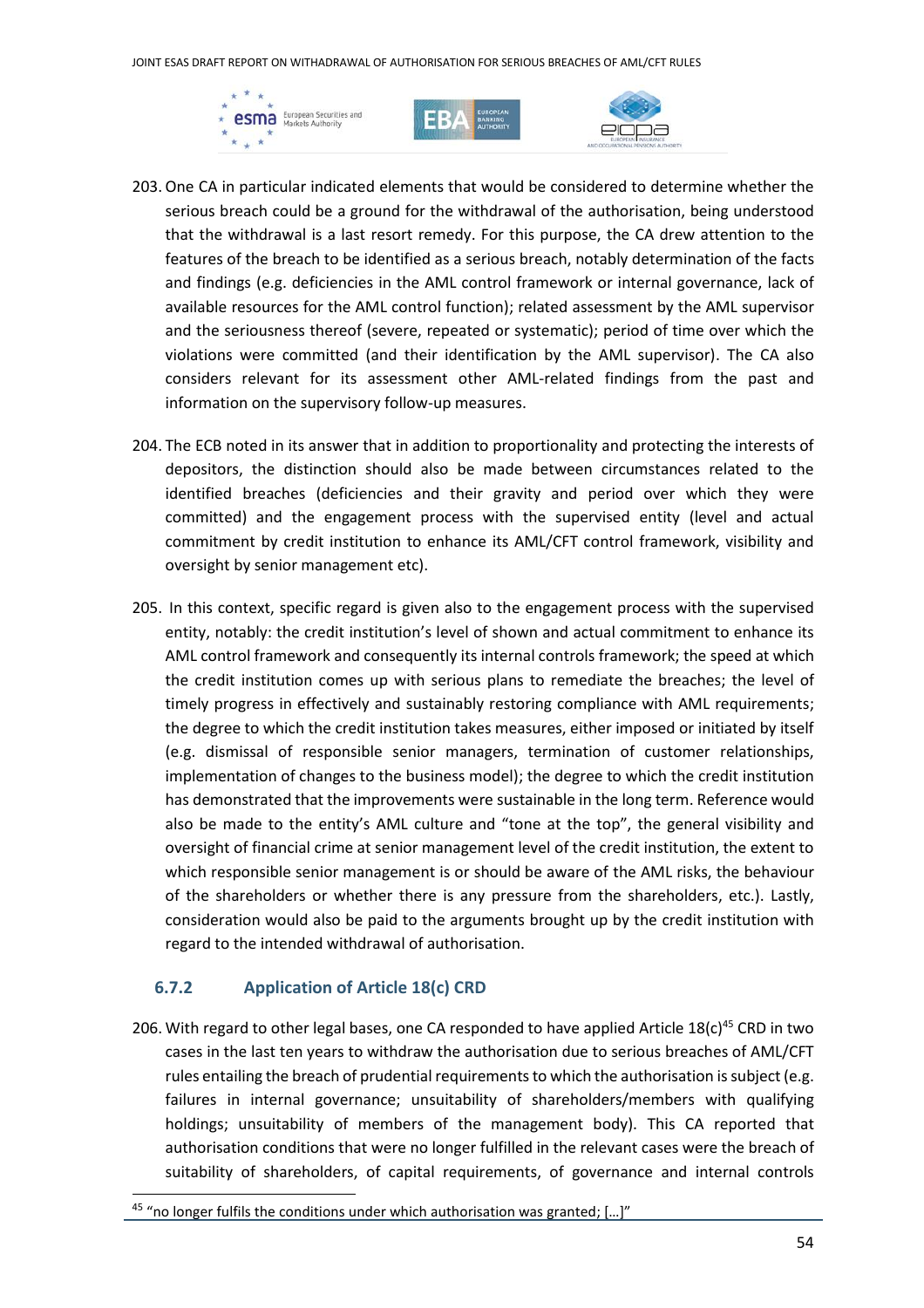203. One CA in particular indicated elements that would be considered to determine whether the serious breach could be a ground for the withdrawal of the authorisation, being understood that the withdrawal is a last resort remedy. For this purpose, the CA drew attention to the features of the breach to be identified as a serious breach, notably determination of the facts and findings (e.g. deficiencies in the AML control framework or internal governance, lack of available resources for the AML control function); related assessment by the AML supervisor and the seriousness thereof (severe, repeated or systematic); period of time over which the violations were committed (and their identification by the AML supervisor). The CA also considers relevant for its assessment other AML-related findings from the past and information on the supervisory follow-up measures.

204. The ECB noted in its answer that in addition to proportionality and protecting the interests of depositors, the distinction should also be made between circumstances related to the identified breaches (deficiencies and their gravity and period over which they were committed) and the engagement process with the supervised entity (level and actual commitment by credit institution to enhance its AML/CFT control framework, visibility and oversight by senior management etc).

205. In this context, specific regard is given also to the engagement process with the supervised entity, notably: the credit institution's level of shown and actual commitment to enhance its AML control framework and consequently its internal controls framework; the speed at which the credit institution comes up with serious plans to remediate the breaches; the level of timely progress in effectively and sustainably restoring compliance with AML requirements; the degree to which the credit institution takes measures, either imposed or initiated by itself (e.g. dismissal of responsible senior managers, termination of customer relationships, implementation of changes to the business model); the degree to which the credit institution has demonstrated that the improvements were sustainable in the long term. Reference would also be made to the entity's AML culture and "tone at the top", the general visibility and oversight of financial crime at senior management level of the credit institution, the extent to which responsible senior management is or should be aware of the AML risks, the behaviour of the shareholders or whether there is any pressure from the shareholders, etc.). Lastly, consideration would also be paid to the arguments brought up by the credit institution with regard to the intended withdrawal of authorisation.

### 6.7.2 Application of Article 18(c) CRD

206. With regard to other legal bases, one CA responded to have applied Article 18(c)[45] CRD in two cases in the last ten years to withdraw the authorisation due to serious breaches of AML/CFT rules entailing the breach of prudential requirements to which the authorisation is subject (e.g. failures in internal governance; unsuitability of shareholders/members with qualifying holdings; unsuitability of members of the management body). This CA reported that authorisation conditions that were no longer fulfilled in the relevant cases were the breach of suitability of shareholders, of capital requirements, of governance and internal controls

[45] "no longer fulfils the conditions under which authorisation was granted; […]"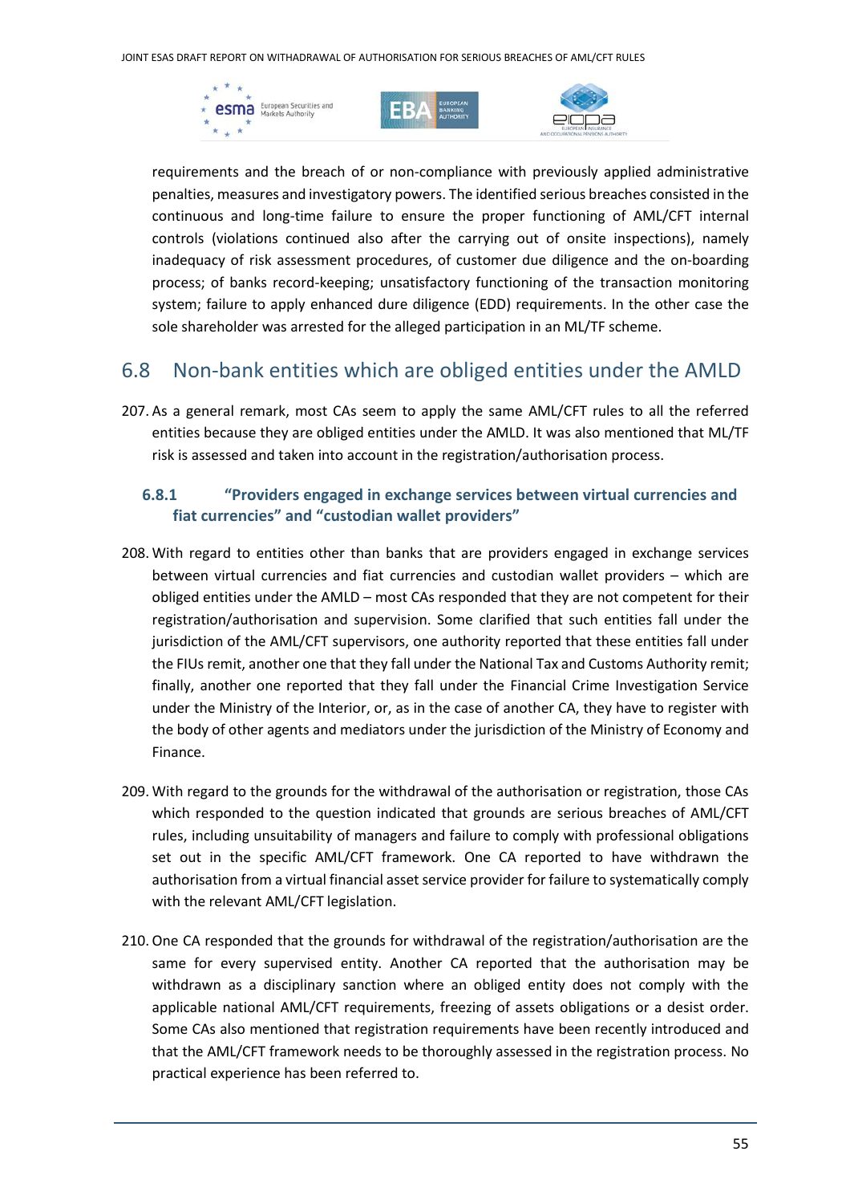requirements and the breach of or non-compliance with previously applied administrative penalties, measures and investigatory powers. The identified serious breaches consisted in the continuous and long-time failure to ensure the proper functioning of AML/CFT internal controls (violations continued also after the carrying out of onsite inspections), namely inadequacy of risk assessment procedures, of customer due diligence and the on-boarding process; of banks record-keeping; unsatisfactory functioning of the transaction monitoring system; failure to apply enhanced dure diligence (EDD) requirements. In the other case the sole shareholder was arrested for the alleged participation in an ML/TF scheme.

## 6.8 Non-bank entities which are obliged entities under the AMLD

207. As a general remark, most CAs seem to apply the same AML/CFT rules to all the referred entities because they are obliged entities under the AMLD. It was also mentioned that ML/TF risk is assessed and taken into account in the registration/authorisation process.

### 6.8.1 "Providers engaged in exchange services between virtual currencies and fiat currencies" and "custodian wallet providers"

208. With regard to entities other than banks that are providers engaged in exchange services between virtual currencies and fiat currencies and custodian wallet providers – which are obliged entities under the AMLD – most CAs responded that they are not competent for their registration/authorisation and supervision. Some clarified that such entities fall under the jurisdiction of the AML/CFT supervisors, one authority reported that these entities fall under the FIUs remit, another one that they fall under the National Tax and Customs Authority remit; finally, another one reported that they fall under the Financial Crime Investigation Service under the Ministry of the Interior, or, as in the case of another CA, they have to register with the body of other agents and mediators under the jurisdiction of the Ministry of Economy and Finance.

209. With regard to the grounds for the withdrawal of the authorisation or registration, those CAs which responded to the question indicated that grounds are serious breaches of AML/CFT rules, including unsuitability of managers and failure to comply with professional obligations set out in the specific AML/CFT framework. One CA reported to have withdrawn the authorisation from a virtual financial asset service provider for failure to systematically comply with the relevant AML/CFT legislation.

210. One CA responded that the grounds for withdrawal of the registration/authorisation are the same for every supervised entity. Another CA reported that the authorisation may be withdrawn as a disciplinary sanction where an obliged entity does not comply with the applicable national AML/CFT requirements, freezing of assets obligations or a desist order. Some CAs also mentioned that registration requirements have been recently introduced and that the AML/CFT framework needs to be thoroughly assessed in the registration process. No practical experience has been referred to.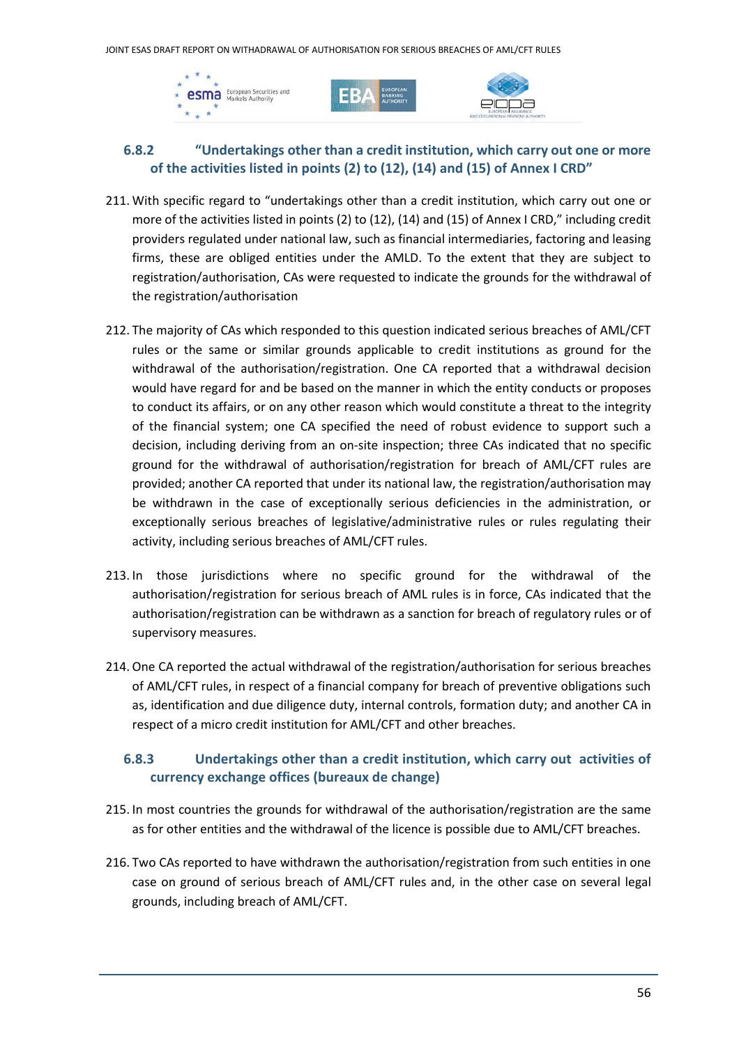### 6.8.2 "Undertakings other than a credit institution, which carry out one or more of the activities listed in points (2) to (12), (14) and (15) of Annex I CRD"

211. With specific regard to "undertakings other than a credit institution, which carry out one or more of the activities listed in points (2) to (12), (14) and (15) of Annex I CRD," including credit providers regulated under national law, such as financial intermediaries, factoring and leasing firms, these are obliged entities under the AMLD. To the extent that they are subject to registration/authorisation, CAs were requested to indicate the grounds for the withdrawal of the registration/authorisation

212. The majority of CAs which responded to this question indicated serious breaches of AML/CFT rules or the same or similar grounds applicable to credit institutions as ground for the withdrawal of the authorisation/registration. One CA reported that a withdrawal decision would have regard for and be based on the manner in which the entity conducts or proposes to conduct its affairs, or on any other reason which would constitute a threat to the integrity of the financial system; one CA specified the need of robust evidence to support such a decision, including deriving from an on-site inspection; three CAs indicated that no specific ground for the withdrawal of authorisation/registration for breach of AML/CFT rules are provided; another CA reported that under its national law, the registration/authorisation may be withdrawn in the case of exceptionally serious deficiencies in the administration, or exceptionally serious breaches of legislative/administrative rules or rules regulating their activity, including serious breaches of AML/CFT rules.

213. In those jurisdictions where no specific ground for the withdrawal of the authorisation/registration for serious breach of AML rules is in force, CAs indicated that the authorisation/registration can be withdrawn as a sanction for breach of regulatory rules or of supervisory measures.

214. One CA reported the actual withdrawal of the registration/authorisation for serious breaches of AML/CFT rules, in respect of a financial company for breach of preventive obligations such as, identification and due diligence duty, internal controls, formation duty; and another CA in respect of a micro credit institution for AML/CFT and other breaches.

### 6.8.3 Undertakings other than a credit institution, which carry out activities of currency exchange offices (bureaux de change)

215. In most countries the grounds for withdrawal of the authorisation/registration are the same as for other entities and the withdrawal of the licence is possible due to AML/CFT breaches.

216. Two CAs reported to have withdrawn the authorisation/registration from such entities in one case on ground of serious breach of AML/CFT rules and, in the other case on several legal grounds, including breach of AML/CFT.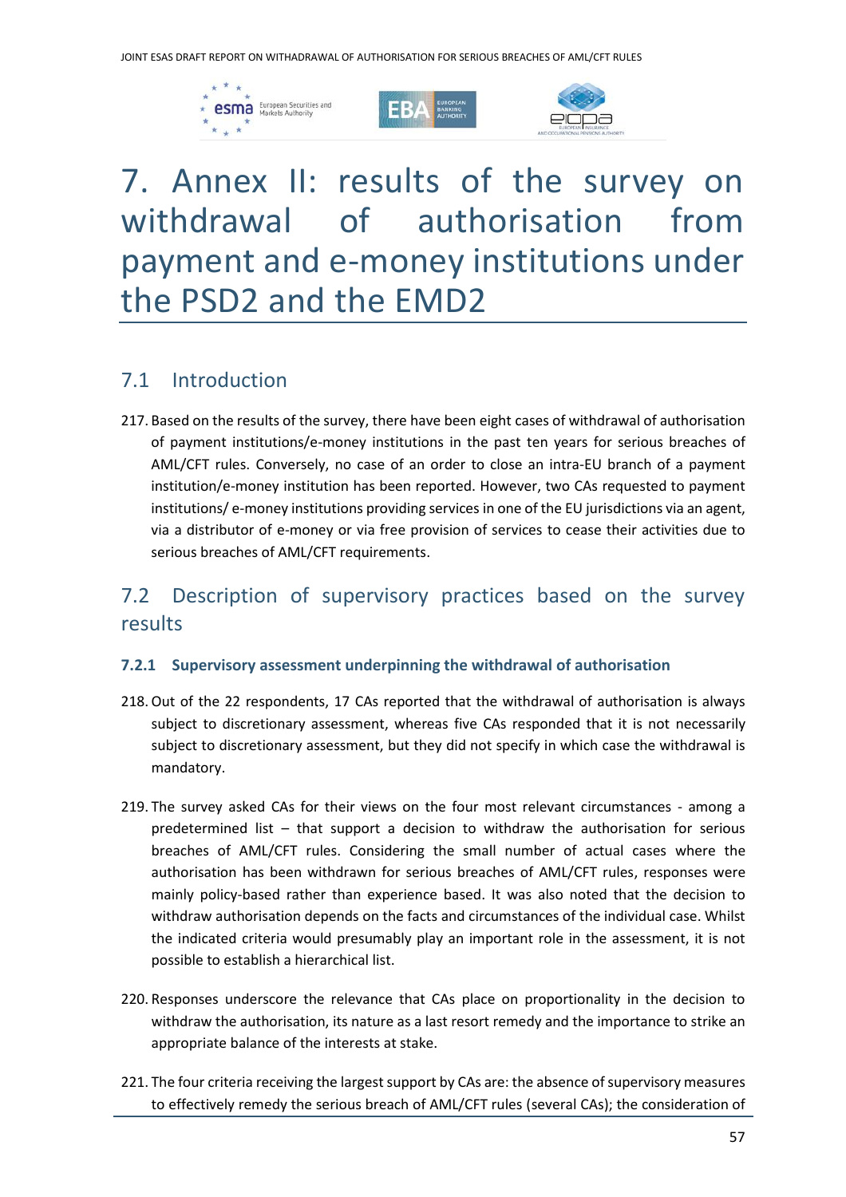# 7. Annex II: results of the survey on withdrawal of authorisation from payment and e-money institutions under the PSD2 and the EMD2

## 7.1 Introduction

217. Based on the results of the survey, there have been eight cases of withdrawal of authorisation of payment institutions/e-money institutions in the past ten years for serious breaches of AML/CFT rules. Conversely, no case of an order to close an intra-EU branch of a payment institution/e-money institution has been reported. However, two CAs requested to payment institutions/ e-money institutions providing services in one of the EU jurisdictions via an agent, via a distributor of e-money or via free provision of services to cease their activities due to serious breaches of AML/CFT requirements.

## 7.2 Description of supervisory practices based on the survey results

### 7.2.1 Supervisory assessment underpinning the withdrawal of authorisation

218. Out of the 22 respondents, 17 CAs reported that the withdrawal of authorisation is always subject to discretionary assessment, whereas five CAs responded that it is not necessarily subject to discretionary assessment, but they did not specify in which case the withdrawal is mandatory.

219. The survey asked CAs for their views on the four most relevant circumstances - among a predetermined list – that support a decision to withdraw the authorisation for serious breaches of AML/CFT rules. Considering the small number of actual cases where the authorisation has been withdrawn for serious breaches of AML/CFT rules, responses were mainly policy-based rather than experience based. It was also noted that the decision to withdraw authorisation depends on the facts and circumstances of the individual case. Whilst the indicated criteria would presumably play an important role in the assessment, it is not possible to establish a hierarchical list.

220. Responses underscore the relevance that CAs place on proportionality in the decision to withdraw the authorisation, its nature as a last resort remedy and the importance to strike an appropriate balance of the interests at stake.

221. The four criteria receiving the largest support by CAs are: the absence of supervisory measures to effectively remedy the serious breach of AML/CFT rules (several CAs); the consideration of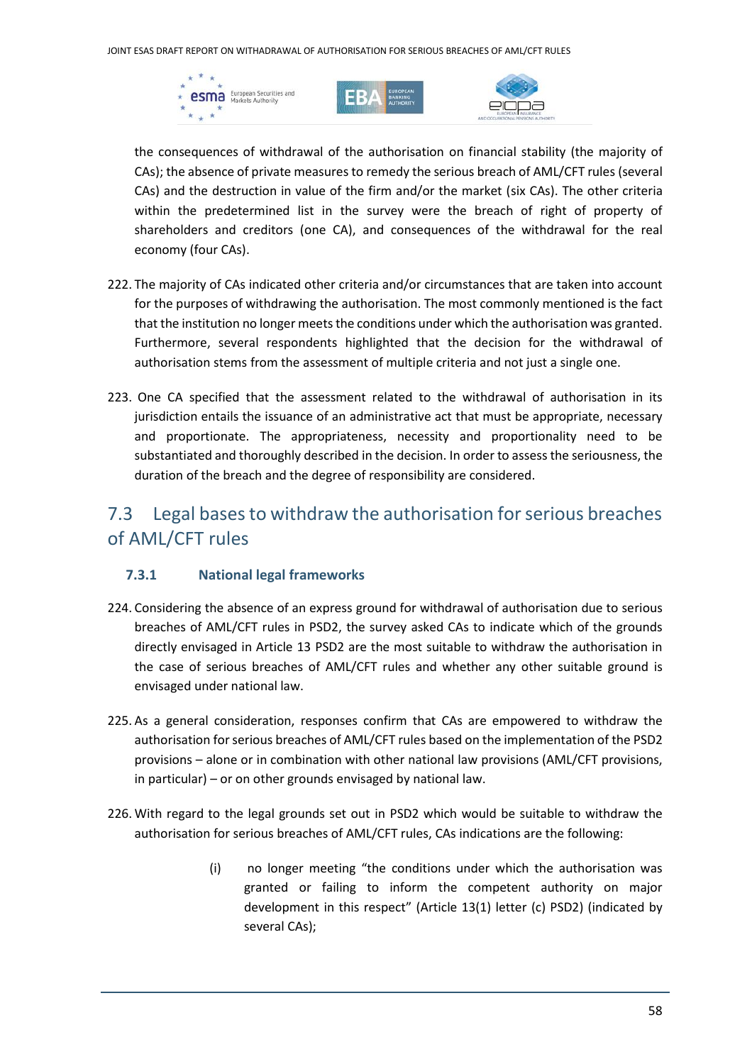the consequences of withdrawal of the authorisation on financial stability (the majority of CAs); the absence of private measures to remedy the serious breach of AML/CFT rules (several CAs) and the destruction in value of the firm and/or the market (six CAs). The other criteria within the predetermined list in the survey were the breach of right of property of shareholders and creditors (one CA), and consequences of the withdrawal for the real economy (four CAs).

222. The majority of CAs indicated other criteria and/or circumstances that are taken into account for the purposes of withdrawing the authorisation. The most commonly mentioned is the fact that the institution no longer meets the conditions under which the authorisation was granted. Furthermore, several respondents highlighted that the decision for the withdrawal of authorisation stems from the assessment of multiple criteria and not just a single one.

223. One CA specified that the assessment related to the withdrawal of authorisation in its jurisdiction entails the issuance of an administrative act that must be appropriate, necessary and proportionate. The appropriateness, necessity and proportionality need to be substantiated and thoroughly described in the decision. In order to assess the seriousness, the duration of the breach and the degree of responsibility are considered.

## 7.3 Legal bases to withdraw the authorisation for serious breaches of AML/CFT rules

### 7.3.1 National legal frameworks

224. Considering the absence of an express ground for withdrawal of authorisation due to serious breaches of AML/CFT rules in PSD2, the survey asked CAs to indicate which of the grounds directly envisaged in Article 13 PSD2 are the most suitable to withdraw the authorisation in the case of serious breaches of AML/CFT rules and whether any other suitable ground is envisaged under national law.

225. As a general consideration, responses confirm that CAs are empowered to withdraw the authorisation for serious breaches of AML/CFT rules based on the implementation of the PSD2 provisions – alone or in combination with other national law provisions (AML/CFT provisions, in particular) – or on other grounds envisaged by national law.

226. With regard to the legal grounds set out in PSD2 which would be suitable to withdraw the authorisation for serious breaches of AML/CFT rules, CAs indications are the following:

(i) no longer meeting "the conditions under which the authorisation was granted or failing to inform the competent authority on major development in this respect" (Article 13(1) letter (c) PSD2) (indicated by several CAs);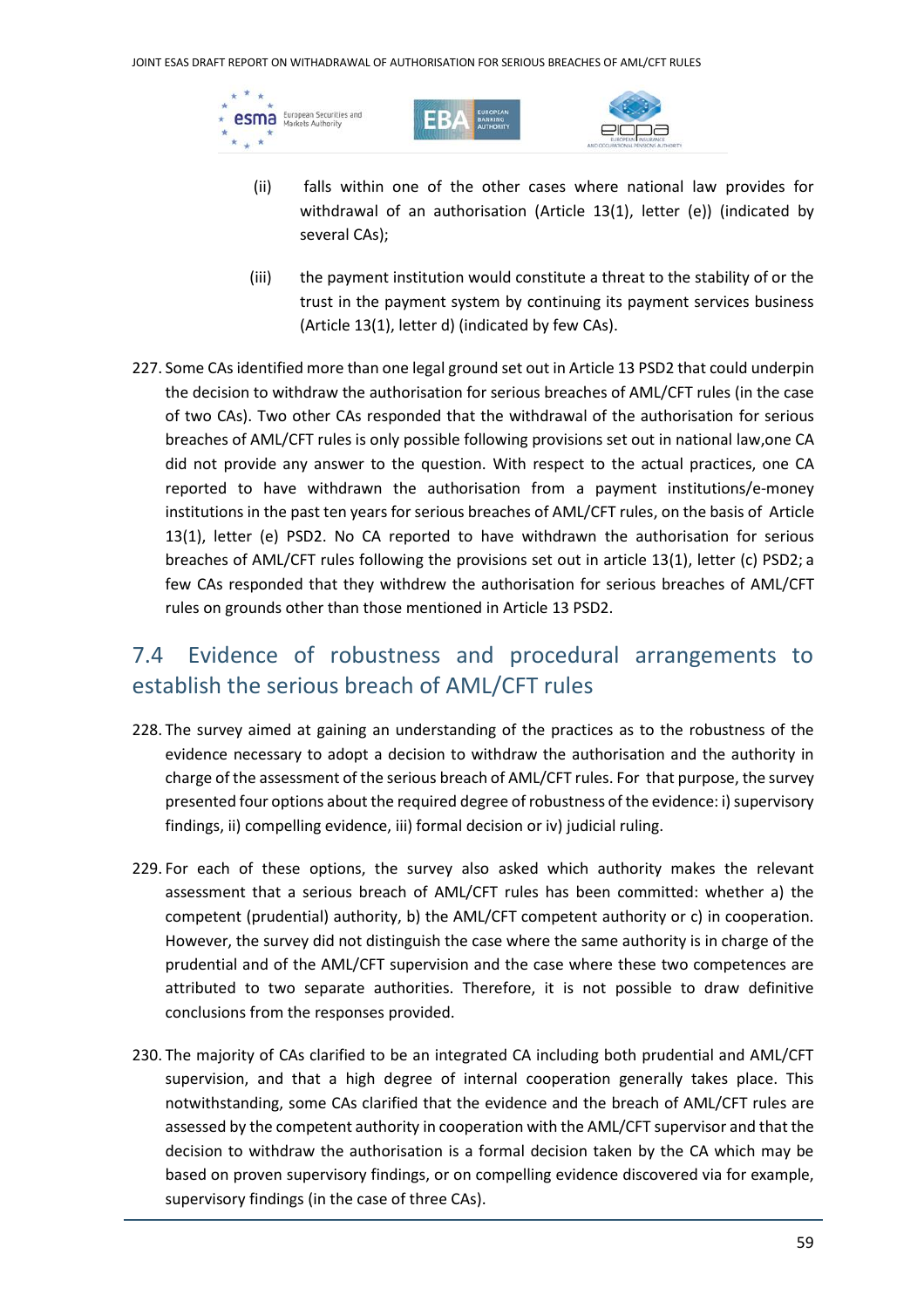(ii) falls within one of the other cases where national law provides for withdrawal of an authorisation (Article 13(1), letter (e)) (indicated by several CAs);

(iii) the payment institution would constitute a threat to the stability of or the trust in the payment system by continuing its payment services business (Article 13(1), letter d) (indicated by few CAs).

227. Some CAs identified more than one legal ground set out in Article 13 PSD2 that could underpin the decision to withdraw the authorisation for serious breaches of AML/CFT rules (in the case of two CAs). Two other CAs responded that the withdrawal of the authorisation for serious breaches of AML/CFT rules is only possible following provisions set out in national law,one CA did not provide any answer to the question. With respect to the actual practices, one CA reported to have withdrawn the authorisation from a payment institutions/e-money institutions in the past ten years for serious breaches of AML/CFT rules, on the basis of Article 13(1), letter (e) PSD2. No CA reported to have withdrawn the authorisation for serious breaches of AML/CFT rules following the provisions set out in article 13(1), letter (c) PSD2; a few CAs responded that they withdrew the authorisation for serious breaches of AML/CFT rules on grounds other than those mentioned in Article 13 PSD2.

## 7.4 Evidence of robustness and procedural arrangements to establish the serious breach of AML/CFT rules

228. The survey aimed at gaining an understanding of the practices as to the robustness of the evidence necessary to adopt a decision to withdraw the authorisation and the authority in charge of the assessment of the serious breach of AML/CFT rules. For that purpose, the survey presented four options about the required degree of robustness of the evidence: i) supervisory findings, ii) compelling evidence, iii) formal decision or iv) judicial ruling.

229. For each of these options, the survey also asked which authority makes the relevant assessment that a serious breach of AML/CFT rules has been committed: whether a) the competent (prudential) authority, b) the AML/CFT competent authority or c) in cooperation. However, the survey did not distinguish the case where the same authority is in charge of the prudential and of the AML/CFT supervision and the case where these two competences are attributed to two separate authorities. Therefore, it is not possible to draw definitive conclusions from the responses provided.

230. The majority of CAs clarified to be an integrated CA including both prudential and AML/CFT supervision, and that a high degree of internal cooperation generally takes place. This notwithstanding, some CAs clarified that the evidence and the breach of AML/CFT rules are assessed by the competent authority in cooperation with the AML/CFT supervisor and that the decision to withdraw the authorisation is a formal decision taken by the CA which may be based on proven supervisory findings, or on compelling evidence discovered via for example, supervisory findings (in the case of three CAs).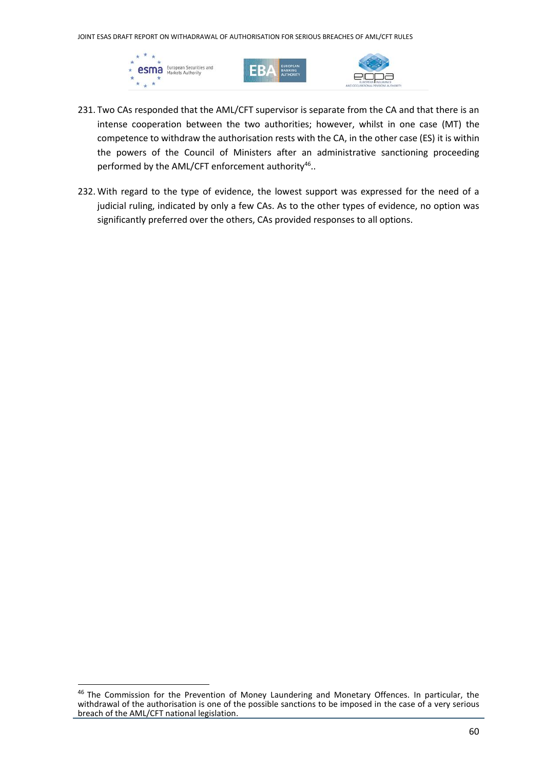231. Two CAs responded that the AML/CFT supervisor is separate from the CA and that there is an intense cooperation between the two authorities; however, whilst in one case (MT) the competence to withdraw the authorisation rests with the CA, in the other case (ES) it is within the powers of the Council of Ministers after an administrative sanctioning proceeding performed by the AML/CFT enforcement authority[46]..

232. With regard to the type of evidence, the lowest support was expressed for the need of a judicial ruling, indicated by only a few CAs. As to the other types of evidence, no option was significantly preferred over the others, CAs provided responses to all options.

---

[46] The Commission for the Prevention of Money Laundering and Monetary Offences. In particular, the withdrawal of the authorisation is one of the possible sanctions to be imposed in the case of a very serious breach of the AML/CFT national legislation.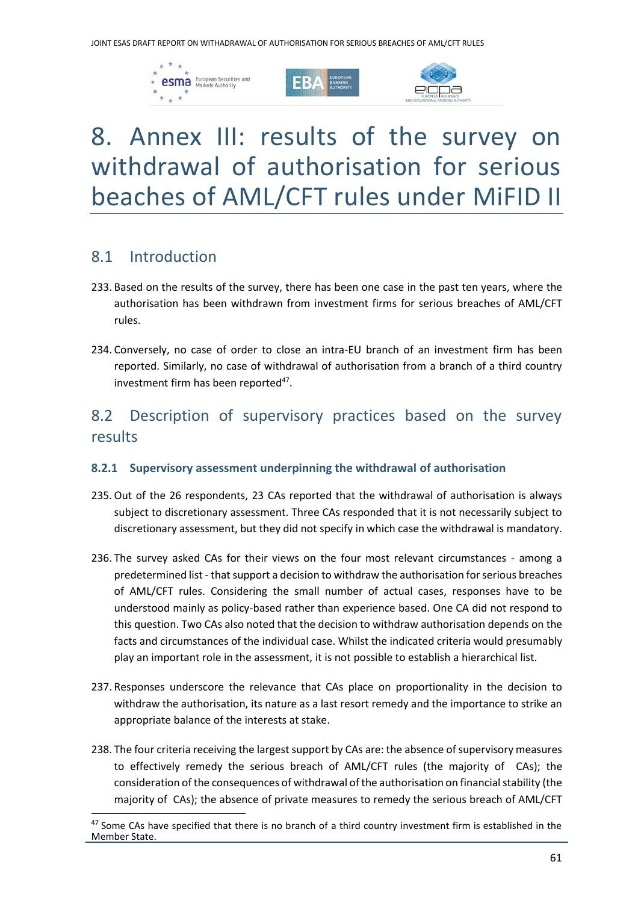# 8. Annex III: results of the survey on withdrawal of authorisation for serious beaches of AML/CFT rules under MiFID II

## 8.1 Introduction

233. Based on the results of the survey, there has been one case in the past ten years, where the authorisation has been withdrawn from investment firms for serious breaches of AML/CFT rules.

234. Conversely, no case of order to close an intra-EU branch of an investment firm has been reported. Similarly, no case of withdrawal of authorisation from a branch of a third country investment firm has been reported[47].

## 8.2 Description of supervisory practices based on the survey results

### 8.2.1 Supervisory assessment underpinning the withdrawal of authorisation

235. Out of the 26 respondents, 23 CAs reported that the withdrawal of authorisation is always subject to discretionary assessment. Three CAs responded that it is not necessarily subject to discretionary assessment, but they did not specify in which case the withdrawal is mandatory.

236. The survey asked CAs for their views on the four most relevant circumstances - among a predetermined list - that support a decision to withdraw the authorisation for serious breaches of AML/CFT rules. Considering the small number of actual cases, responses have to be understood mainly as policy-based rather than experience based. One CA did not respond to this question. Two CAs also noted that the decision to withdraw authorisation depends on the facts and circumstances of the individual case. Whilst the indicated criteria would presumably play an important role in the assessment, it is not possible to establish a hierarchical list.

237. Responses underscore the relevance that CAs place on proportionality in the decision to withdraw the authorisation, its nature as a last resort remedy and the importance to strike an appropriate balance of the interests at stake.

238. The four criteria receiving the largest support by CAs are: the absence of supervisory measures to effectively remedy the serious breach of AML/CFT rules (the majority of CAs); the consideration of the consequences of withdrawal of the authorisation on financial stability (the majority of CAs); the absence of private measures to remedy the serious breach of AML/CFT

[47] Some CAs have specified that there is no branch of a third country investment firm is established in the Member State.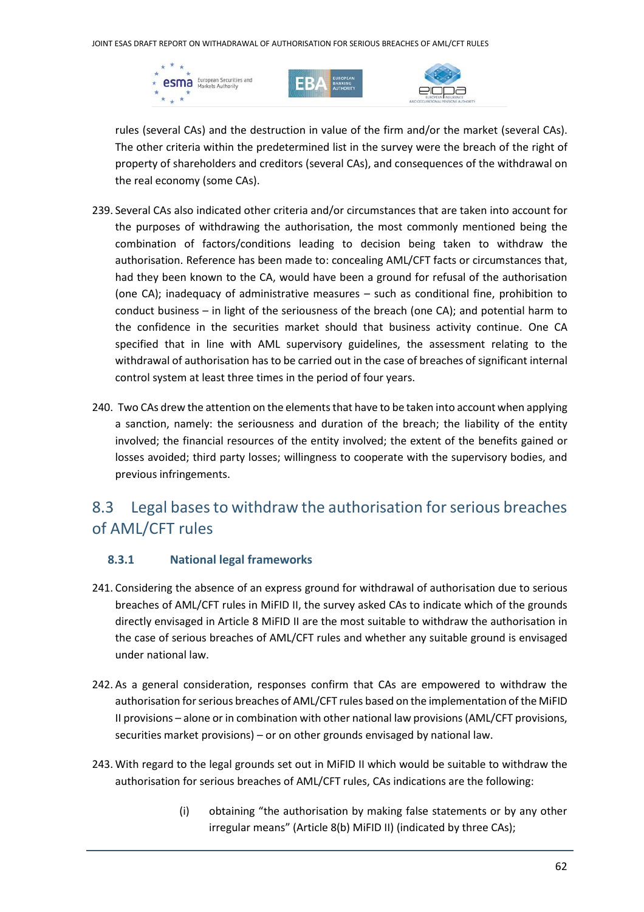rules (several CAs) and the destruction in value of the firm and/or the market (several CAs). The other criteria within the predetermined list in the survey were the breach of the right of property of shareholders and creditors (several CAs), and consequences of the withdrawal on the real economy (some CAs).

239. Several CAs also indicated other criteria and/or circumstances that are taken into account for the purposes of withdrawing the authorisation, the most commonly mentioned being the combination of factors/conditions leading to decision being taken to withdraw the authorisation. Reference has been made to: concealing AML/CFT facts or circumstances that, had they been known to the CA, would have been a ground for refusal of the authorisation (one CA); inadequacy of administrative measures – such as conditional fine, prohibition to conduct business – in light of the seriousness of the breach (one CA); and potential harm to the confidence in the securities market should that business activity continue. One CA specified that in line with AML supervisory guidelines, the assessment relating to the withdrawal of authorisation has to be carried out in the case of breaches of significant internal control system at least three times in the period of four years.

240. Two CAs drew the attention on the elements that have to be taken into account when applying a sanction, namely: the seriousness and duration of the breach; the liability of the entity involved; the financial resources of the entity involved; the extent of the benefits gained or losses avoided; third party losses; willingness to cooperate with the supervisory bodies, and previous infringements.

## 8.3 Legal bases to withdraw the authorisation for serious breaches of AML/CFT rules

### 8.3.1 National legal frameworks

241. Considering the absence of an express ground for withdrawal of authorisation due to serious breaches of AML/CFT rules in MiFID II, the survey asked CAs to indicate which of the grounds directly envisaged in Article 8 MiFID II are the most suitable to withdraw the authorisation in the case of serious breaches of AML/CFT rules and whether any suitable ground is envisaged under national law.

242. As a general consideration, responses confirm that CAs are empowered to withdraw the authorisation for serious breaches of AML/CFT rules based on the implementation of the MiFID II provisions – alone or in combination with other national law provisions (AML/CFT provisions, securities market provisions) – or on other grounds envisaged by national law.

243. With regard to the legal grounds set out in MiFID II which would be suitable to withdraw the authorisation for serious breaches of AML/CFT rules, CAs indications are the following:

(i) obtaining "the authorisation by making false statements or by any other irregular means" (Article 8(b) MiFID II) (indicated by three CAs);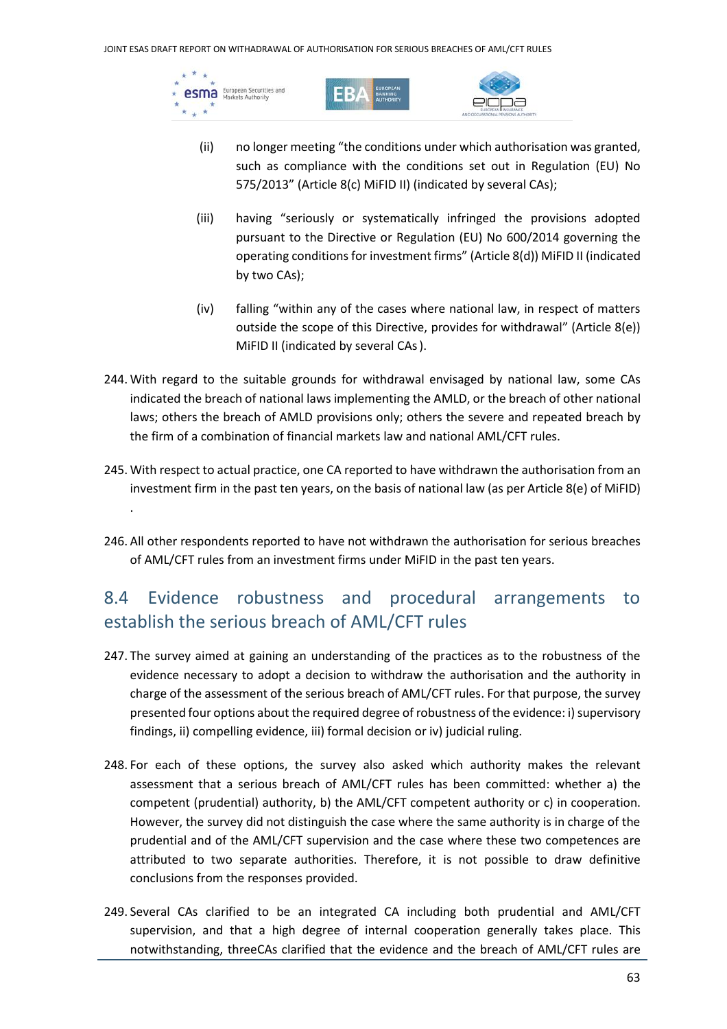(ii) no longer meeting "the conditions under which authorisation was granted, such as compliance with the conditions set out in Regulation (EU) No 575/2013" (Article 8(c) MiFID II) (indicated by several CAs);

(iii) having "seriously or systematically infringed the provisions adopted pursuant to the Directive or Regulation (EU) No 600/2014 governing the operating conditions for investment firms" (Article 8(d)) MiFID II (indicated by two CAs);

(iv) falling "within any of the cases where national law, in respect of matters outside the scope of this Directive, provides for withdrawal" (Article 8(e)) MiFID II (indicated by several CAs ).

244. With regard to the suitable grounds for withdrawal envisaged by national law, some CAs indicated the breach of national laws implementing the AMLD, or the breach of other national laws; others the breach of AMLD provisions only; others the severe and repeated breach by the firm of a combination of financial markets law and national AML/CFT rules.

245. With respect to actual practice, one CA reported to have withdrawn the authorisation from an investment firm in the past ten years, on the basis of national law (as per Article 8(e) of MiFID) .

246. All other respondents reported to have not withdrawn the authorisation for serious breaches of AML/CFT rules from an investment firms under MiFID in the past ten years.

## 8.4 Evidence robustness and procedural arrangements to establish the serious breach of AML/CFT rules

247. The survey aimed at gaining an understanding of the practices as to the robustness of the evidence necessary to adopt a decision to withdraw the authorisation and the authority in charge of the assessment of the serious breach of AML/CFT rules. For that purpose, the survey presented four options about the required degree of robustness of the evidence: i) supervisory findings, ii) compelling evidence, iii) formal decision or iv) judicial ruling.

248. For each of these options, the survey also asked which authority makes the relevant assessment that a serious breach of AML/CFT rules has been committed: whether a) the competent (prudential) authority, b) the AML/CFT competent authority or c) in cooperation. However, the survey did not distinguish the case where the same authority is in charge of the prudential and of the AML/CFT supervision and the case where these two competences are attributed to two separate authorities. Therefore, it is not possible to draw definitive conclusions from the responses provided.

249. Several CAs clarified to be an integrated CA including both prudential and AML/CFT supervision, and that a high degree of internal cooperation generally takes place. This notwithstanding, threeCAs clarified that the evidence and the breach of AML/CFT rules are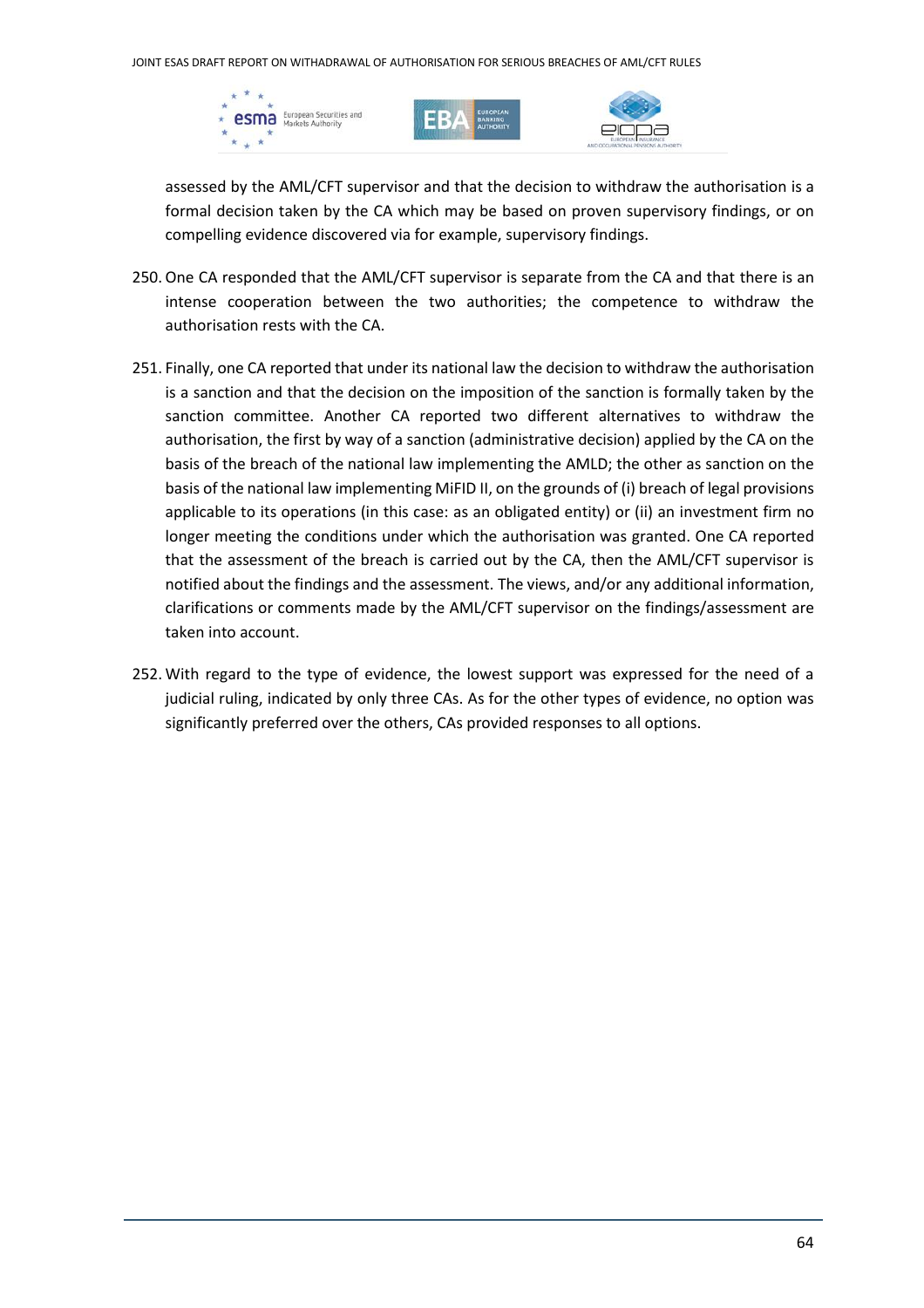assessed by the AML/CFT supervisor and that the decision to withdraw the authorisation is a formal decision taken by the CA which may be based on proven supervisory findings, or on compelling evidence discovered via for example, supervisory findings.

250. One CA responded that the AML/CFT supervisor is separate from the CA and that there is an intense cooperation between the two authorities; the competence to withdraw the authorisation rests with the CA.

251. Finally, one CA reported that under its national law the decision to withdraw the authorisation is a sanction and that the decision on the imposition of the sanction is formally taken by the sanction committee. Another CA reported two different alternatives to withdraw the authorisation, the first by way of a sanction (administrative decision) applied by the CA on the basis of the breach of the national law implementing the AMLD; the other as sanction on the basis of the national law implementing MiFID II, on the grounds of (i) breach of legal provisions applicable to its operations (in this case: as an obligated entity) or (ii) an investment firm no longer meeting the conditions under which the authorisation was granted. One CA reported that the assessment of the breach is carried out by the CA, then the AML/CFT supervisor is notified about the findings and the assessment. The views, and/or any additional information, clarifications or comments made by the AML/CFT supervisor on the findings/assessment are taken into account.

252. With regard to the type of evidence, the lowest support was expressed for the need of a judicial ruling, indicated by only three CAs. As for the other types of evidence, no option was significantly preferred over the others, CAs provided responses to all options.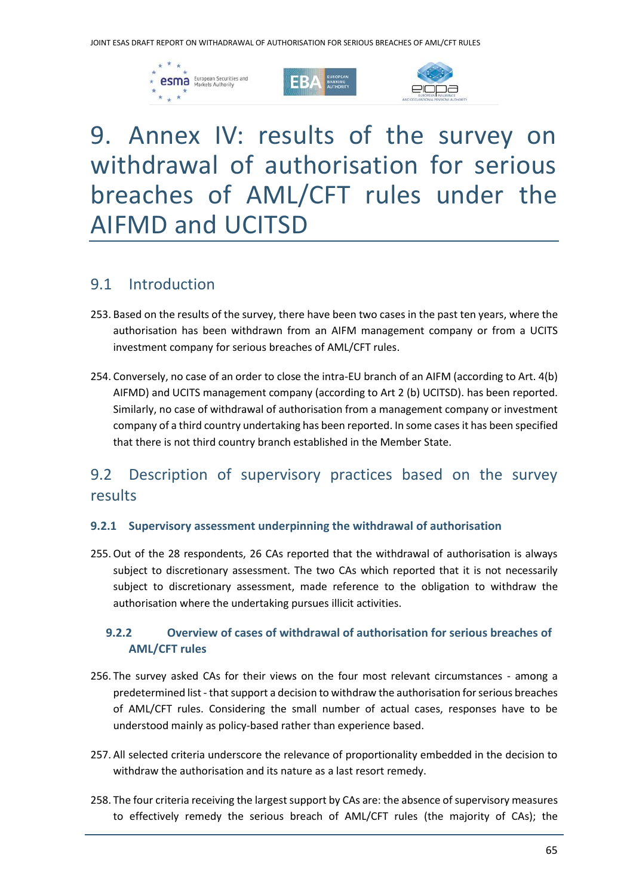# 9. Annex IV: results of the survey on withdrawal of authorisation for serious breaches of AML/CFT rules under the AIFMD and UCITSD

## 9.1 Introduction

253. Based on the results of the survey, there have been two cases in the past ten years, where the authorisation has been withdrawn from an AIFM management company or from a UCITS investment company for serious breaches of AML/CFT rules.

254. Conversely, no case of an order to close the intra-EU branch of an AIFM (according to Art. 4(b) AIFMD) and UCITS management company (according to Art 2 (b) UCITSD). has been reported. Similarly, no case of withdrawal of authorisation from a management company or investment company of a third country undertaking has been reported. In some cases it has been specified that there is not third country branch established in the Member State.

## 9.2 Description of supervisory practices based on the survey results

### 9.2.1 Supervisory assessment underpinning the withdrawal of authorisation

255. Out of the 28 respondents, 26 CAs reported that the withdrawal of authorisation is always subject to discretionary assessment. The two CAs which reported that it is not necessarily subject to discretionary assessment, made reference to the obligation to withdraw the authorisation where the undertaking pursues illicit activities.

### 9.2.2 Overview of cases of withdrawal of authorisation for serious breaches of AML/CFT rules

256. The survey asked CAs for their views on the four most relevant circumstances - among a predetermined list - that support a decision to withdraw the authorisation for serious breaches of AML/CFT rules. Considering the small number of actual cases, responses have to be understood mainly as policy-based rather than experience based.

257. All selected criteria underscore the relevance of proportionality embedded in the decision to withdraw the authorisation and its nature as a last resort remedy.

258. The four criteria receiving the largest support by CAs are: the absence of supervisory measures to effectively remedy the serious breach of AML/CFT rules (the majority of CAs); the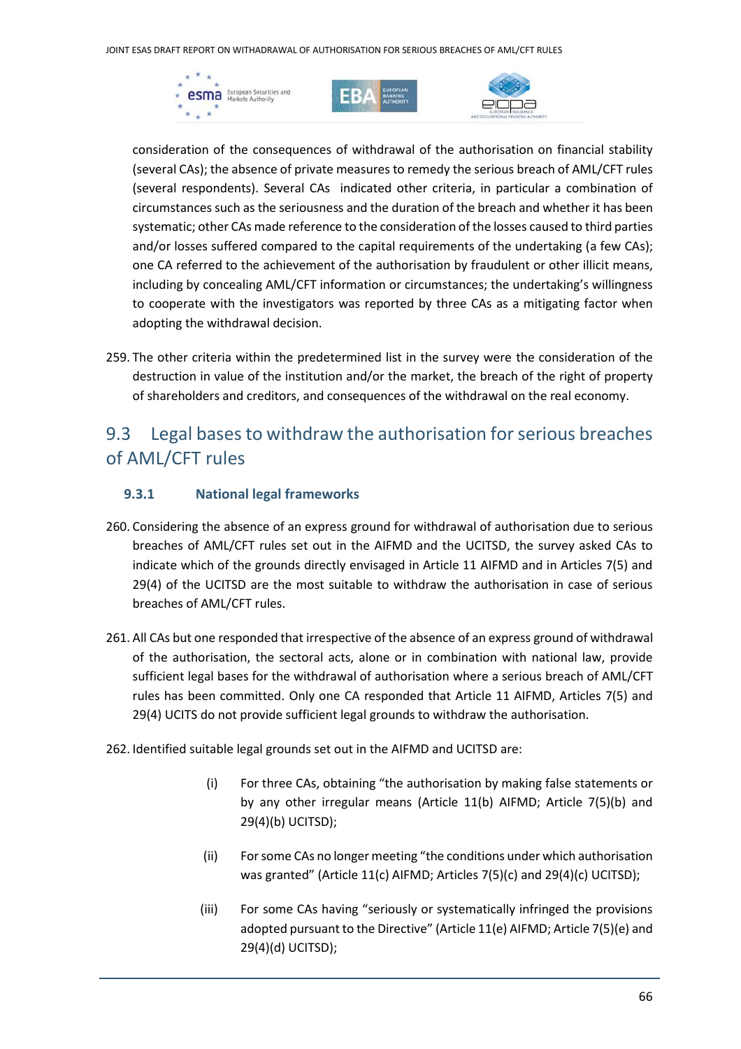consideration of the consequences of withdrawal of the authorisation on financial stability (several CAs); the absence of private measures to remedy the serious breach of AML/CFT rules (several respondents). Several CAs indicated other criteria, in particular a combination of circumstances such as the seriousness and the duration of the breach and whether it has been systematic; other CAs made reference to the consideration of the losses caused to third parties and/or losses suffered compared to the capital requirements of the undertaking (a few CAs); one CA referred to the achievement of the authorisation by fraudulent or other illicit means, including by concealing AML/CFT information or circumstances; the undertaking's willingness to cooperate with the investigators was reported by three CAs as a mitigating factor when adopting the withdrawal decision.

259. The other criteria within the predetermined list in the survey were the consideration of the destruction in value of the institution and/or the market, the breach of the right of property of shareholders and creditors, and consequences of the withdrawal on the real economy.

## 9.3 Legal bases to withdraw the authorisation for serious breaches of AML/CFT rules

### 9.3.1 National legal frameworks

260. Considering the absence of an express ground for withdrawal of authorisation due to serious breaches of AML/CFT rules set out in the AIFMD and the UCITSD, the survey asked CAs to indicate which of the grounds directly envisaged in Article 11 AIFMD and in Articles 7(5) and 29(4) of the UCITSD are the most suitable to withdraw the authorisation in case of serious breaches of AML/CFT rules.

261. All CAs but one responded that irrespective of the absence of an express ground of withdrawal of the authorisation, the sectoral acts, alone or in combination with national law, provide sufficient legal bases for the withdrawal of authorisation where a serious breach of AML/CFT rules has been committed. Only one CA responded that Article 11 AIFMD, Articles 7(5) and 29(4) UCITS do not provide sufficient legal grounds to withdraw the authorisation.

262. Identified suitable legal grounds set out in the AIFMD and UCITSD are:

(i) For three CAs, obtaining "the authorisation by making false statements or by any other irregular means (Article 11(b) AIFMD; Article 7(5)(b) and 29(4)(b) UCITSD);

(ii) For some CAs no longer meeting "the conditions under which authorisation was granted" (Article 11(c) AIFMD; Articles 7(5)(c) and 29(4)(c) UCITSD);

(iii) For some CAs having "seriously or systematically infringed the provisions adopted pursuant to the Directive" (Article 11(e) AIFMD; Article 7(5)(e) and 29(4)(d) UCITSD);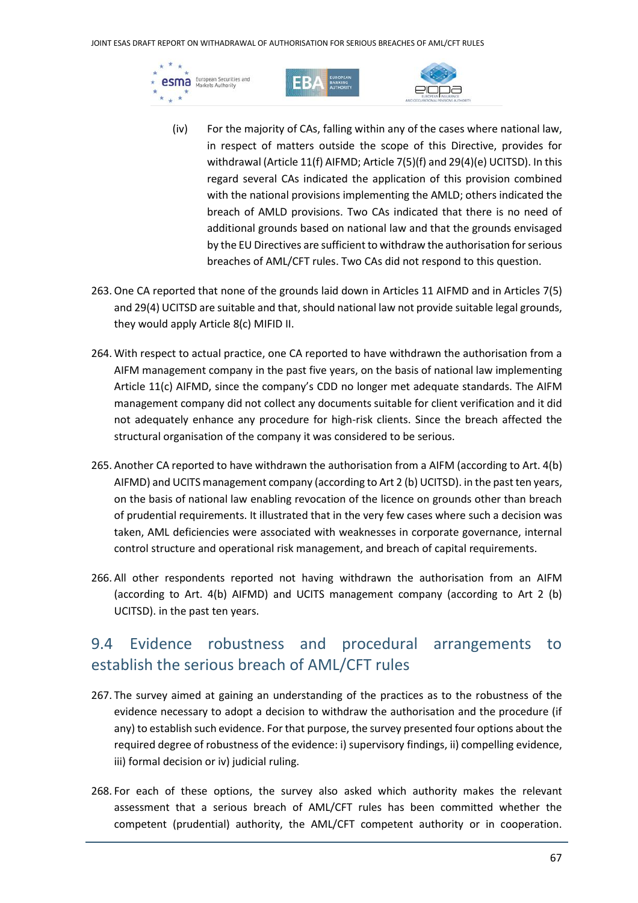(iv) For the majority of CAs, falling within any of the cases where national law, in respect of matters outside the scope of this Directive, provides for withdrawal (Article 11(f) AIFMD; Article 7(5)(f) and 29(4)(e) UCITSD). In this regard several CAs indicated the application of this provision combined with the national provisions implementing the AMLD; others indicated the breach of AMLD provisions. Two CAs indicated that there is no need of additional grounds based on national law and that the grounds envisaged by the EU Directives are sufficient to withdraw the authorisation for serious breaches of AML/CFT rules. Two CAs did not respond to this question.

263. One CA reported that none of the grounds laid down in Articles 11 AIFMD and in Articles 7(5) and 29(4) UCITSD are suitable and that, should national law not provide suitable legal grounds, they would apply Article 8(c) MIFID II.

264. With respect to actual practice, one CA reported to have withdrawn the authorisation from a AIFM management company in the past five years, on the basis of national law implementing Article 11(c) AIFMD, since the company's CDD no longer met adequate standards. The AIFM management company did not collect any documents suitable for client verification and it did not adequately enhance any procedure for high-risk clients. Since the breach affected the structural organisation of the company it was considered to be serious.

265. Another CA reported to have withdrawn the authorisation from a AIFM (according to Art. 4(b) AIFMD) and UCITS management company (according to Art 2 (b) UCITSD). in the past ten years, on the basis of national law enabling revocation of the licence on grounds other than breach of prudential requirements. It illustrated that in the very few cases where such a decision was taken, AML deficiencies were associated with weaknesses in corporate governance, internal control structure and operational risk management, and breach of capital requirements.

266. All other respondents reported not having withdrawn the authorisation from an AIFM (according to Art. 4(b) AIFMD) and UCITS management company (according to Art 2 (b) UCITSD). in the past ten years.

## 9.4 Evidence robustness and procedural arrangements to establish the serious breach of AML/CFT rules

267. The survey aimed at gaining an understanding of the practices as to the robustness of the evidence necessary to adopt a decision to withdraw the authorisation and the procedure (if any) to establish such evidence. For that purpose, the survey presented four options about the required degree of robustness of the evidence: i) supervisory findings, ii) compelling evidence, iii) formal decision or iv) judicial ruling.

268. For each of these options, the survey also asked which authority makes the relevant assessment that a serious breach of AML/CFT rules has been committed whether the competent (prudential) authority, the AML/CFT competent authority or in cooperation.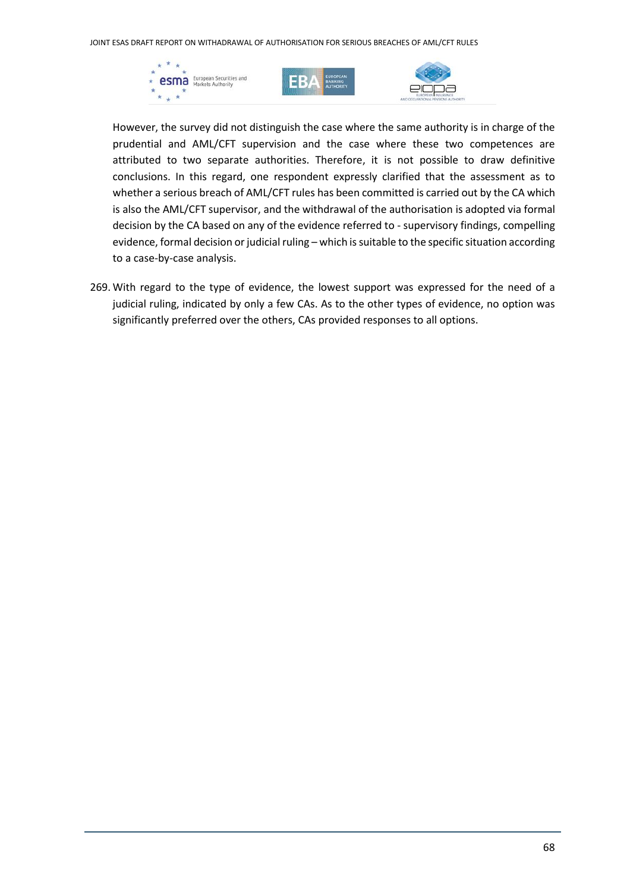However, the survey did not distinguish the case where the same authority is in charge of the prudential and AML/CFT supervision and the case where these two competences are attributed to two separate authorities. Therefore, it is not possible to draw definitive conclusions. In this regard, one respondent expressly clarified that the assessment as to whether a serious breach of AML/CFT rules has been committed is carried out by the CA which is also the AML/CFT supervisor, and the withdrawal of the authorisation is adopted via formal decision by the CA based on any of the evidence referred to - supervisory findings, compelling evidence, formal decision or judicial ruling – which is suitable to the specific situation according to a case-by-case analysis.

269. With regard to the type of evidence, the lowest support was expressed for the need of a judicial ruling, indicated by only a few CAs. As to the other types of evidence, no option was significantly preferred over the others, CAs provided responses to all options.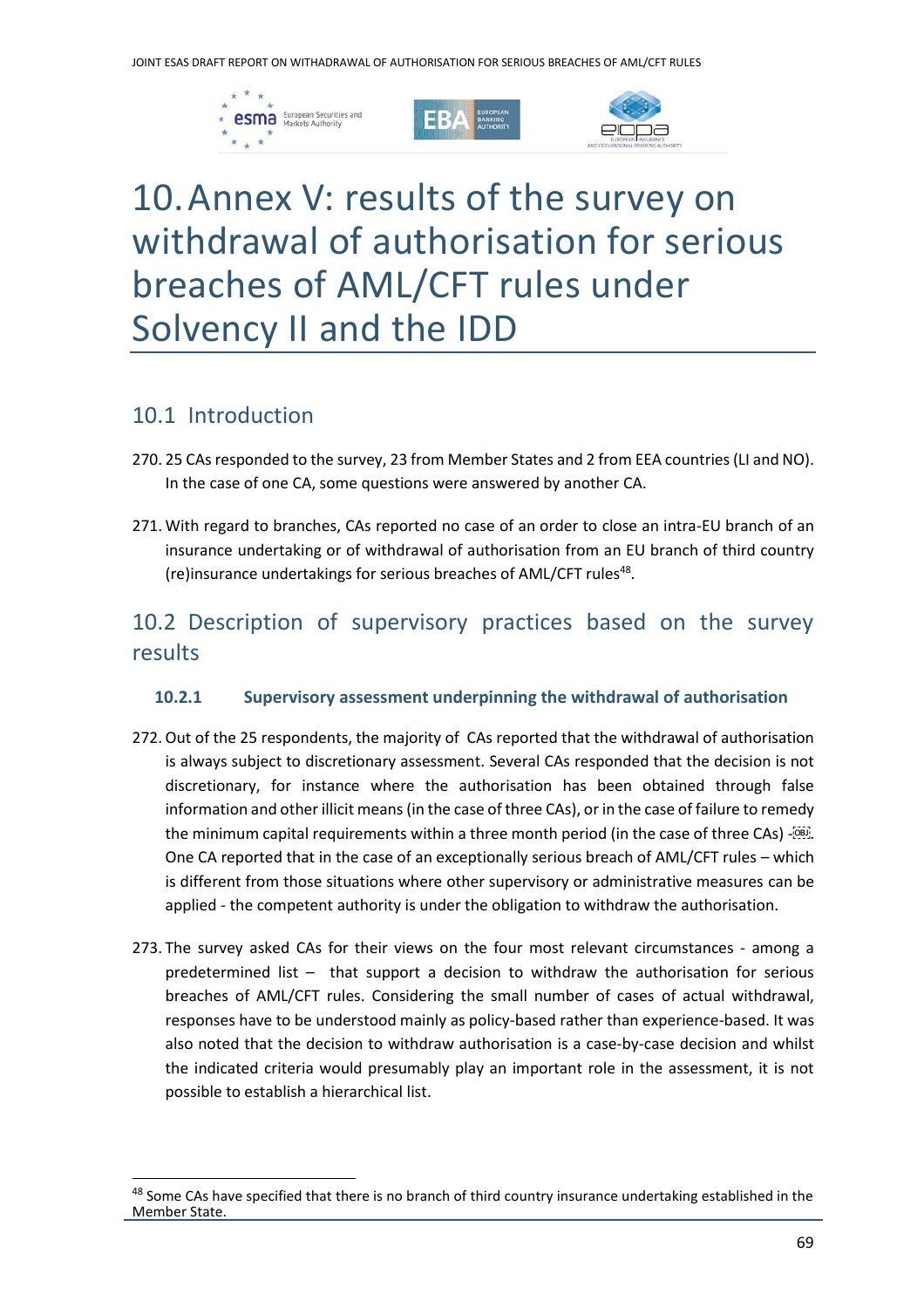# 10. Annex V: results of the survey on withdrawal of authorisation for serious breaches of AML/CFT rules under Solvency II and the IDD

## 10.1 Introduction

270. 25 CAs responded to the survey, 23 from Member States and 2 from EEA countries (LI and NO). In the case of one CA, some questions were answered by another CA.

271. With regard to branches, CAs reported no case of an order to close an intra-EU branch of an insurance undertaking or of withdrawal of authorisation from an EU branch of third country (re)insurance undertakings for serious breaches of AML/CFT rules[48].

## 10.2 Description of supervisory practices based on the survey results

### 10.2.1 Supervisory assessment underpinning the withdrawal of authorisation

272. Out of the 25 respondents, the majority of CAs reported that the withdrawal of authorisation is always subject to discretionary assessment. Several CAs responded that the decision is not discretionary, for instance where the authorisation has been obtained through false information and other illicit means (in the case of three CAs), or in the case of failure to remedy the minimum capital requirements within a three month period (in the case of three CAs) -. One CA reported that in the case of an exceptionally serious breach of AML/CFT rules – which is different from those situations where other supervisory or administrative measures can be applied - the competent authority is under the obligation to withdraw the authorisation.

273. The survey asked CAs for their views on the four most relevant circumstances - among a predetermined list – that support a decision to withdraw the authorisation for serious breaches of AML/CFT rules. Considering the small number of cases of actual withdrawal, responses have to be understood mainly as policy-based rather than experience-based. It was also noted that the decision to withdraw authorisation is a case-by-case decision and whilst the indicated criteria would presumably play an important role in the assessment, it is not possible to establish a hierarchical list.

[48] Some CAs have specified that there is no branch of third country insurance undertaking established in the Member State.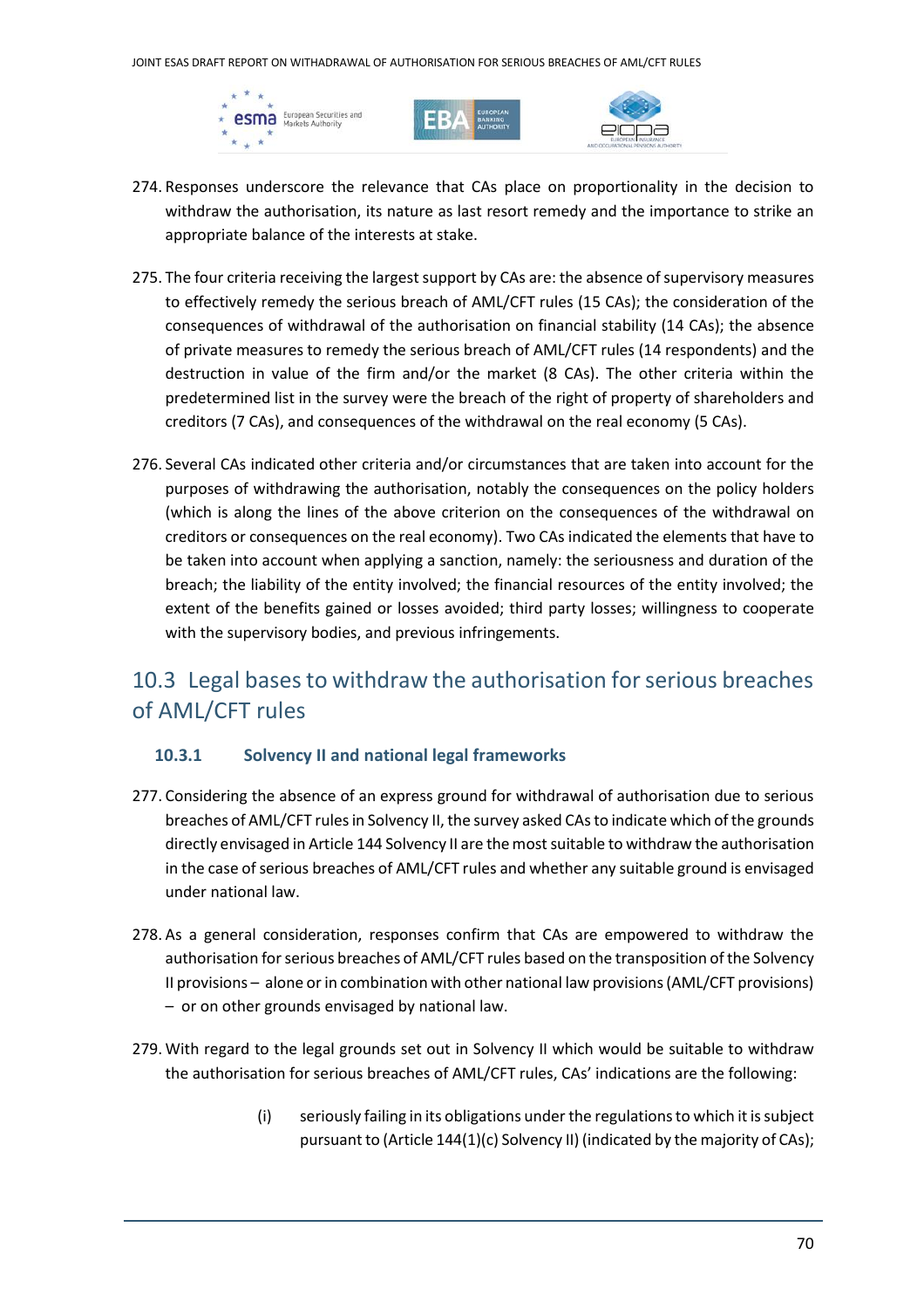274. Responses underscore the relevance that CAs place on proportionality in the decision to withdraw the authorisation, its nature as last resort remedy and the importance to strike an appropriate balance of the interests at stake.

275. The four criteria receiving the largest support by CAs are: the absence of supervisory measures to effectively remedy the serious breach of AML/CFT rules (15 CAs); the consideration of the consequences of withdrawal of the authorisation on financial stability (14 CAs); the absence of private measures to remedy the serious breach of AML/CFT rules (14 respondents) and the destruction in value of the firm and/or the market (8 CAs). The other criteria within the predetermined list in the survey were the breach of the right of property of shareholders and creditors (7 CAs), and consequences of the withdrawal on the real economy (5 CAs).

276. Several CAs indicated other criteria and/or circumstances that are taken into account for the purposes of withdrawing the authorisation, notably the consequences on the policy holders (which is along the lines of the above criterion on the consequences of the withdrawal on creditors or consequences on the real economy). Two CAs indicated the elements that have to be taken into account when applying a sanction, namely: the seriousness and duration of the breach; the liability of the entity involved; the financial resources of the entity involved; the extent of the benefits gained or losses avoided; third party losses; willingness to cooperate with the supervisory bodies, and previous infringements.

## 10.3 Legal bases to withdraw the authorisation for serious breaches of AML/CFT rules

### 10.3.1 Solvency II and national legal frameworks

277. Considering the absence of an express ground for withdrawal of authorisation due to serious breaches of AML/CFT rules in Solvency II, the survey asked CAs to indicate which of the grounds directly envisaged in Article 144 Solvency II are the most suitable to withdraw the authorisation in the case of serious breaches of AML/CFT rules and whether any suitable ground is envisaged under national law.

278. As a general consideration, responses confirm that CAs are empowered to withdraw the authorisation for serious breaches of AML/CFT rules based on the transposition of the Solvency II provisions – alone or in combination with other national law provisions (AML/CFT provisions) – or on other grounds envisaged by national law.

279. With regard to the legal grounds set out in Solvency II which would be suitable to withdraw the authorisation for serious breaches of AML/CFT rules, CAs' indications are the following:

(i) seriously failing in its obligations under the regulations to which it is subject pursuant to (Article 144(1)(c) Solvency II) (indicated by the majority of CAs);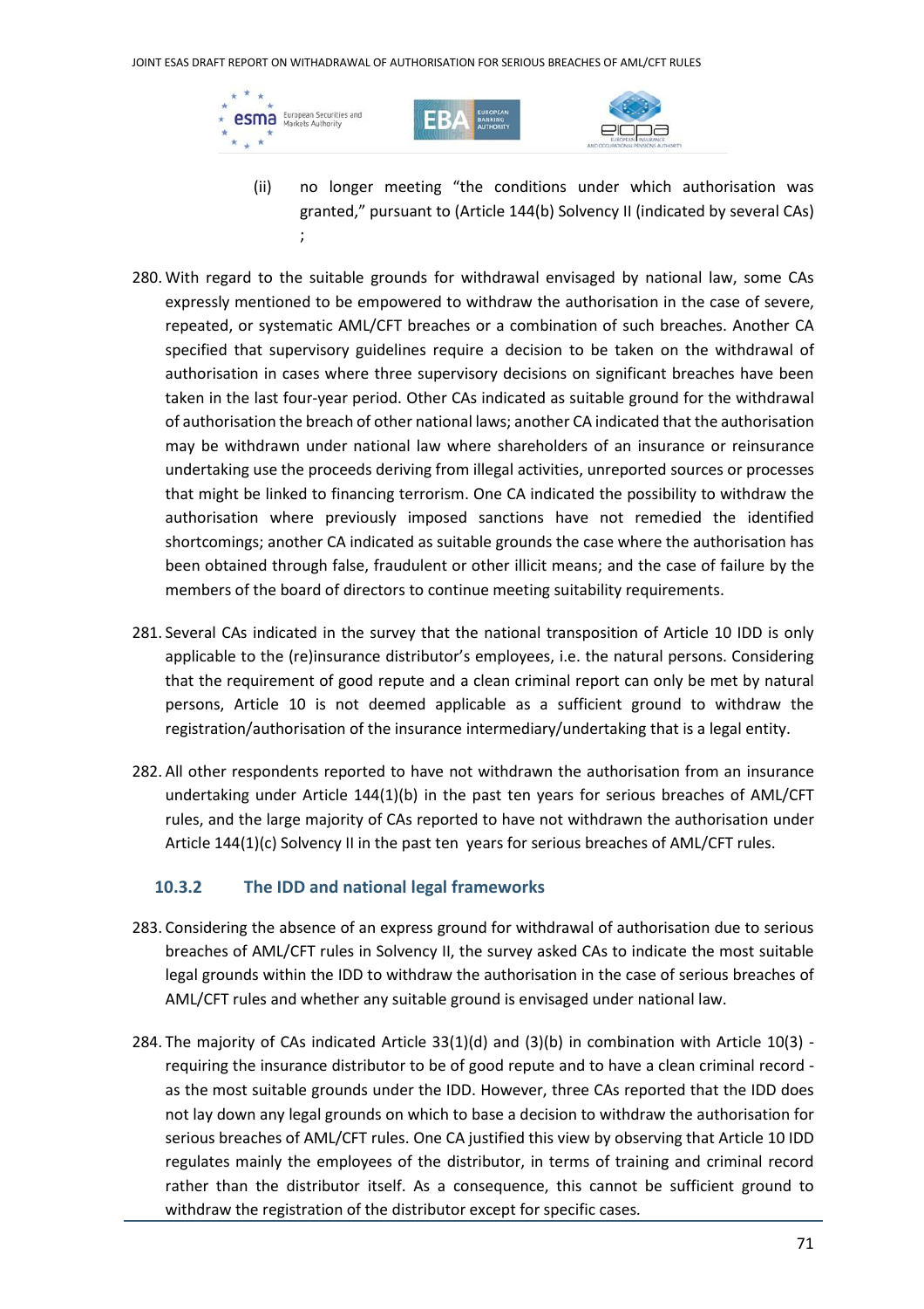(ii) no longer meeting “the conditions under which authorisation was granted,” pursuant to (Article 144(b) Solvency II (indicated by several CAs) ;

280. With regard to the suitable grounds for withdrawal envisaged by national law, some CAs expressly mentioned to be empowered to withdraw the authorisation in the case of severe, repeated, or systematic AML/CFT breaches or a combination of such breaches. Another CA specified that supervisory guidelines require a decision to be taken on the withdrawal of authorisation in cases where three supervisory decisions on significant breaches have been taken in the last four-year period. Other CAs indicated as suitable ground for the withdrawal of authorisation the breach of other national laws; another CA indicated that the authorisation may be withdrawn under national law where shareholders of an insurance or reinsurance undertaking use the proceeds deriving from illegal activities, unreported sources or processes that might be linked to financing terrorism. One CA indicated the possibility to withdraw the authorisation where previously imposed sanctions have not remedied the identified shortcomings; another CA indicated as suitable grounds the case where the authorisation has been obtained through false, fraudulent or other illicit means; and the case of failure by the members of the board of directors to continue meeting suitability requirements.

281. Several CAs indicated in the survey that the national transposition of Article 10 IDD is only applicable to the (re)insurance distributor’s employees, i.e. the natural persons. Considering that the requirement of good repute and a clean criminal report can only be met by natural persons, Article 10 is not deemed applicable as a sufficient ground to withdraw the registration/authorisation of the insurance intermediary/undertaking that is a legal entity.

282. All other respondents reported to have not withdrawn the authorisation from an insurance undertaking under Article 144(1)(b) in the past ten years for serious breaches of AML/CFT rules, and the large majority of CAs reported to have not withdrawn the authorisation under Article 144(1)(c) Solvency II in the past ten years for serious breaches of AML/CFT rules.

### 10.3.2 The IDD and national legal frameworks

283. Considering the absence of an express ground for withdrawal of authorisation due to serious breaches of AML/CFT rules in Solvency II, the survey asked CAs to indicate the most suitable legal grounds within the IDD to withdraw the authorisation in the case of serious breaches of AML/CFT rules and whether any suitable ground is envisaged under national law.

284. The majority of CAs indicated Article 33(1)(d) and (3)(b) in combination with Article 10(3) - requiring the insurance distributor to be of good repute and to have a clean criminal record - as the most suitable grounds under the IDD. However, three CAs reported that the IDD does not lay down any legal grounds on which to base a decision to withdraw the authorisation for serious breaches of AML/CFT rules. One CA justified this view by observing that Article 10 IDD regulates mainly the employees of the distributor, in terms of training and criminal record rather than the distributor itself. As a consequence, this cannot be sufficient ground to withdraw the registration of the distributor except for specific cases.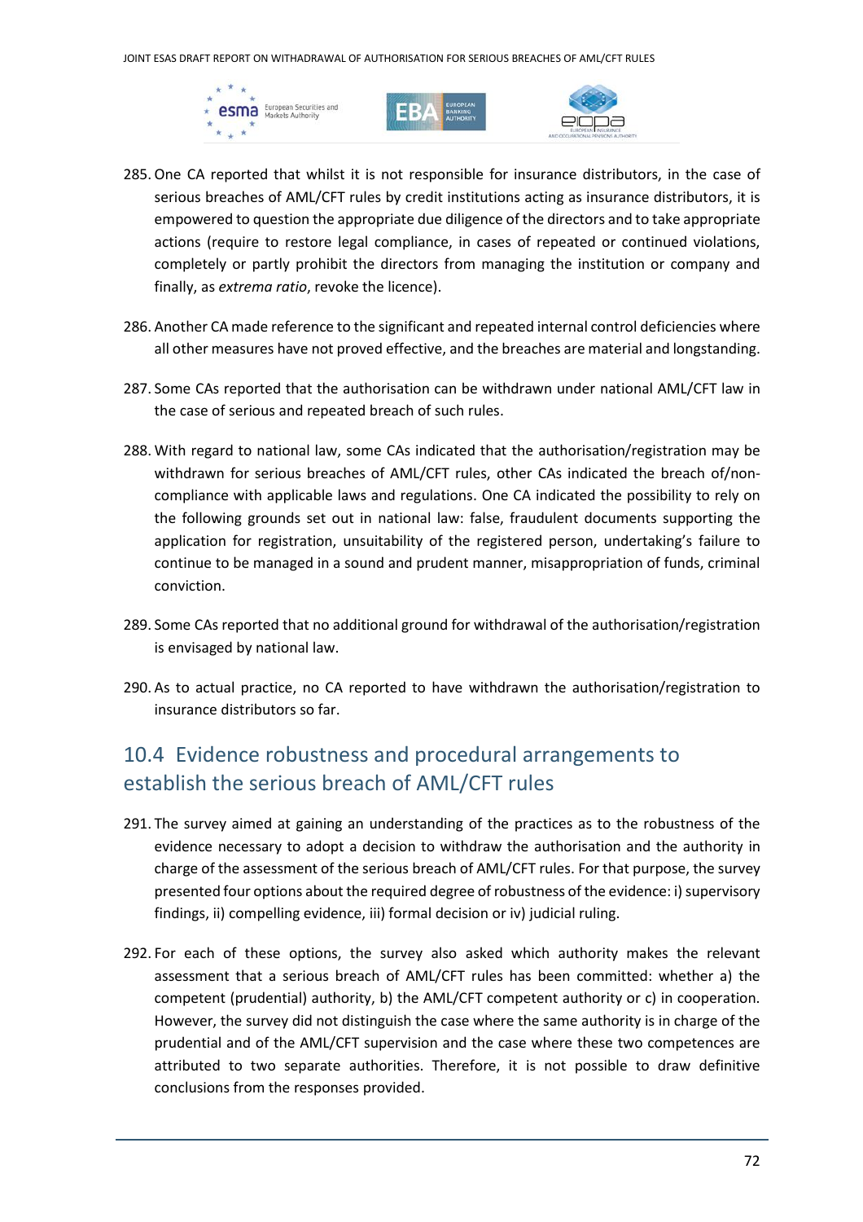285. One CA reported that whilst it is not responsible for insurance distributors, in the case of serious breaches of AML/CFT rules by credit institutions acting as insurance distributors, it is empowered to question the appropriate due diligence of the directors and to take appropriate actions (require to restore legal compliance, in cases of repeated or continued violations, completely or partly prohibit the directors from managing the institution or company and finally, as *extrema ratio*, revoke the licence).

286. Another CA made reference to the significant and repeated internal control deficiencies where all other measures have not proved effective, and the breaches are material and longstanding.

287. Some CAs reported that the authorisation can be withdrawn under national AML/CFT law in the case of serious and repeated breach of such rules.

288. With regard to national law, some CAs indicated that the authorisation/registration may be withdrawn for serious breaches of AML/CFT rules, other CAs indicated the breach of/non-compliance with applicable laws and regulations. One CA indicated the possibility to rely on the following grounds set out in national law: false, fraudulent documents supporting the application for registration, unsuitability of the registered person, undertaking's failure to continue to be managed in a sound and prudent manner, misappropriation of funds, criminal conviction.

289. Some CAs reported that no additional ground for withdrawal of the authorisation/registration is envisaged by national law.

290. As to actual practice, no CA reported to have withdrawn the authorisation/registration to insurance distributors so far.

## 10.4 Evidence robustness and procedural arrangements to establish the serious breach of AML/CFT rules

291. The survey aimed at gaining an understanding of the practices as to the robustness of the evidence necessary to adopt a decision to withdraw the authorisation and the authority in charge of the assessment of the serious breach of AML/CFT rules. For that purpose, the survey presented four options about the required degree of robustness of the evidence: i) supervisory findings, ii) compelling evidence, iii) formal decision or iv) judicial ruling.

292. For each of these options, the survey also asked which authority makes the relevant assessment that a serious breach of AML/CFT rules has been committed: whether a) the competent (prudential) authority, b) the AML/CFT competent authority or c) in cooperation. However, the survey did not distinguish the case where the same authority is in charge of the prudential and of the AML/CFT supervision and the case where these two competences are attributed to two separate authorities. Therefore, it is not possible to draw definitive conclusions from the responses provided.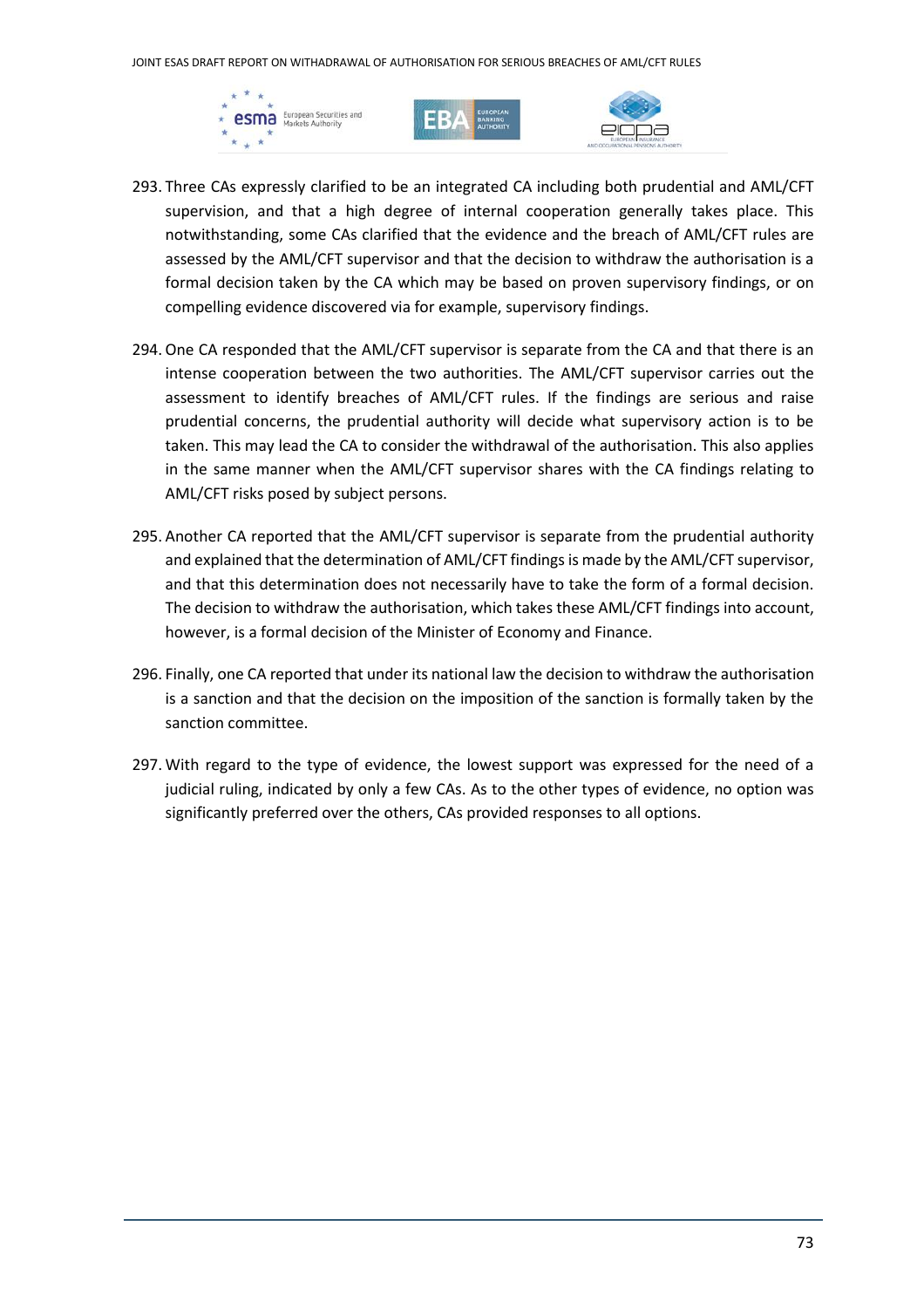293. Three CAs expressly clarified to be an integrated CA including both prudential and AML/CFT supervision, and that a high degree of internal cooperation generally takes place. This notwithstanding, some CAs clarified that the evidence and the breach of AML/CFT rules are assessed by the AML/CFT supervisor and that the decision to withdraw the authorisation is a formal decision taken by the CA which may be based on proven supervisory findings, or on compelling evidence discovered via for example, supervisory findings.

294. One CA responded that the AML/CFT supervisor is separate from the CA and that there is an intense cooperation between the two authorities. The AML/CFT supervisor carries out the assessment to identify breaches of AML/CFT rules. If the findings are serious and raise prudential concerns, the prudential authority will decide what supervisory action is to be taken. This may lead the CA to consider the withdrawal of the authorisation. This also applies in the same manner when the AML/CFT supervisor shares with the CA findings relating to AML/CFT risks posed by subject persons.

295. Another CA reported that the AML/CFT supervisor is separate from the prudential authority and explained that the determination of AML/CFT findings is made by the AML/CFT supervisor, and that this determination does not necessarily have to take the form of a formal decision. The decision to withdraw the authorisation, which takes these AML/CFT findings into account, however, is a formal decision of the Minister of Economy and Finance.

296. Finally, one CA reported that under its national law the decision to withdraw the authorisation is a sanction and that the decision on the imposition of the sanction is formally taken by the sanction committee.

297. With regard to the type of evidence, the lowest support was expressed for the need of a judicial ruling, indicated by only a few CAs. As to the other types of evidence, no option was significantly preferred over the others, CAs provided responses to all options.